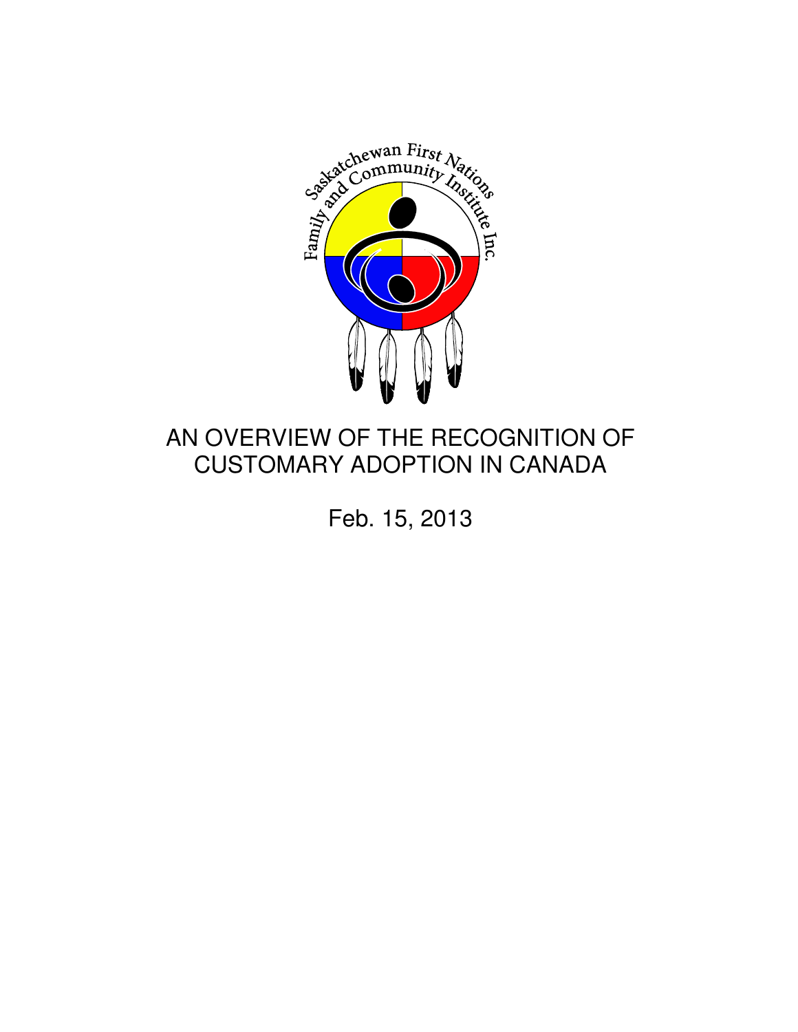Saskatchewan First Nations Family and Community Institute Inc.

# AN OVERVIEW OF THE RECOGNITION OF CUSTOMARY ADOPTION IN CANADA

Feb. 15, 2013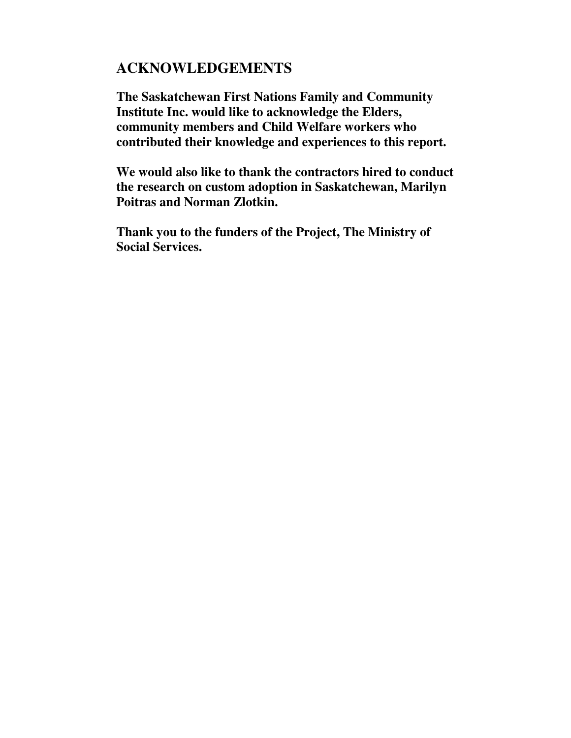## ACKNOWLEDGEMENTS

**The Saskatchewan First Nations Family and Community Institute Inc. would like to acknowledge the Elders, community members and Child Welfare workers who contributed their knowledge and experiences to this report.**

**We would also like to thank the contractors hired to conduct the research on custom adoption in Saskatchewan, Marilyn Poitras and Norman Zlotkin.**

**Thank you to the funders of the Project, The Ministry of Social Services.**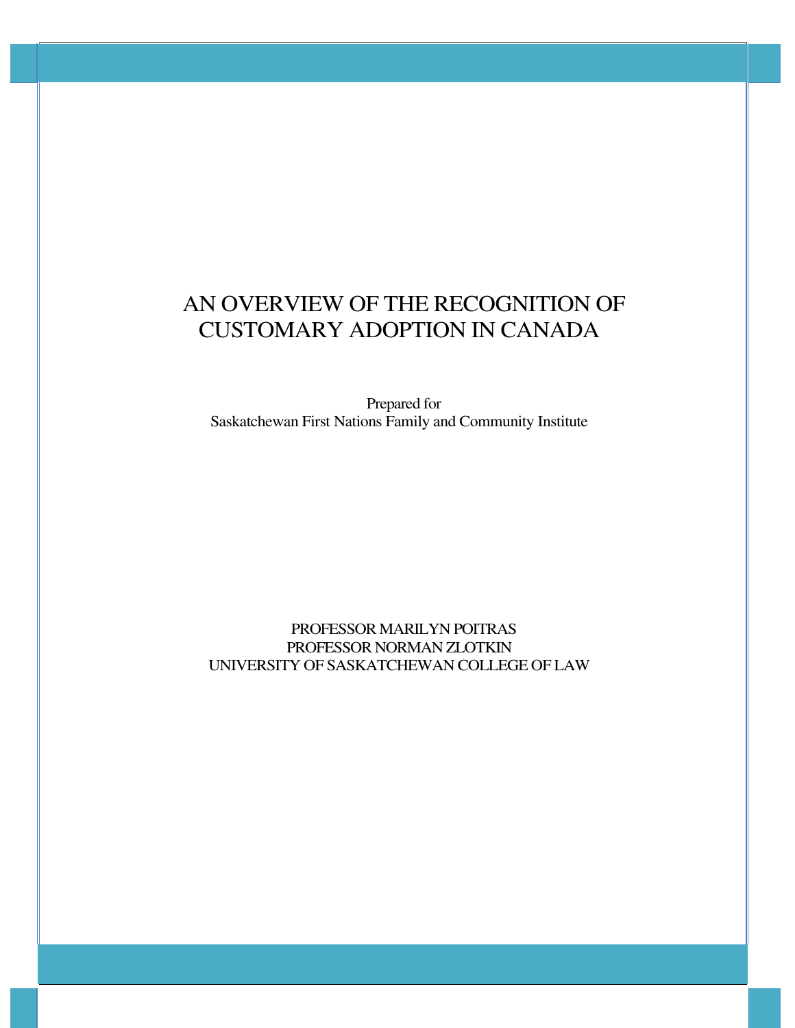# AN OVERVIEW OF THE RECOGNITION OF CUSTOMARY ADOPTION IN CANADA

Prepared for
Saskatchewan First Nations Family and Community Institute

PROFESSOR MARILYN POITRAS
PROFESSOR NORMAN ZLOTKIN
UNIVERSITY OF SASKATCHEWAN COLLEGE OF LAW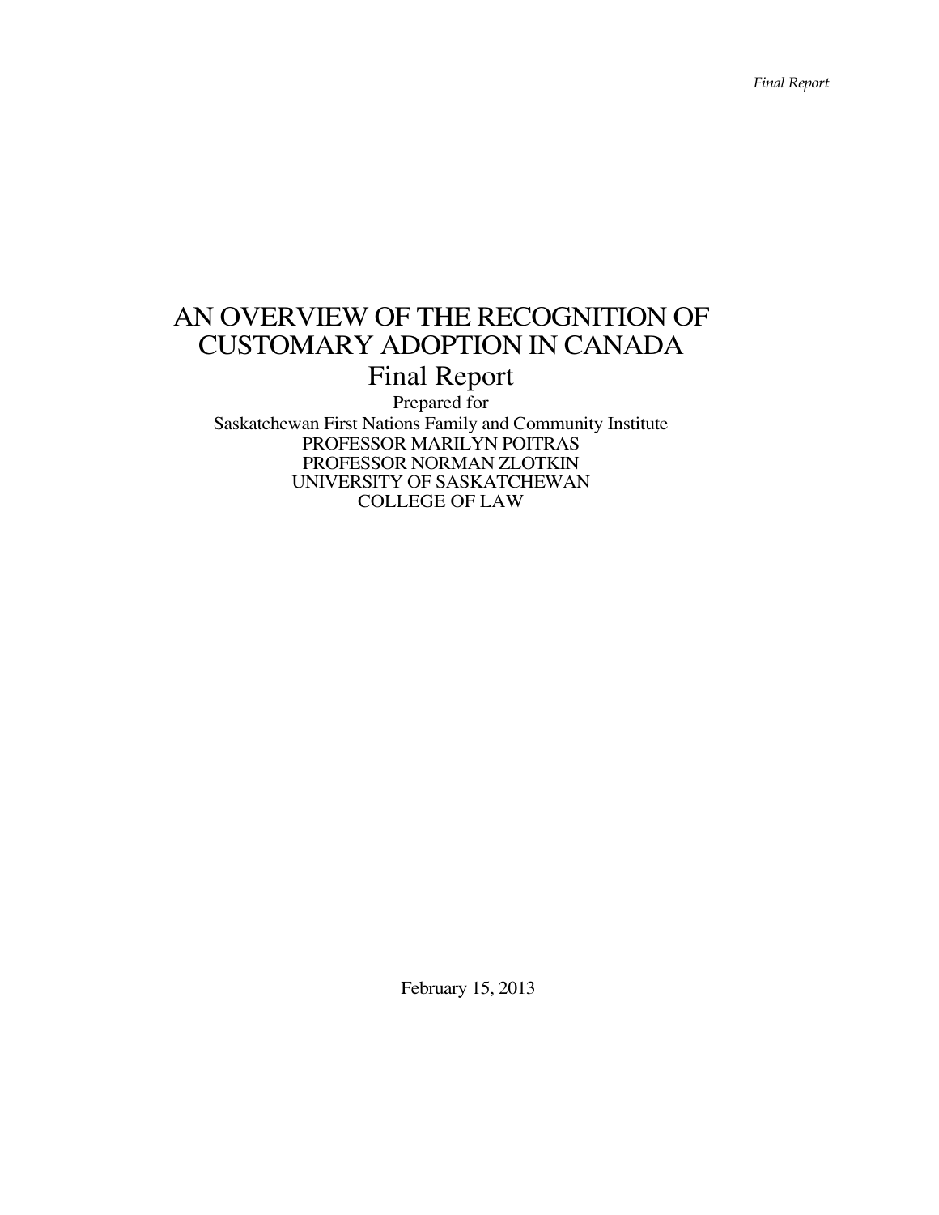# AN OVERVIEW OF THE RECOGNITION OF CUSTOMARY ADOPTION IN CANADA

## Final Report

Prepared for

Saskatchewan First Nations Family and Community Institute

PROFESSOR MARILYN POITRAS

PROFESSOR NORMAN ZLOTKIN

UNIVERSITY OF SASKATCHEWAN

COLLEGE OF LAW

February 15, 2013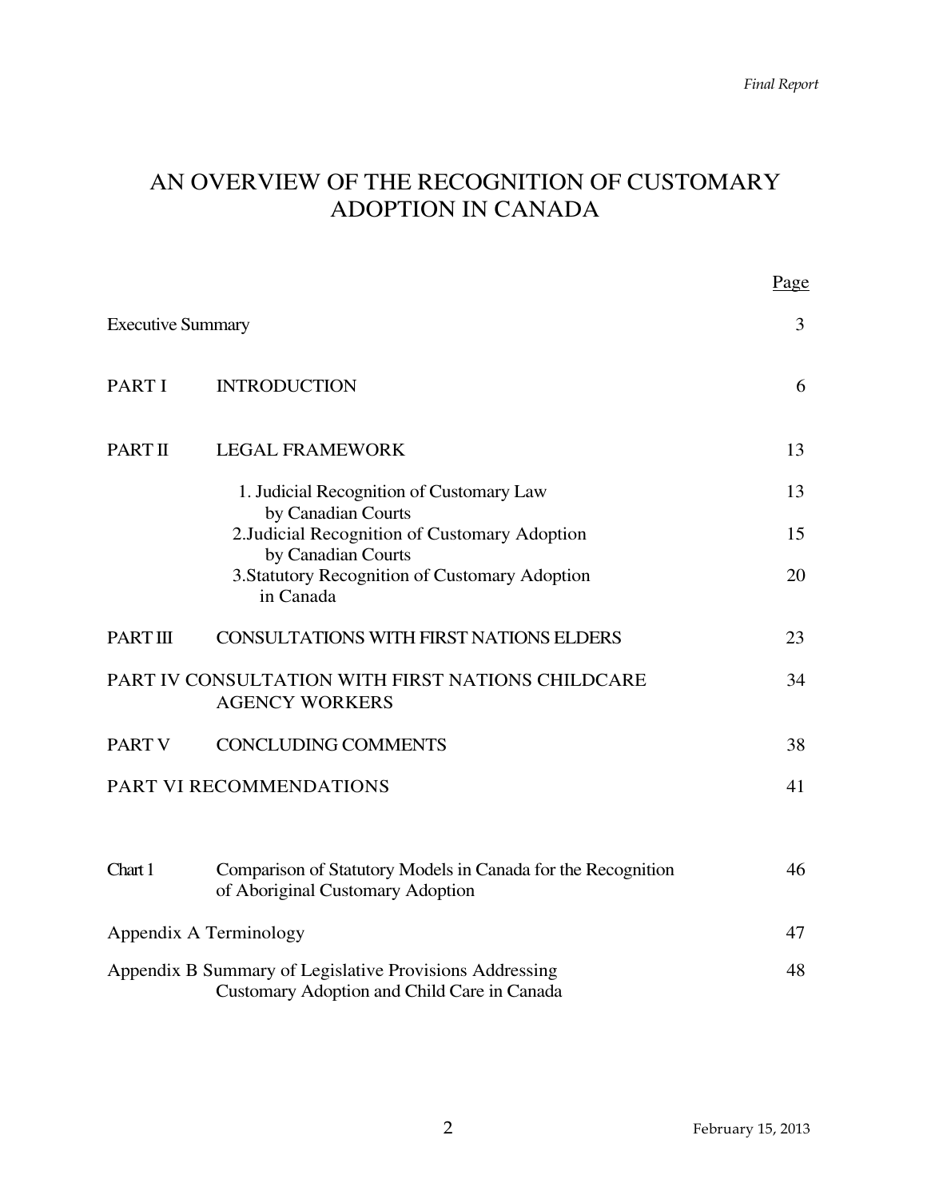# AN OVERVIEW OF THE RECOGNITION OF CUSTOMARY ADOPTION IN CANADA

| | | Page |
|---|---|---|
| Executive Summary | | 3 |
| PART I | INTRODUCTION | 6 |
| PART II | LEGAL FRAMEWORK | 13 |
| | 1. Judicial Recognition of Customary Law by Canadian Courts | 13 |
| | 2. Judicial Recognition of Customary Adoption by Canadian Courts | 15 |
| | 3. Statutory Recognition of Customary Adoption in Canada | 20 |
| PART III | CONSULTATIONS WITH FIRST NATIONS ELDERS | 23 |
| PART IV | CONSULTATION WITH FIRST NATIONS CHILDCARE AGENCY WORKERS | 34 |
| PART V | CONCLUDING COMMENTS | 38 |
| PART VI | RECOMMENDATIONS | 41 |
| Chart 1 | Comparison of Statutory Models in Canada for the Recognition of Aboriginal Customary Adoption | 46 |
| Appendix A | Terminology | 47 |
| Appendix B | Summary of Legislative Provisions Addressing Customary Adoption and Child Care in Canada | 48 |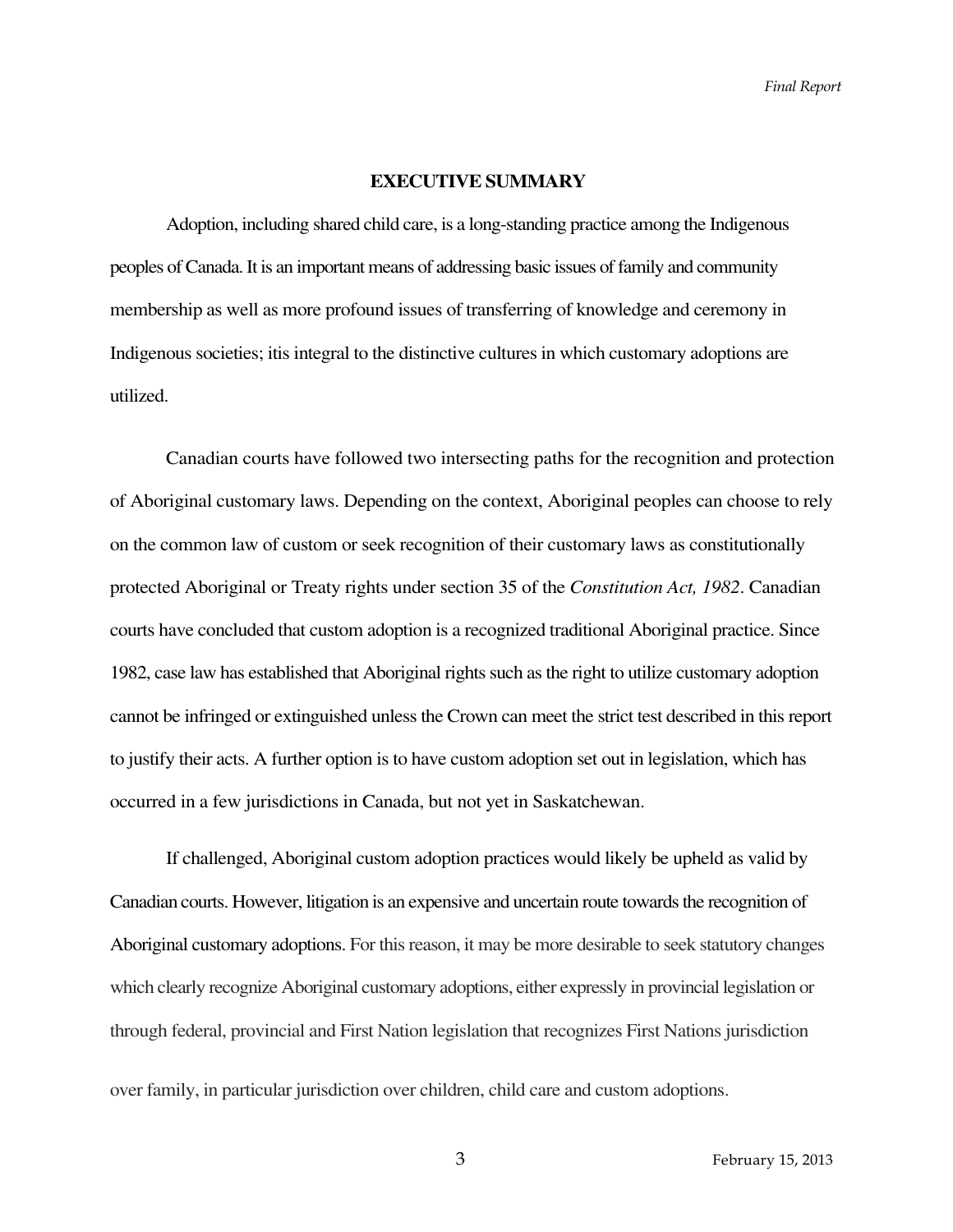# EXECUTIVE SUMMARY

Adoption, including shared child care, is a long-standing practice among the Indigenous peoples of Canada. It is an important means of addressing basic issues of family and community membership as well as more profound issues of transferring of knowledge and ceremony in Indigenous societies; itis integral to the distinctive cultures in which customary adoptions are utilized.

Canadian courts have followed two intersecting paths for the recognition and protection of Aboriginal customary laws. Depending on the context, Aboriginal peoples can choose to rely on the common law of custom or seek recognition of their customary laws as constitutionally protected Aboriginal or Treaty rights under section 35 of the *Constitution Act, 1982*. Canadian courts have concluded that custom adoption is a recognized traditional Aboriginal practice. Since 1982, case law has established that Aboriginal rights such as the right to utilize customary adoption cannot be infringed or extinguished unless the Crown can meet the strict test described in this report to justify their acts. A further option is to have custom adoption set out in legislation, which has occurred in a few jurisdictions in Canada, but not yet in Saskatchewan.

If challenged, Aboriginal custom adoption practices would likely be upheld as valid by Canadian courts. However, litigation is an expensive and uncertain route towards the recognition of Aboriginal customary adoptions. For this reason, it may be more desirable to seek statutory changes which clearly recognize Aboriginal customary adoptions, either expressly in provincial legislation or through federal, provincial and First Nation legislation that recognizes First Nations jurisdiction over family, in particular jurisdiction over children, child care and custom adoptions.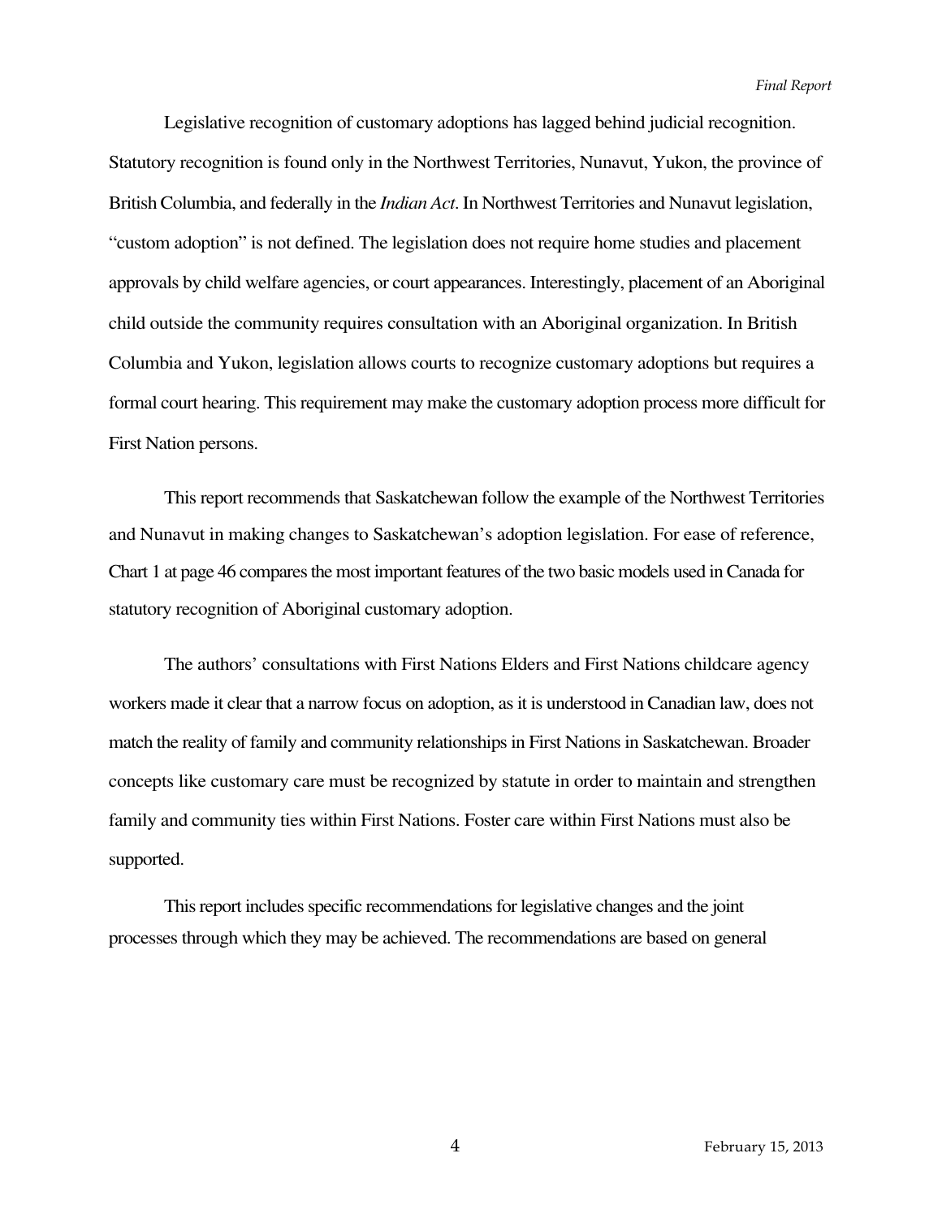Legislative recognition of customary adoptions has lagged behind judicial recognition. Statutory recognition is found only in the Northwest Territories, Nunavut, Yukon, the province of British Columbia, and federally in the *Indian Act*. In Northwest Territories and Nunavut legislation, "custom adoption" is not defined. The legislation does not require home studies and placement approvals by child welfare agencies, or court appearances. Interestingly, placement of an Aboriginal child outside the community requires consultation with an Aboriginal organization. In British Columbia and Yukon, legislation allows courts to recognize customary adoptions but requires a formal court hearing. This requirement may make the customary adoption process more difficult for First Nation persons.

This report recommends that Saskatchewan follow the example of the Northwest Territories and Nunavut in making changes to Saskatchewan's adoption legislation. For ease of reference, Chart 1 at page 46 compares the most important features of the two basic models used in Canada for statutory recognition of Aboriginal customary adoption.

The authors' consultations with First Nations Elders and First Nations childcare agency workers made it clear that a narrow focus on adoption, as it is understood in Canadian law, does not match the reality of family and community relationships in First Nations in Saskatchewan. Broader concepts like customary care must be recognized by statute in order to maintain and strengthen family and community ties within First Nations. Foster care within First Nations must also be supported.

This report includes specific recommendations for legislative changes and the joint processes through which they may be achieved. The recommendations are based on general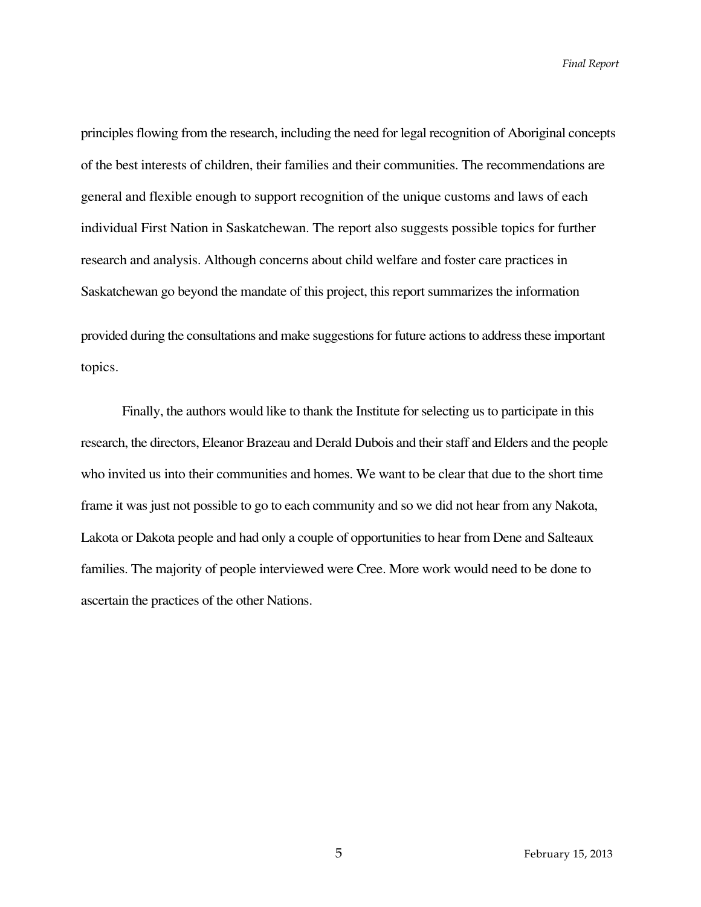principles flowing from the research, including the need for legal recognition of Aboriginal concepts of the best interests of children, their families and their communities. The recommendations are general and flexible enough to support recognition of the unique customs and laws of each individual First Nation in Saskatchewan. The report also suggests possible topics for further research and analysis. Although concerns about child welfare and foster care practices in Saskatchewan go beyond the mandate of this project, this report summarizes the information provided during the consultations and make suggestions for future actions to address these important topics.

Finally, the authors would like to thank the Institute for selecting us to participate in this research, the directors, Eleanor Brazeau and Derald Dubois and their staff and Elders and the people who invited us into their communities and homes. We want to be clear that due to the short time frame it was just not possible to go to each community and so we did not hear from any Nakota, Lakota or Dakota people and had only a couple of opportunities to hear from Dene and Salteaux families. The majority of people interviewed were Cree. More work would need to be done to ascertain the practices of the other Nations.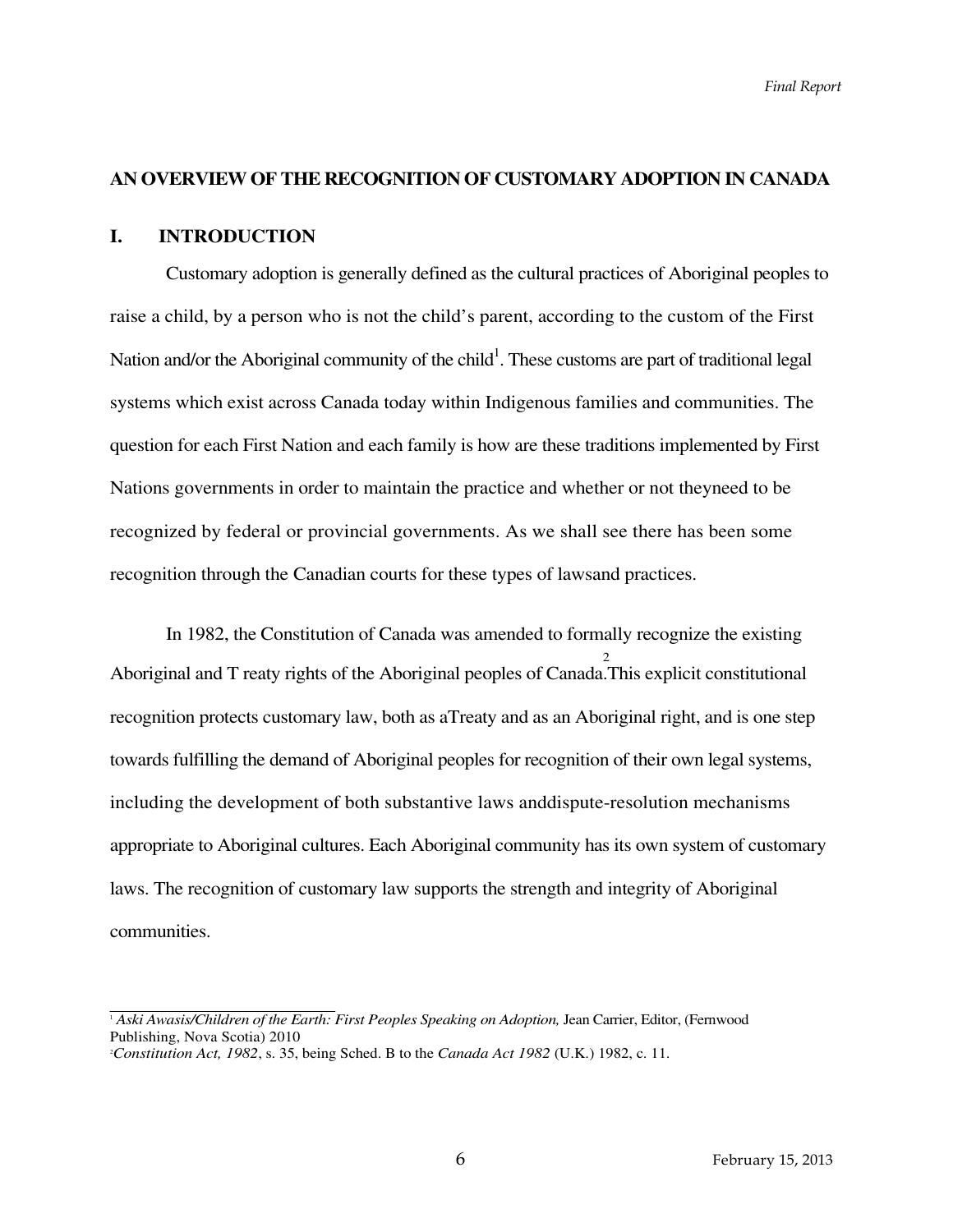## AN OVERVIEW OF THE RECOGNITION OF CUSTOMARY ADOPTION IN CANADA

### I. INTRODUCTION

Customary adoption is generally defined as the cultural practices of Aboriginal peoples to raise a child, by a person who is not the child's parent, according to the custom of the First Nation and/or the Aboriginal community of the child[1]. These customs are part of traditional legal systems which exist across Canada today within Indigenous families and communities. The question for each First Nation and each family is how are these traditions implemented by First Nations governments in order to maintain the practice and whether or not theyneed to be recognized by federal or provincial governments. As we shall see there has been some recognition through the Canadian courts for these types of lawsand practices.

In 1982, the Constitution of Canada was amended to formally recognize the existing Aboriginal and T reaty rights of the Aboriginal peoples of Canada.[2]This explicit constitutional recognition protects customary law, both as aTreaty and as an Aboriginal right, and is one step towards fulfilling the demand of Aboriginal peoples for recognition of their own legal systems, including the development of both substantive laws anddispute-resolution mechanisms appropriate to Aboriginal cultures. Each Aboriginal community has its own system of customary laws. The recognition of customary law supports the strength and integrity of Aboriginal communities.

---

[1] *Aski Awasis/Children of the Earth: First Peoples Speaking on Adoption,* Jean Carrier, Editor, (Fernwood Publishing, Nova Scotia) 2010

[2] *Constitution Act, 1982*, s. 35, being Sched. B to the *Canada Act 1982* (U.K.) 1982, c. 11.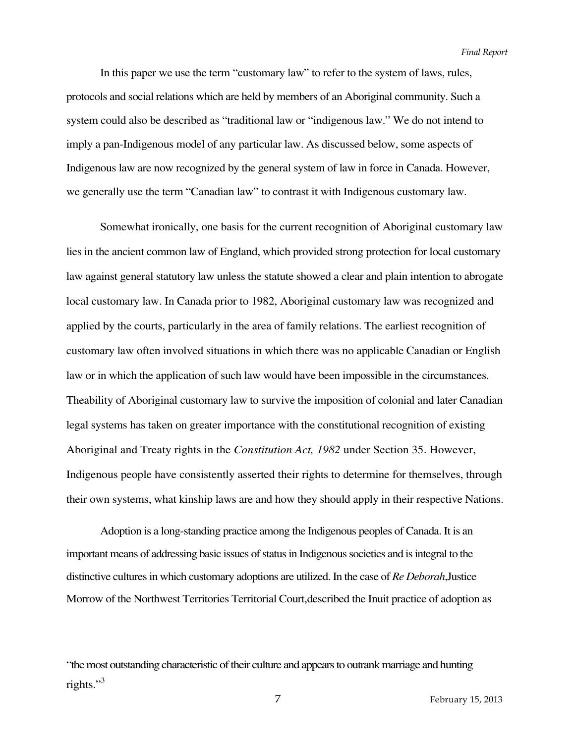In this paper we use the term "customary law" to refer to the system of laws, rules, protocols and social relations which are held by members of an Aboriginal community. Such a system could also be described as "traditional law or "indigenous law." We do not intend to imply a pan-Indigenous model of any particular law. As discussed below, some aspects of Indigenous law are now recognized by the general system of law in force in Canada. However, we generally use the term "Canadian law" to contrast it with Indigenous customary law.

Somewhat ironically, one basis for the current recognition of Aboriginal customary law lies in the ancient common law of England, which provided strong protection for local customary law against general statutory law unless the statute showed a clear and plain intention to abrogate local customary law. In Canada prior to 1982, Aboriginal customary law was recognized and applied by the courts, particularly in the area of family relations. The earliest recognition of customary law often involved situations in which there was no applicable Canadian or English law or in which the application of such law would have been impossible in the circumstances. Theability of Aboriginal customary law to survive the imposition of colonial and later Canadian legal systems has taken on greater importance with the constitutional recognition of existing Aboriginal and Treaty rights in the *Constitution Act, 1982* under Section 35. However, Indigenous people have consistently asserted their rights to determine for themselves, through their own systems, what kinship laws are and how they should apply in their respective Nations.

Adoption is a long-standing practice among the Indigenous peoples of Canada. It is an important means of addressing basic issues of status in Indigenous societies and is integral to the distinctive cultures in which customary adoptions are utilized. In the case of *Re Deborah*,Justice Morrow of the Northwest Territories Territorial Court,described the Inuit practice of adoption as

"the most outstanding characteristic of their culture and appears to outrank marriage and hunting rights."[3]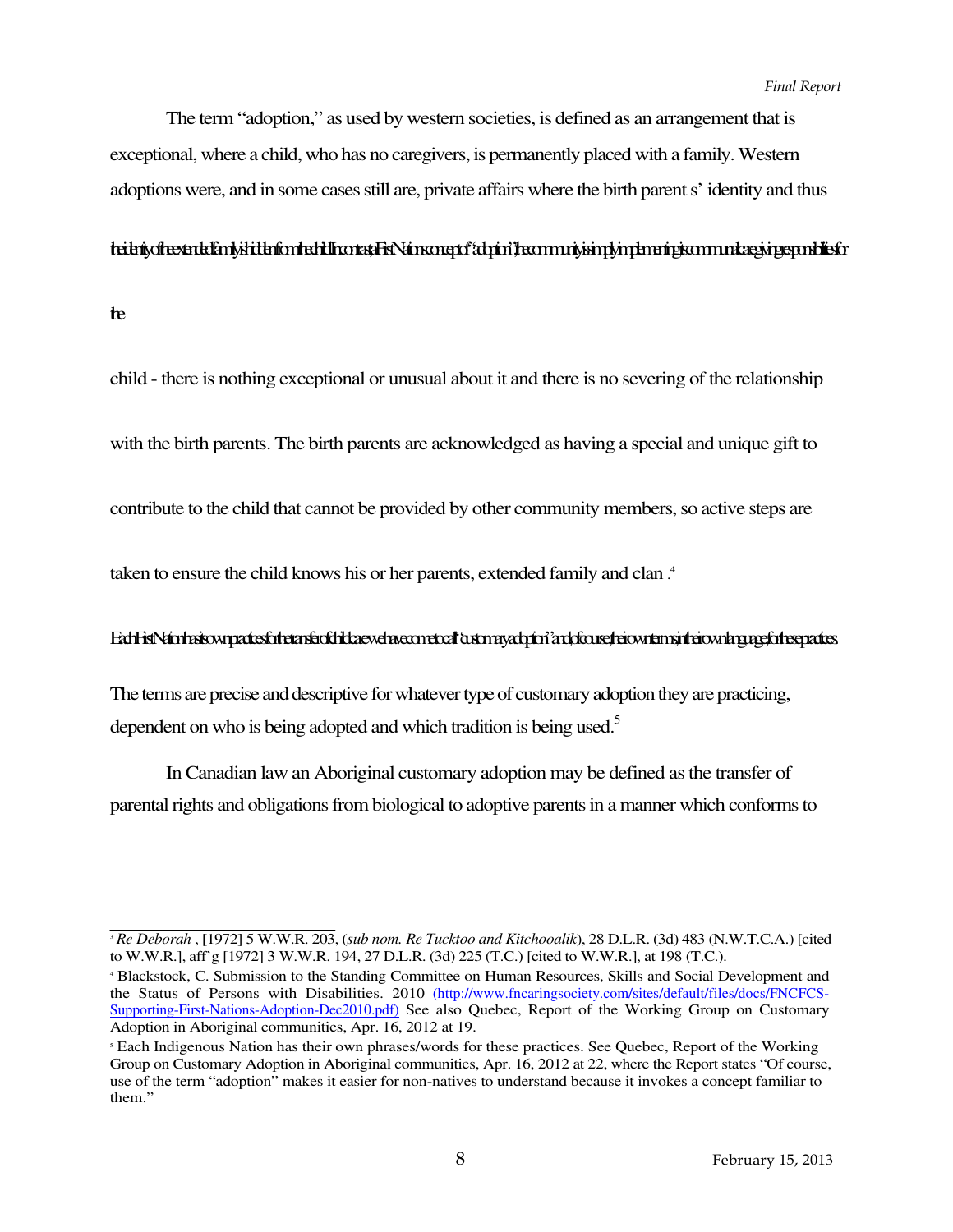The term "adoption," as used by western societies, is defined as an arrangement that is exceptional, where a child, who has no caregivers, is permanently placed with a family. Western adoptions were, and in some cases still are, private affairs where the birth parent s' identity and thus the identity of the extended family is hidden from the child. In contrast, First Nations concept of "adoption" the community is simply implementing its communal caregiving responsibilities for the child - there is nothing exceptional or unusual about it and there is no severing of the relationship with the birth parents. The birth parents are acknowledged as having a special and unique gift to contribute to the child that cannot be provided by other community members, so active steps are taken to ensure the child knows his or her parents, extended family and clan .[4]

Each First Nation has its own practices for the transfer of child care we have come to call "customary adoption" and, of course, their own terms, in their own language, for these practices. The terms are precise and descriptive for whatever type of customary adoption they are practicing, dependent on who is being adopted and which tradition is being used.[5]

In Canadian law an Aboriginal customary adoption may be defined as the transfer of parental rights and obligations from biological to adoptive parents in a manner which conforms to

---

[3] *Re Deborah* , [1972] 5 W.W.R. 203, (*sub nom. Re Tucktoo and Kitchooalik*), 28 D.L.R. (3d) 483 (N.W.T.C.A.) [cited to W.W.R.], aff'g [1972] 3 W.W.R. 194, 27 D.L.R. (3d) 225 (T.C.) [cited to W.W.R.], at 198 (T.C.).

[4] Blackstock, C. Submission to the Standing Committee on Human Resources, Skills and Social Development and the Status of Persons with Disabilities. 2010 (http://www.fncaringsociety.com/sites/default/files/docs/FNCFCS-Supporting-First-Nations-Adoption-Dec2010.pdf) See also Quebec, Report of the Working Group on Customary Adoption in Aboriginal communities, Apr. 16, 2012 at 19.

[5] Each Indigenous Nation has their own phrases/words for these practices. See Quebec, Report of the Working Group on Customary Adoption in Aboriginal communities, Apr. 16, 2012 at 22, where the Report states "Of course, use of the term "adoption" makes it easier for non-natives to understand because it invokes a concept familiar to them."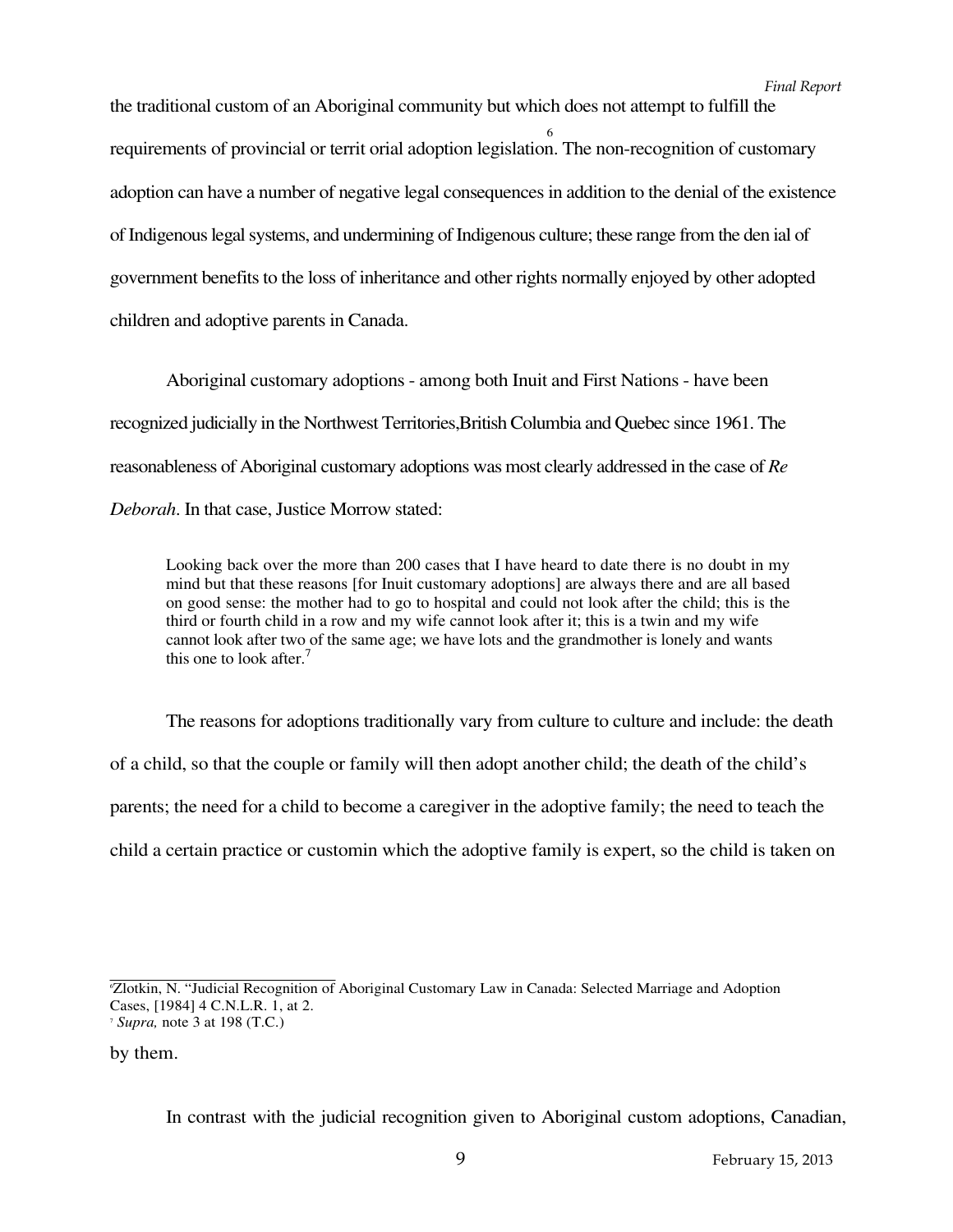the traditional custom of an Aboriginal community but which does not attempt to fulfill the requirements of provincial or territ orial adoption legislation.[6] The non-recognition of customary adoption can have a number of negative legal consequences in addition to the denial of the existence of Indigenous legal systems, and undermining of Indigenous culture; these range from the den ial of government benefits to the loss of inheritance and other rights normally enjoyed by other adopted children and adoptive parents in Canada.

Aboriginal customary adoptions - among both Inuit and First Nations - have been recognized judicially in the Northwest Territories,British Columbia and Quebec since 1961. The reasonableness of Aboriginal customary adoptions was most clearly addressed in the case of *Re Deborah*. In that case, Justice Morrow stated:

> Looking back over the more than 200 cases that I have heard to date there is no doubt in my mind but that these reasons [for Inuit customary adoptions] are always there and are all based on good sense: the mother had to go to hospital and could not look after the child; this is the third or fourth child in a row and my wife cannot look after it; this is a twin and my wife cannot look after two of the same age; we have lots and the grandmother is lonely and wants this one to look after.[7]

The reasons for adoptions traditionally vary from culture to culture and include: the death of a child, so that the couple or family will then adopt another child; the death of the child's parents; the need for a child to become a caregiver in the adoptive family; the need to teach the child a certain practice or customin which the adoptive family is expert, so the child is taken on by them.

In contrast with the judicial recognition given to Aboriginal custom adoptions, Canadian,

---

[6] Zlotkin, N. "Judicial Recognition of Aboriginal Customary Law in Canada: Selected Marriage and Adoption Cases, [1984] 4 C.N.L.R. 1, at 2.

[7] *Supra,* note 3 at 198 (T.C.)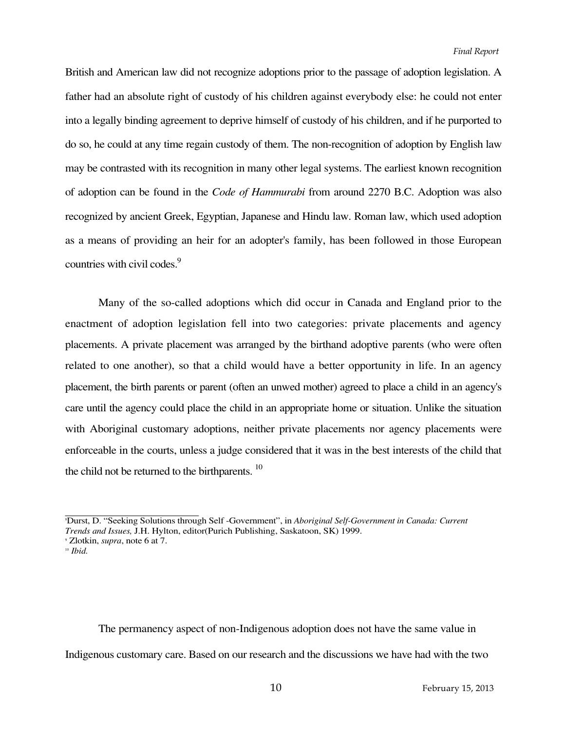British and American law did not recognize adoptions prior to the passage of adoption legislation. A father had an absolute right of custody of his children against everybody else: he could not enter into a legally binding agreement to deprive himself of custody of his children, and if he purported to do so, he could at any time regain custody of them. The non-recognition of adoption by English law may be contrasted with its recognition in many other legal systems. The earliest known recognition of adoption can be found in the *Code of Hammurabi* from around 2270 B.C. Adoption was also recognized by ancient Greek, Egyptian, Japanese and Hindu law. Roman law, which used adoption as a means of providing an heir for an adopter's family, has been followed in those European countries with civil codes.[9]

Many of the so-called adoptions which did occur in Canada and England prior to the enactment of adoption legislation fell into two categories: private placements and agency placements. A private placement was arranged by the birthand adoptive parents (who were often related to one another), so that a child would have a better opportunity in life. In an agency placement, the birth parents or parent (often an unwed mother) agreed to place a child in an agency's care until the agency could place the child in an appropriate home or situation. Unlike the situation with Aboriginal customary adoptions, neither private placements nor agency placements were enforceable in the courts, unless a judge considered that it was in the best interests of the child that the child not be returned to the birthparents. [10]

---

[8] Durst, D. "Seeking Solutions through Self -Government", in *Aboriginal Self-Government in Canada: Current Trends and Issues,* J.H. Hylton, editor(Purich Publishing, Saskatoon, SK) 1999.

[9] Zlotkin, *supra*, note 6 at 7.

[10] *Ibid.*

The permanency aspect of non-Indigenous adoption does not have the same value in Indigenous customary care. Based on our research and the discussions we have had with the two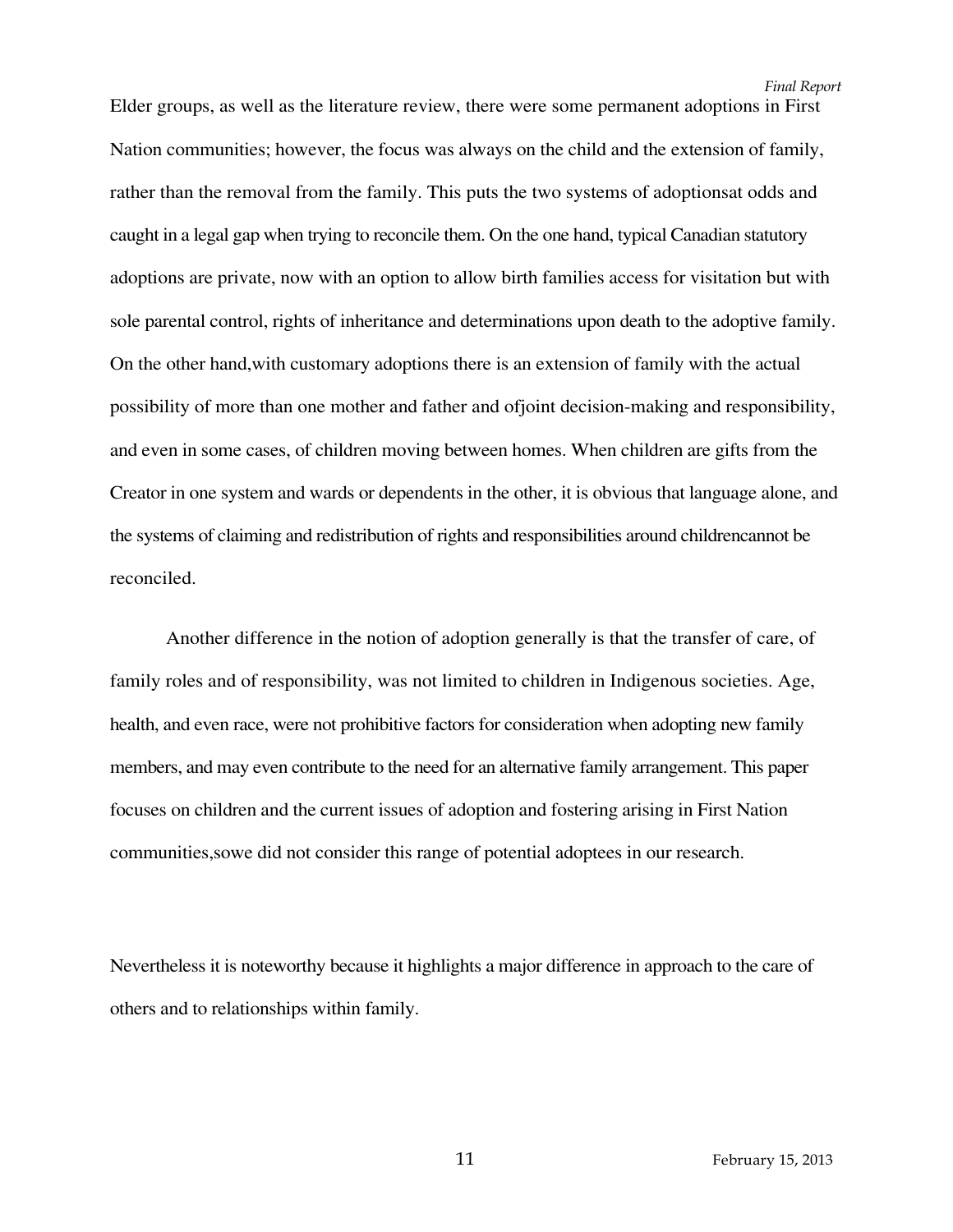Elder groups, as well as the literature review, there were some permanent adoptions in First Nation communities; however, the focus was always on the child and the extension of family, rather than the removal from the family. This puts the two systems of adoptionsat odds and caught in a legal gap when trying to reconcile them. On the one hand, typical Canadian statutory adoptions are private, now with an option to allow birth families access for visitation but with sole parental control, rights of inheritance and determinations upon death to the adoptive family. On the other hand,with customary adoptions there is an extension of family with the actual possibility of more than one mother and father and ofjoint decision-making and responsibility, and even in some cases, of children moving between homes. When children are gifts from the Creator in one system and wards or dependents in the other, it is obvious that language alone, and the systems of claiming and redistribution of rights and responsibilities around childrencannot be reconciled.

Another difference in the notion of adoption generally is that the transfer of care, of family roles and of responsibility, was not limited to children in Indigenous societies. Age, health, and even race, were not prohibitive factors for consideration when adopting new family members, and may even contribute to the need for an alternative family arrangement. This paper focuses on children and the current issues of adoption and fostering arising in First Nation communities,sowe did not consider this range of potential adoptees in our research.

Nevertheless it is noteworthy because it highlights a major difference in approach to the care of others and to relationships within family.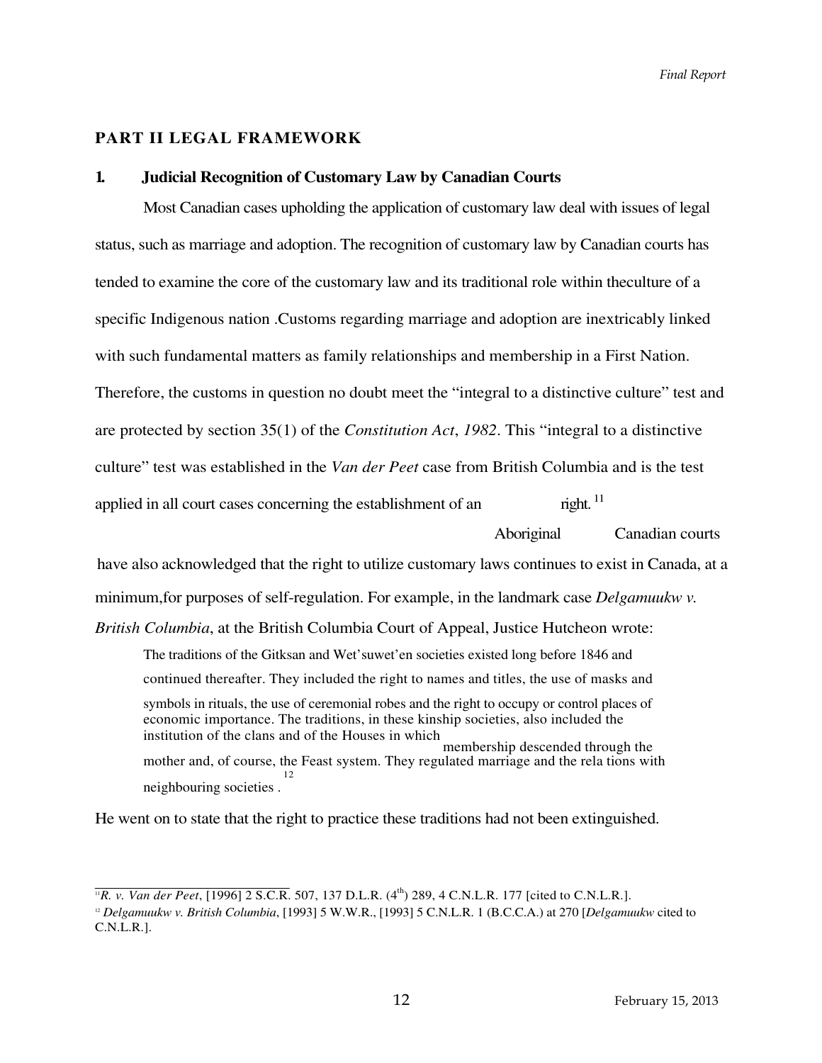## PART II LEGAL FRAMEWORK

### 1. Judicial Recognition of Customary Law by Canadian Courts

Most Canadian cases upholding the application of customary law deal with issues of legal status, such as marriage and adoption. The recognition of customary law by Canadian courts has tended to examine the core of the customary law and its traditional role within theculture of a specific Indigenous nation .Customs regarding marriage and adoption are inextricably linked with such fundamental matters as family relationships and membership in a First Nation. Therefore, the customs in question no doubt meet the "integral to a distinctive culture" test and are protected by section 35(1) of the *Constitution Act*, *1982*. This "integral to a distinctive culture" test was established in the *Van der Peet* case from British Columbia and is the test applied in all court cases concerning the establishment of an Aboriginal right.[11] Canadian courts have also acknowledged that the right to utilize customary laws continues to exist in Canada, at a minimum,for purposes of self-regulation. For example, in the landmark case *Delgamuukw v. British Columbia*, at the British Columbia Court of Appeal, Justice Hutcheon wrote:

> The traditions of the Gitksan and Wet'suwet'en societies existed long before 1846 and continued thereafter. They included the right to names and titles, the use of masks and symbols in rituals, the use of ceremonial robes and the right to occupy or control places of economic importance. The traditions, in these kinship societies, also included the institution of the clans and of the Houses in which membership descended through the mother and, of course, the Feast system. They regulated marriage and the rela tions with neighbouring societies .[12]

He went on to state that the right to practice these traditions had not been extinguished.

---

[11] *R. v. Van der Peet*, [1996] 2 S.C.R. 507, 137 D.L.R. ($4^{th}$) 289, 4 C.N.L.R. 177 [cited to C.N.L.R.].

[12] *Delgamuukw v. British Columbia*, [1993] 5 W.W.R., [1993] 5 C.N.L.R. 1 (B.C.C.A.) at 270 [*Delgamuukw* cited to C.N.L.R.].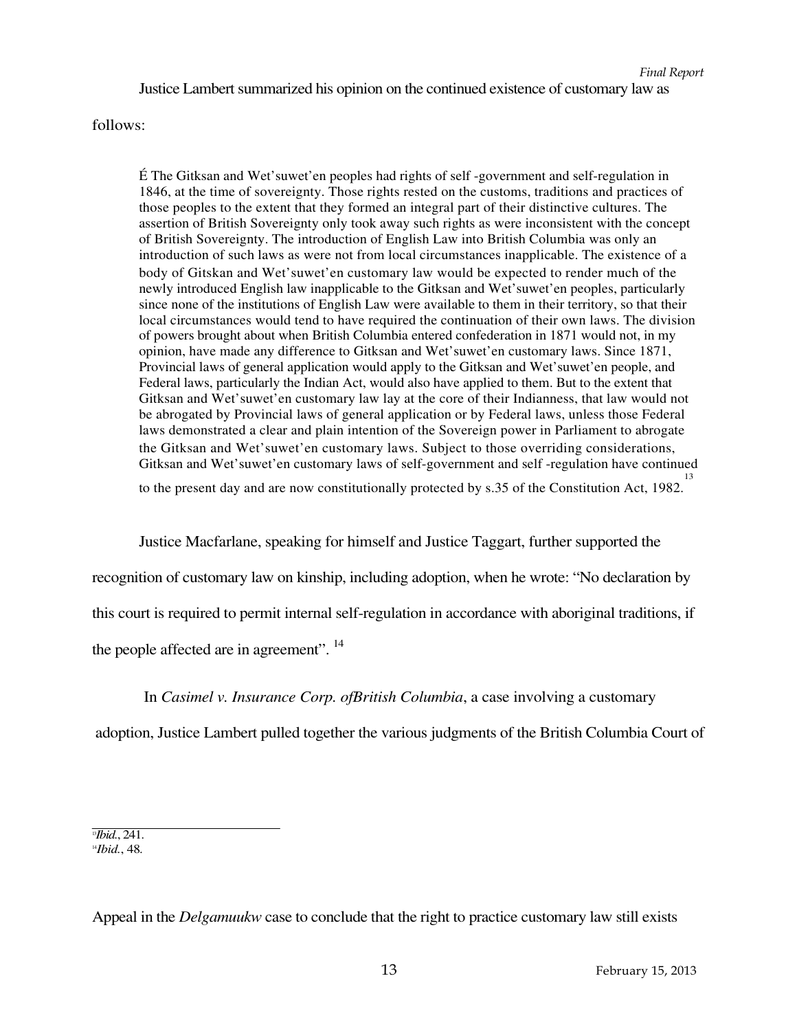Justice Lambert summarized his opinion on the continued existence of customary law as follows:

> É The Gitksan and Wet'suwet'en peoples had rights of self -government and self-regulation in 1846, at the time of sovereignty. Those rights rested on the customs, traditions and practices of those peoples to the extent that they formed an integral part of their distinctive cultures. The assertion of British Sovereignty only took away such rights as were inconsistent with the concept of British Sovereignty. The introduction of English Law into British Columbia was only an introduction of such laws as were not from local circumstances inapplicable. The existence of a body of Gitskan and Wet'suwet'en customary law would be expected to render much of the newly introduced English law inapplicable to the Gitksan and Wet'suwet'en peoples, particularly since none of the institutions of English Law were available to them in their territory, so that their local circumstances would tend to have required the continuation of their own laws. The division of powers brought about when British Columbia entered confederation in 1871 would not, in my opinion, have made any difference to Gitksan and Wet'suwet'en customary laws. Since 1871, Provincial laws of general application would apply to the Gitksan and Wet'suwet'en people, and Federal laws, particularly the Indian Act, would also have applied to them. But to the extent that Gitksan and Wet'suwet'en customary law lay at the core of their Indianness, that law would not be abrogated by Provincial laws of general application or by Federal laws, unless those Federal laws demonstrated a clear and plain intention of the Sovereign power in Parliament to abrogate the Gitksan and Wet'suwet'en customary laws. Subject to those overriding considerations, Gitksan and Wet'suwet'en customary laws of self-government and self -regulation have continued to the present day and are now constitutionally protected by s.35 of the Constitution Act, 1982.[13]

Justice Macfarlane, speaking for himself and Justice Taggart, further supported the recognition of customary law on kinship, including adoption, when he wrote: "No declaration by this court is required to permit internal self-regulation in accordance with aboriginal traditions, if the people affected are in agreement". [14]

In *Casimel v. Insurance Corp. ofBritish Columbia*, a case involving a customary adoption, Justice Lambert pulled together the various judgments of the British Columbia Court of Appeal in the *Delgamuukw* case to conclude that the right to practice customary law still exists

---

[13] *Ibid.*, 241.
[14] *Ibid.*, 48.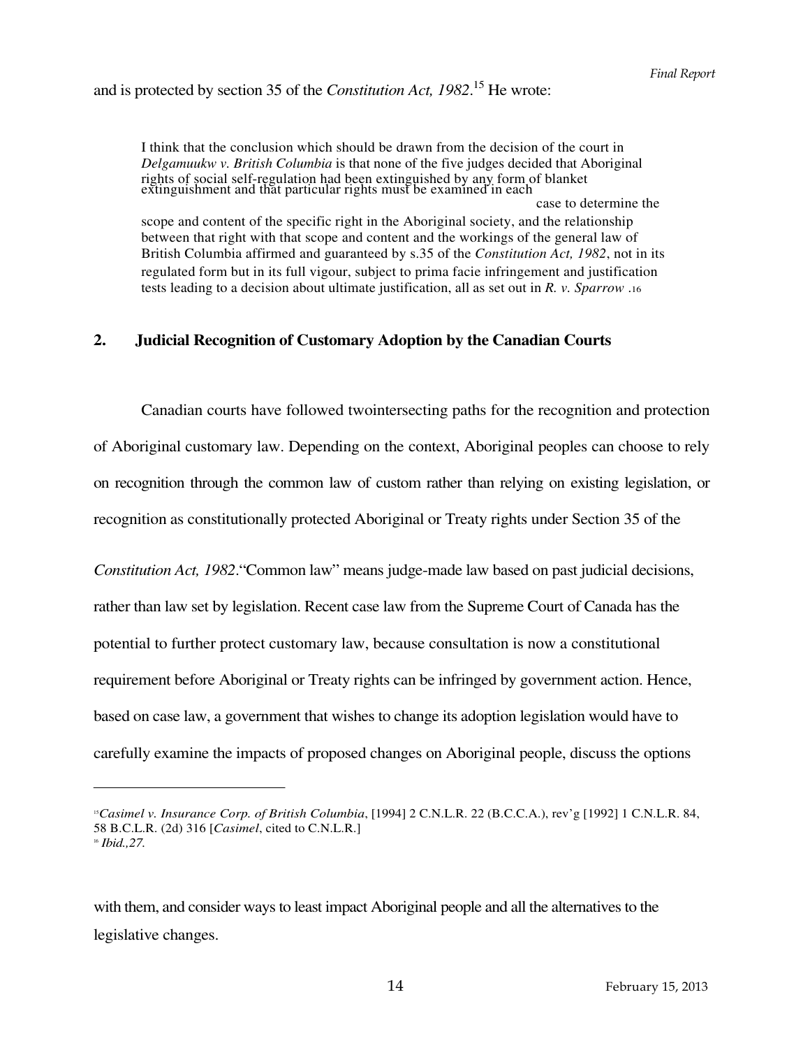and is protected by section 35 of the *Constitution Act, 1982*.[15] He wrote:

> I think that the conclusion which should be drawn from the decision of the court in *Delgamuukw v. British Columbia* is that none of the five judges decided that Aboriginal rights of social self-regulation had been extinguished by any form of blanket extinguishment and that particular rights must be examined in each case to determine the scope and content of the specific right in the Aboriginal society, and the relationship between that right with that scope and content and the workings of the general law of British Columbia affirmed and guaranteed by s.35 of the *Constitution Act, 1982*, not in its regulated form but in its full vigour, subject to prima facie infringement and justification tests leading to a decision about ultimate justification, all as set out in *R. v. Sparrow* .[16]

## 2. Judicial Recognition of Customary Adoption by the Canadian Courts

Canadian courts have followed twointersecting paths for the recognition and protection of Aboriginal customary law. Depending on the context, Aboriginal peoples can choose to rely on recognition through the common law of custom rather than relying on existing legislation, or recognition as constitutionally protected Aboriginal or Treaty rights under Section 35 of the *Constitution Act, 1982*."Common law" means judge-made law based on past judicial decisions, rather than law set by legislation. Recent case law from the Supreme Court of Canada has the potential to further protect customary law, because consultation is now a constitutional requirement before Aboriginal or Treaty rights can be infringed by government action. Hence, based on case law, a government that wishes to change its adoption legislation would have to carefully examine the impacts of proposed changes on Aboriginal people, discuss the options with them, and consider ways to least impact Aboriginal people and all the alternatives to the legislative changes.

---

[15] *Casimel v. Insurance Corp. of British Columbia*, [1994] 2 C.N.L.R. 22 (B.C.C.A.), rev'g [1992] 1 C.N.L.R. 84, 58 B.C.L.R. (2d) 316 [*Casimel*, cited to C.N.L.R.]

[16] *Ibid.,27.*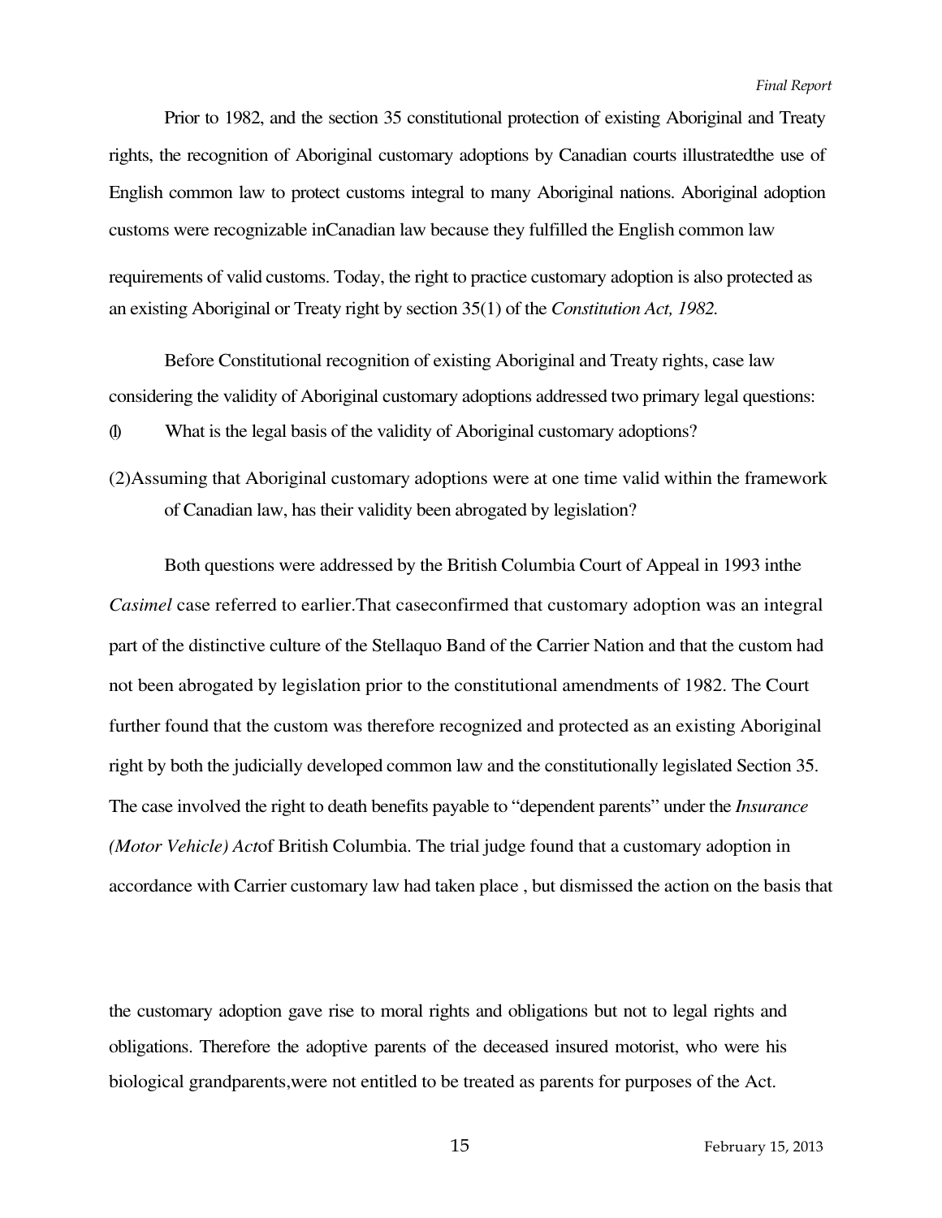Prior to 1982, and the section 35 constitutional protection of existing Aboriginal and Treaty rights, the recognition of Aboriginal customary adoptions by Canadian courts illustratedthe use of English common law to protect customs integral to many Aboriginal nations. Aboriginal adoption customs were recognizable inCanadian law because they fulfilled the English common law requirements of valid customs. Today, the right to practice customary adoption is also protected as an existing Aboriginal or Treaty right by section 35(1) of the *Constitution Act, 1982.*

Before Constitutional recognition of existing Aboriginal and Treaty rights, case law considering the validity of Aboriginal customary adoptions addressed two primary legal questions:

(1) What is the legal basis of the validity of Aboriginal customary adoptions?

(2) Assuming that Aboriginal customary adoptions were at one time valid within the framework of Canadian law, has their validity been abrogated by legislation?

Both questions were addressed by the British Columbia Court of Appeal in 1993 inthe *Casimel* case referred to earlier.That caseconfirmed that customary adoption was an integral part of the distinctive culture of the Stellaquo Band of the Carrier Nation and that the custom had not been abrogated by legislation prior to the constitutional amendments of 1982. The Court further found that the custom was therefore recognized and protected as an existing Aboriginal right by both the judicially developed common law and the constitutionally legislated Section 35. The case involved the right to death benefits payable to "dependent parents" under the *Insurance (Motor Vehicle) Act*of British Columbia. The trial judge found that a customary adoption in accordance with Carrier customary law had taken place , but dismissed the action on the basis that the customary adoption gave rise to moral rights and obligations but not to legal rights and obligations. Therefore the adoptive parents of the deceased insured motorist, who were his biological grandparents,were not entitled to be treated as parents for purposes of the Act.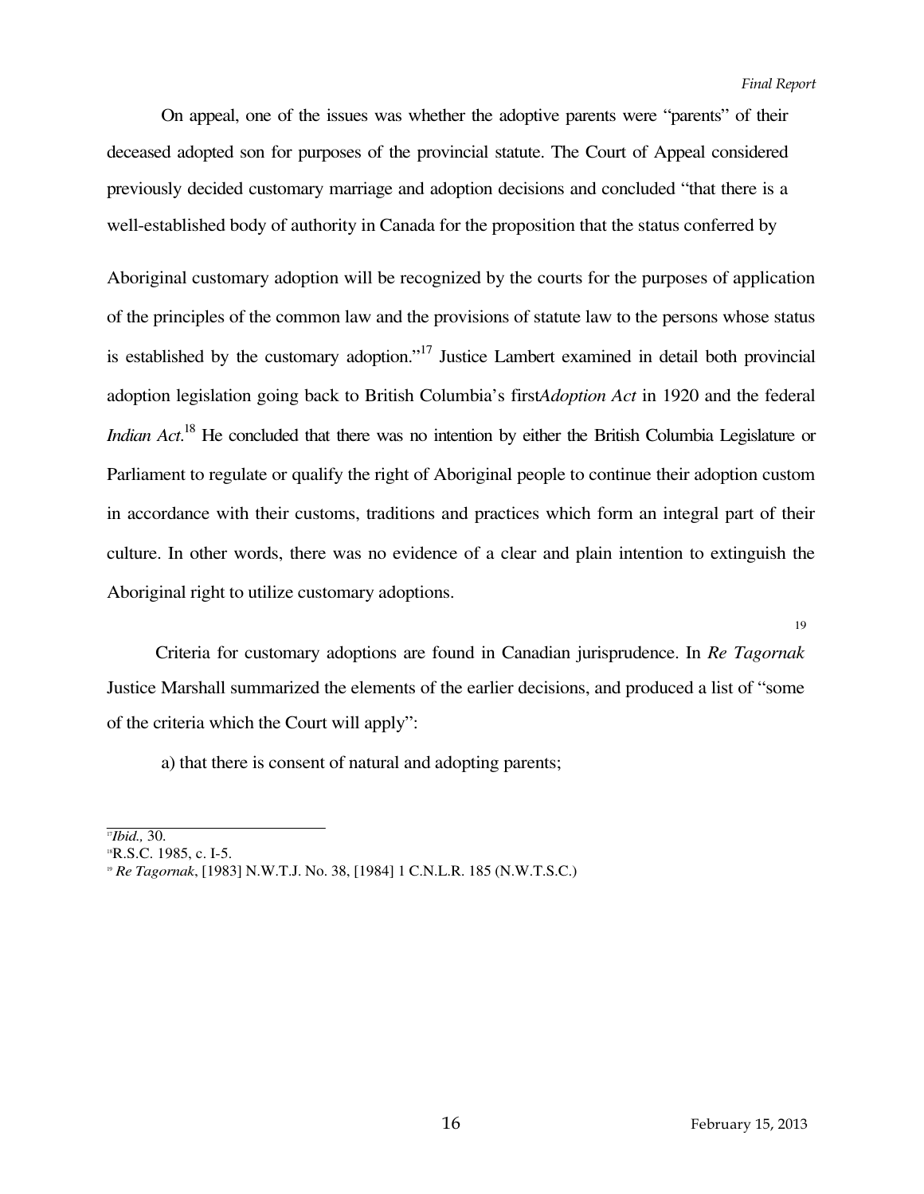On appeal, one of the issues was whether the adoptive parents were "parents" of their deceased adopted son for purposes of the provincial statute. The Court of Appeal considered previously decided customary marriage and adoption decisions and concluded "that there is a well-established body of authority in Canada for the proposition that the status conferred by

Aboriginal customary adoption will be recognized by the courts for the purposes of application of the principles of the common law and the provisions of statute law to the persons whose status is established by the customary adoption."[17] Justice Lambert examined in detail both provincial adoption legislation going back to British Columbia's first *Adoption Act* in 1920 and the federal *Indian Act*.[18] He concluded that there was no intention by either the British Columbia Legislature or Parliament to regulate or qualify the right of Aboriginal people to continue their adoption custom in accordance with their customs, traditions and practices which form an integral part of their culture. In other words, there was no evidence of a clear and plain intention to extinguish the Aboriginal right to utilize customary adoptions.

[19]

Criteria for customary adoptions are found in Canadian jurisprudence. In *Re Tagornak* Justice Marshall summarized the elements of the earlier decisions, and produced a list of "some of the criteria which the Court will apply":

a) that there is consent of natural and adopting parents;

---

[17] *Ibid.,* 30.

[18] R.S.C. 1985, c. I-5.

[19] *Re Tagornak*, [1983] N.W.T.J. No. 38, [1984] 1 C.N.L.R. 185 (N.W.T.S.C.)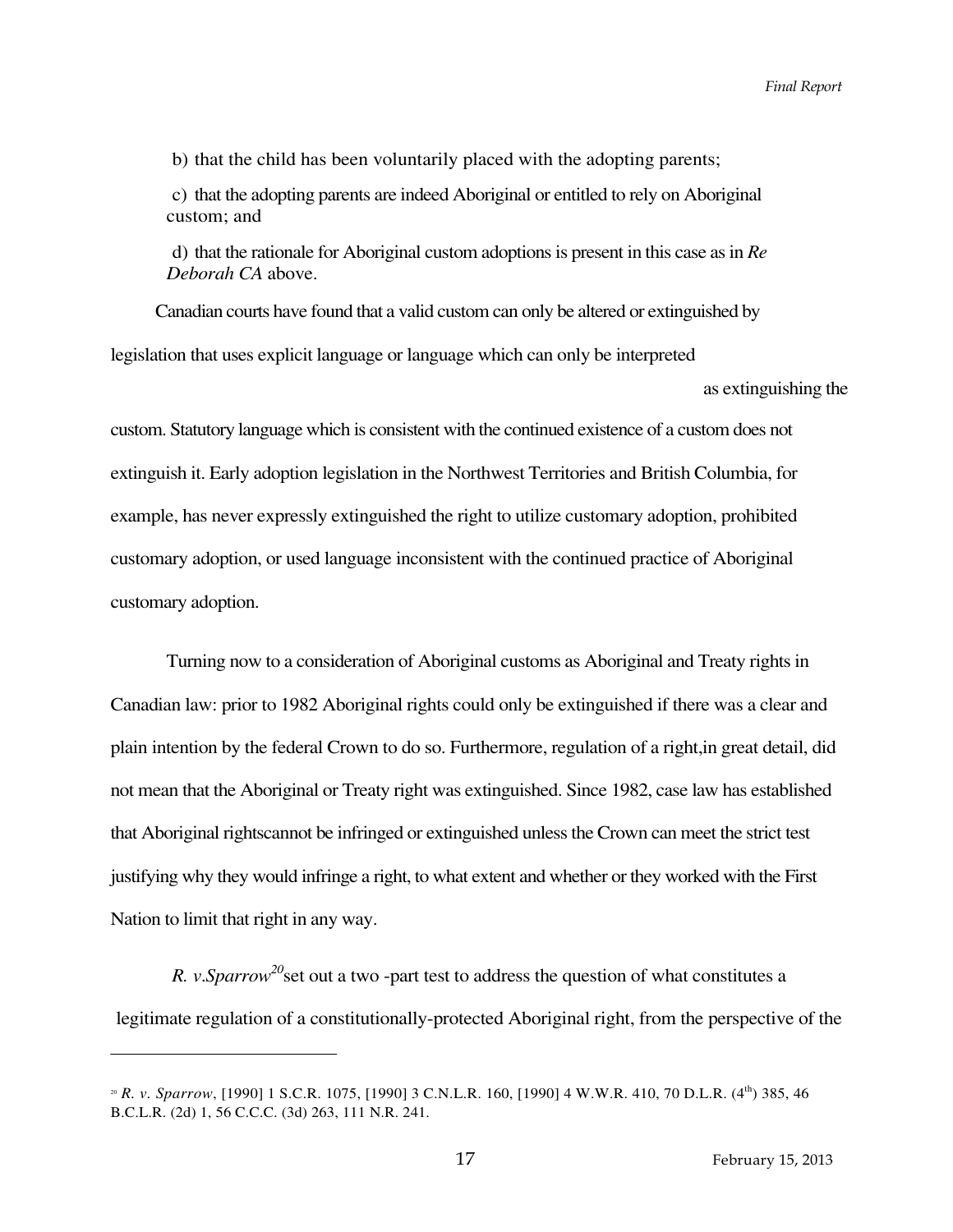b) that the child has been voluntarily placed with the adopting parents;

c) that the adopting parents are indeed Aboriginal or entitled to rely on Aboriginal custom; and

d) that the rationale for Aboriginal custom adoptions is present in this case as in *Re Deborah CA* above.

Canadian courts have found that a valid custom can only be altered or extinguished by legislation that uses explicit language or language which can only be interpreted as extinguishing the custom. Statutory language which is consistent with the continued existence of a custom does not extinguish it. Early adoption legislation in the Northwest Territories and British Columbia, for example, has never expressly extinguished the right to utilize customary adoption, prohibited customary adoption, or used language inconsistent with the continued practice of Aboriginal customary adoption.

Turning now to a consideration of Aboriginal customs as Aboriginal and Treaty rights in Canadian law: prior to 1982 Aboriginal rights could only be extinguished if there was a clear and plain intention by the federal Crown to do so. Furthermore, regulation of a right,in great detail, did not mean that the Aboriginal or Treaty right was extinguished. Since 1982, case law has established that Aboriginal rightscannot be infringed or extinguished unless the Crown can meet the strict test justifying why they would infringe a right, to what extent and whether or they worked with the First Nation to limit that right in any way.

*R. v.Sparrow*[20]set out a two -part test to address the question of what constitutes a legitimate regulation of a constitutionally-protected Aboriginal right, from the perspective of the

---

[20] *R. v. Sparrow*, [1990] 1 S.C.R. 1075, [1990] 3 C.N.L.R. 160, [1990] 4 W.W.R. 410, 70 D.L.R. (4th) 385, 46 B.C.L.R. (2d) 1, 56 C.C.C. (3d) 263, 111 N.R. 241.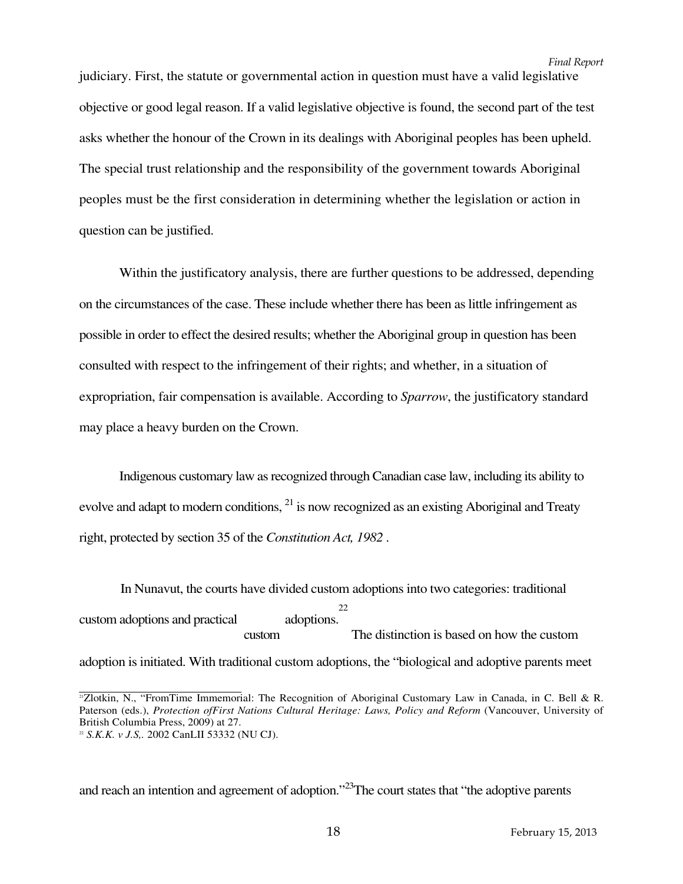judiciary. First, the statute or governmental action in question must have a valid legislative objective or good legal reason. If a valid legislative objective is found, the second part of the test asks whether the honour of the Crown in its dealings with Aboriginal peoples has been upheld. The special trust relationship and the responsibility of the government towards Aboriginal peoples must be the first consideration in determining whether the legislation or action in question can be justified.

Within the justificatory analysis, there are further questions to be addressed, depending on the circumstances of the case. These include whether there has been as little infringement as possible in order to effect the desired results; whether the Aboriginal group in question has been consulted with respect to the infringement of their rights; and whether, in a situation of expropriation, fair compensation is available. According to *Sparrow*, the justificatory standard may place a heavy burden on the Crown.

Indigenous customary law as recognized through Canadian case law, including its ability to evolve and adapt to modern conditions, [21] is now recognized as an existing Aboriginal and Treaty right, protected by section 35 of the *Constitution Act, 1982* .

In Nunavut, the courts have divided custom adoptions into two categories: traditional custom adoptions and practical custom adoptions.[22] The distinction is based on how the custom adoption is initiated. With traditional custom adoptions, the "biological and adoptive parents meet and reach an intention and agreement of adoption."[23] The court states that "the adoptive parents

---

[21] Zlotkin, N., "FromTime Immemorial: The Recognition of Aboriginal Customary Law in Canada, in C. Bell & R. Paterson (eds.), *Protection ofFirst Nations Cultural Heritage: Laws, Policy and Reform* (Vancouver, University of British Columbia Press, 2009) at 27.

[22] *S.K.K. v J.S,.* 2002 CanLII 53332 (NU CJ).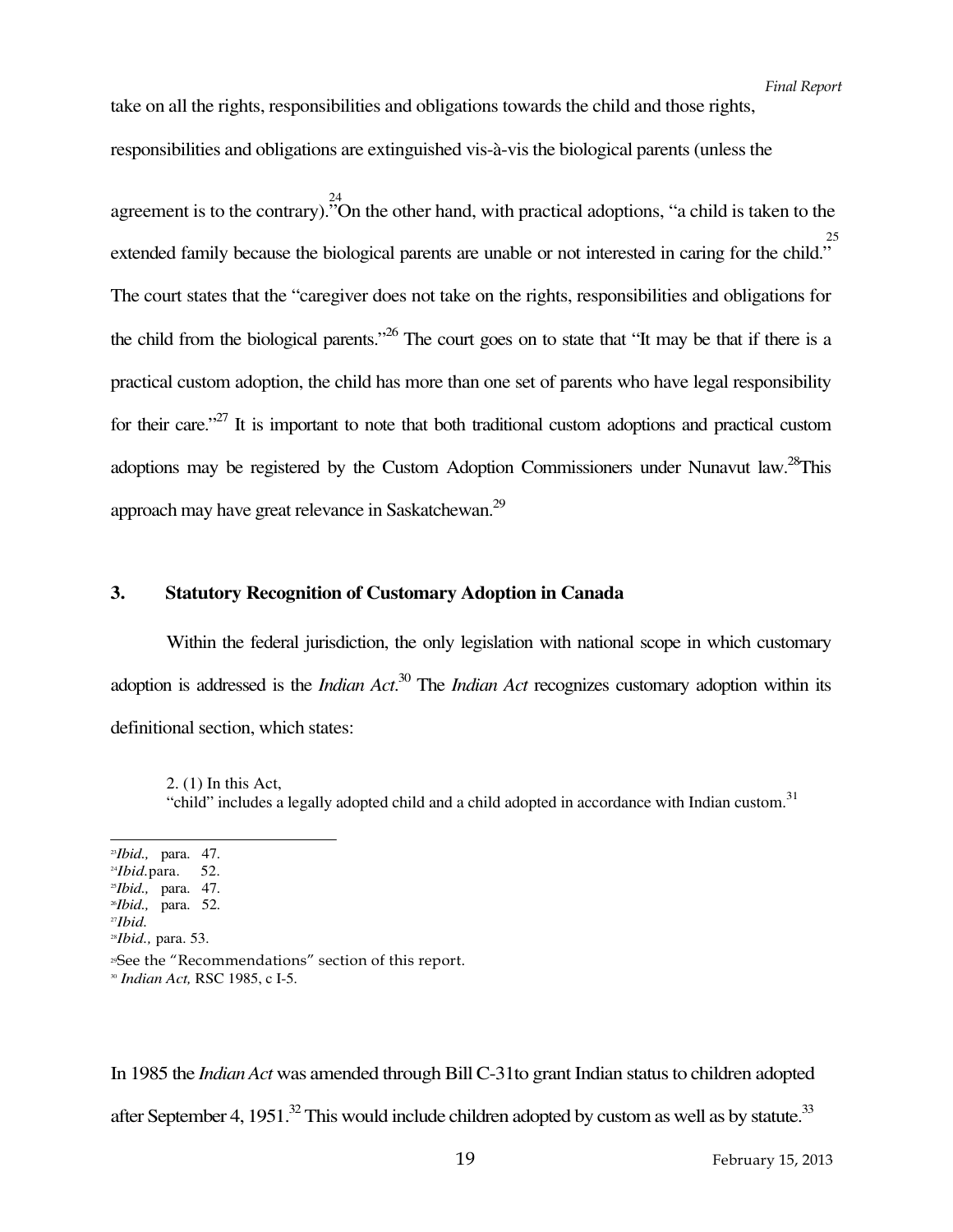take on all the rights, responsibilities and obligations towards the child and those rights, responsibilities and obligations are extinguished vis-à-vis the biological parents (unless the agreement is to the contrary).[24] On the other hand, with practical adoptions, "a child is taken to the extended family because the biological parents are unable or not interested in caring for the child."[25] The court states that the "caregiver does not take on the rights, responsibilities and obligations for the child from the biological parents."[26] The court goes on to state that "It may be that if there is a practical custom adoption, the child has more than one set of parents who have legal responsibility for their care."[27] It is important to note that both traditional custom adoptions and practical custom adoptions may be registered by the Custom Adoption Commissioners under Nunavut law.[28] This approach may have great relevance in Saskatchewan.[29]

### 3. Statutory Recognition of Customary Adoption in Canada

Within the federal jurisdiction, the only legislation with national scope in which customary adoption is addressed is the *Indian Act*.[30] The *Indian Act* recognizes customary adoption within its definitional section, which states:

> 2. (1) In this Act,
> "child" includes a legally adopted child and a child adopted in accordance with Indian custom.[31]

---

[23] *Ibid.,* para. 47.
[24] *Ibid.* para. 52.
[25] *Ibid.,* para. 47.
[26] *Ibid.,* para. 52.
[27] *Ibid.*
[28] *Ibid.,* para. 53.
[29] See the "Recommendations" section of this report.
[30] *Indian Act,* RSC 1985, c I-5.

In 1985 the *Indian Act* was amended through Bill C-31 to grant Indian status to children adopted after September 4, 1951.[32] This would include children adopted by custom as well as by statute.[33]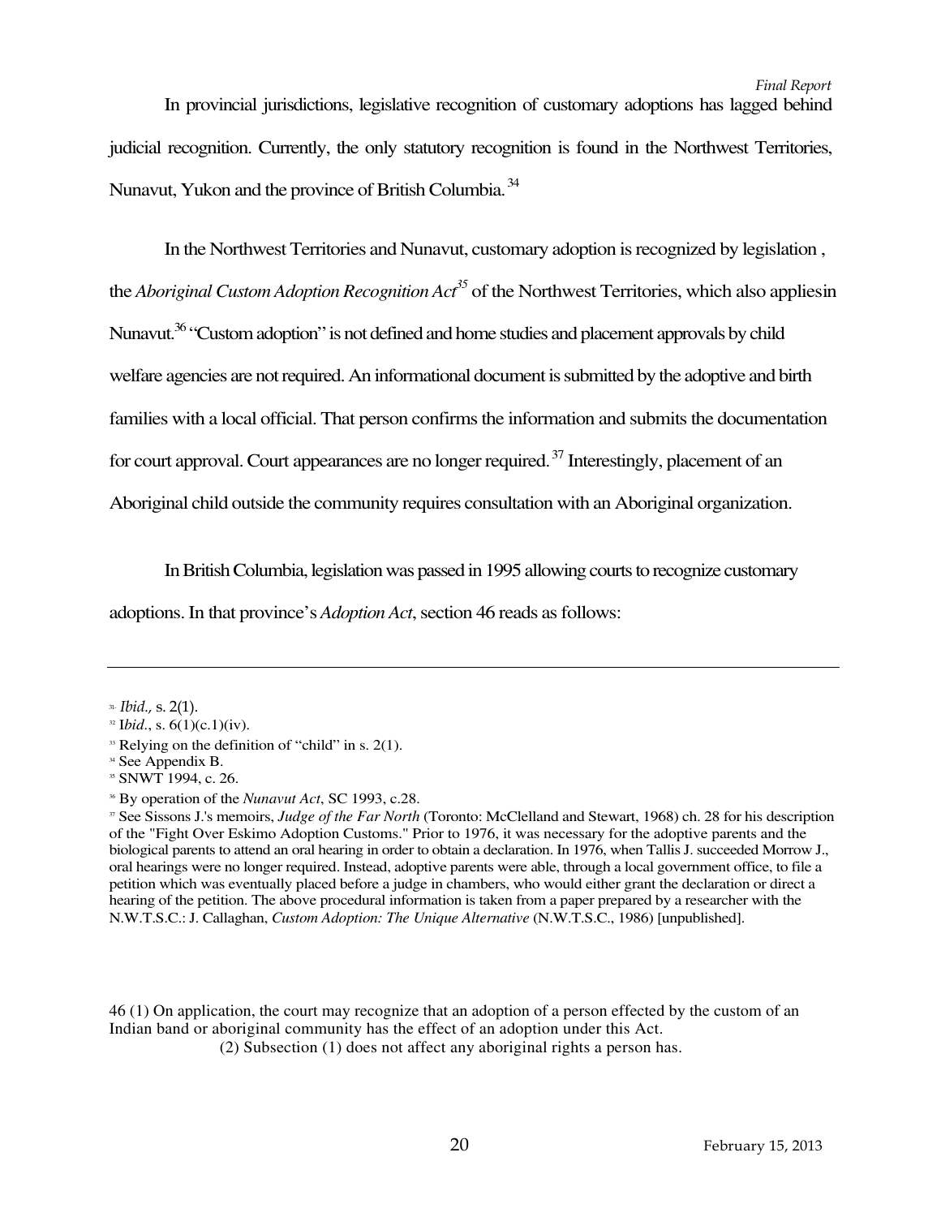In provincial jurisdictions, legislative recognition of customary adoptions has lagged behind judicial recognition. Currently, the only statutory recognition is found in the Northwest Territories, Nunavut, Yukon and the province of British Columbia.[34]

In the Northwest Territories and Nunavut, customary adoption is recognized by legislation , the *Aboriginal Custom Adoption Recognition Act*[35] of the Northwest Territories, which also appliesin Nunavut.[36] "Custom adoption" is not defined and home studies and placement approvals by child welfare agencies are not required. An informational document is submitted by the adoptive and birth families with a local official. That person confirms the information and submits the documentation for court approval. Court appearances are no longer required.[37] Interestingly, placement of an Aboriginal child outside the community requires consultation with an Aboriginal organization.

In British Columbia, legislation was passed in 1995 allowing courts to recognize customary adoptions. In that province's *Adoption Act*, section 46 reads as follows:

---

[31] *Ibid.*, s. 2(1).

[32] I*bid.*, s. 6(1)(c.1)(iv).

[33] Relying on the definition of "child" in s. 2(1).

[34] See Appendix B.

[35] SNWT 1994, c. 26.

[36] By operation of the *Nunavut Act*, SC 1993, c.28.

[37] See Sissons J.'s memoirs, *Judge of the Far North* (Toronto: McClelland and Stewart, 1968) ch. 28 for his description of the "Fight Over Eskimo Adoption Customs." Prior to 1976, it was necessary for the adoptive parents and the biological parents to attend an oral hearing in order to obtain a declaration. In 1976, when Tallis J. succeeded Morrow J., oral hearings were no longer required. Instead, adoptive parents were able, through a local government office, to file a petition which was eventually placed before a judge in chambers, who would either grant the declaration or direct a hearing of the petition. The above procedural information is taken from a paper prepared by a researcher with the N.W.T.S.C.: J. Callaghan, *Custom Adoption: The Unique Alternative* (N.W.T.S.C., 1986) [unpublished].

46 (1) On application, the court may recognize that an adoption of a person effected by the custom of an Indian band or aboriginal community has the effect of an adoption under this Act.

(2) Subsection (1) does not affect any aboriginal rights a person has.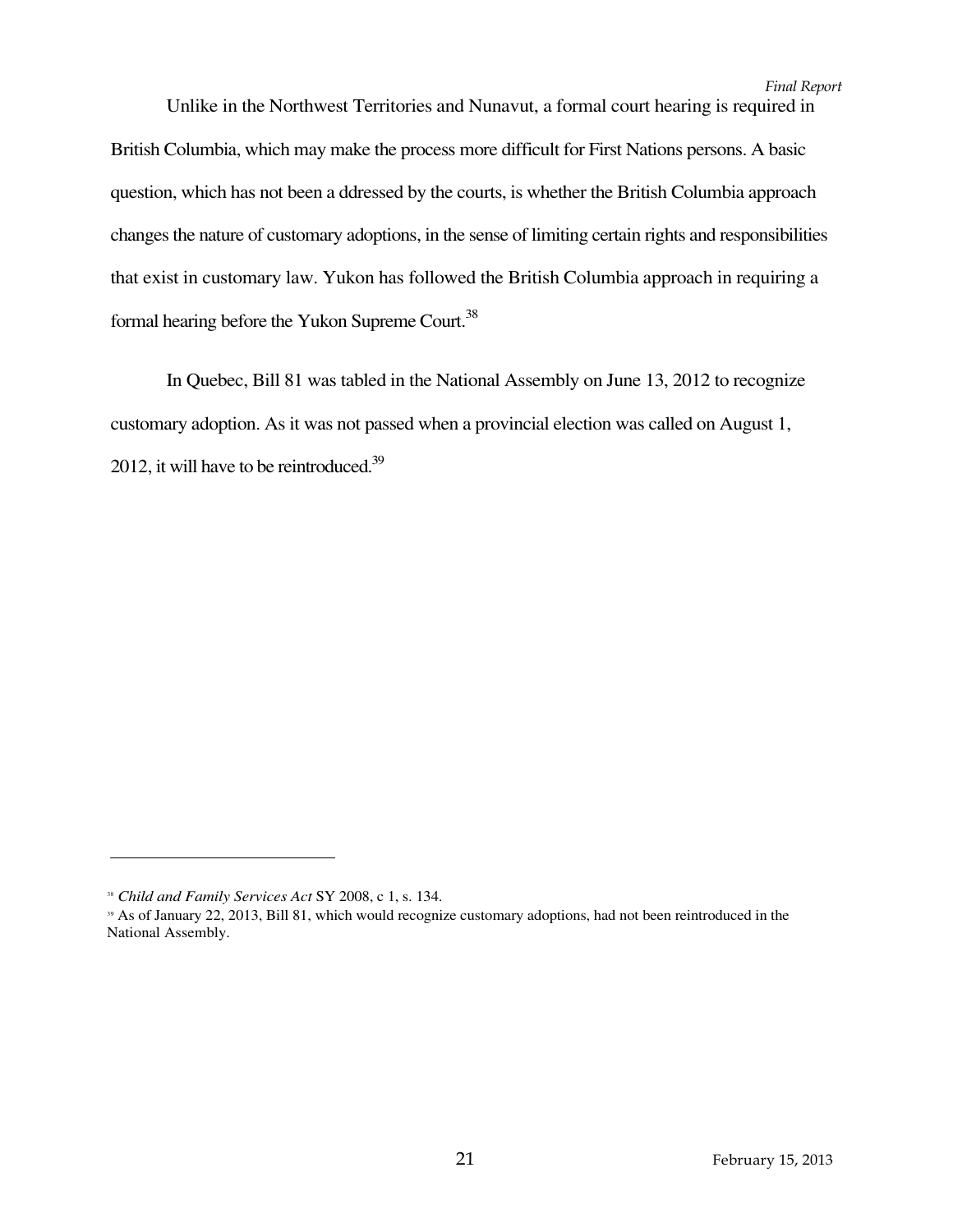Unlike in the Northwest Territories and Nunavut, a formal court hearing is required in British Columbia, which may make the process more difficult for First Nations persons. A basic question, which has not been a ddressed by the courts, is whether the British Columbia approach changes the nature of customary adoptions, in the sense of limiting certain rights and responsibilities that exist in customary law. Yukon has followed the British Columbia approach in requiring a formal hearing before the Yukon Supreme Court.[38]

In Quebec, Bill 81 was tabled in the National Assembly on June 13, 2012 to recognize customary adoption. As it was not passed when a provincial election was called on August 1, 2012, it will have to be reintroduced.[39]

---

[38] *Child and Family Services Act* SY 2008, c 1, s. 134.

[39] As of January 22, 2013, Bill 81, which would recognize customary adoptions, had not been reintroduced in the National Assembly.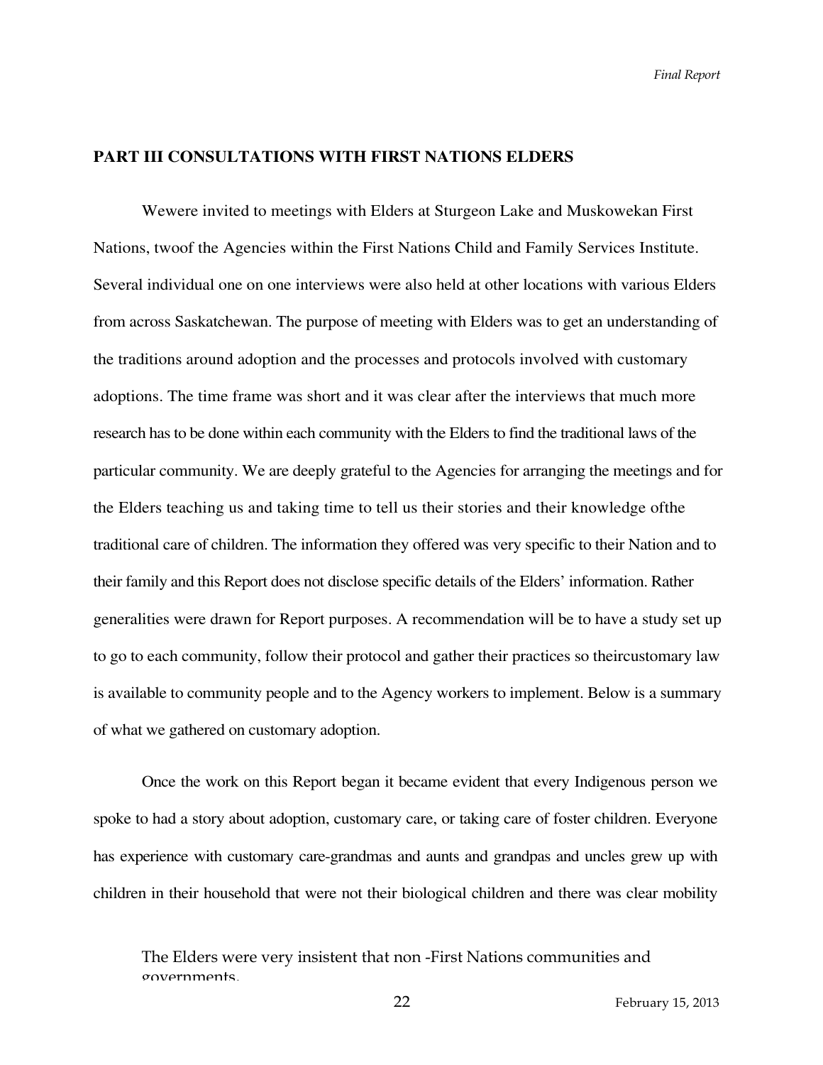## PART III CONSULTATIONS WITH FIRST NATIONS ELDERS

Wewere invited to meetings with Elders at Sturgeon Lake and Muskowekan First Nations, twoof the Agencies within the First Nations Child and Family Services Institute. Several individual one on one interviews were also held at other locations with various Elders from across Saskatchewan. The purpose of meeting with Elders was to get an understanding of the traditions around adoption and the processes and protocols involved with customary adoptions. The time frame was short and it was clear after the interviews that much more research has to be done within each community with the Elders to find the traditional laws of the particular community. We are deeply grateful to the Agencies for arranging the meetings and for the Elders teaching us and taking time to tell us their stories and their knowledge ofthe traditional care of children. The information they offered was very specific to their Nation and to their family and this Report does not disclose specific details of the Elders' information. Rather generalities were drawn for Report purposes. A recommendation will be to have a study set up to go to each community, follow their protocol and gather their practices so theircustomary law is available to community people and to the Agency workers to implement. Below is a summary of what we gathered on customary adoption.

Once the work on this Report began it became evident that every Indigenous person we spoke to had a story about adoption, customary care, or taking care of foster children. Everyone has experience with customary care-grandmas and aunts and grandpas and uncles grew up with children in their household that were not their biological children and there was clear mobility

The Elders were very insistent that non -First Nations communities and governments.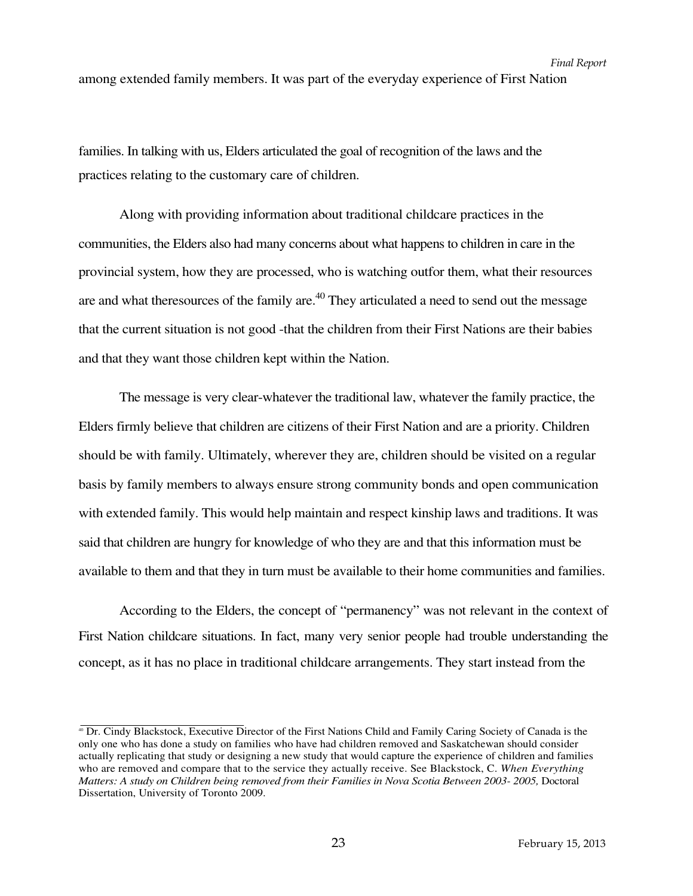among extended family members. It was part of the everyday experience of First Nation

families. In talking with us, Elders articulated the goal of recognition of the laws and the practices relating to the customary care of children.

Along with providing information about traditional childcare practices in the communities, the Elders also had many concerns about what happens to children in care in the provincial system, how they are processed, who is watching outfor them, what their resources are and what theresources of the family are.[40] They articulated a need to send out the message that the current situation is not good -that the children from their First Nations are their babies and that they want those children kept within the Nation.

The message is very clear-whatever the traditional law, whatever the family practice, the Elders firmly believe that children are citizens of their First Nation and are a priority. Children should be with family. Ultimately, wherever they are, children should be visited on a regular basis by family members to always ensure strong community bonds and open communication with extended family. This would help maintain and respect kinship laws and traditions. It was said that children are hungry for knowledge of who they are and that this information must be available to them and that they in turn must be available to their home communities and families.

According to the Elders, the concept of "permanency" was not relevant in the context of First Nation childcare situations. In fact, many very senior people had trouble understanding the concept, as it has no place in traditional childcare arrangements. They start instead from the

---

[40] Dr. Cindy Blackstock, Executive Director of the First Nations Child and Family Caring Society of Canada is the only one who has done a study on families who have had children removed and Saskatchewan should consider actually replicating that study or designing a new study that would capture the experience of children and families who are removed and compare that to the service they actually receive. See Blackstock, C. *When Everything Matters: A study on Children being removed from their Families in Nova Scotia Between 2003- 2005,* Doctoral Dissertation, University of Toronto 2009.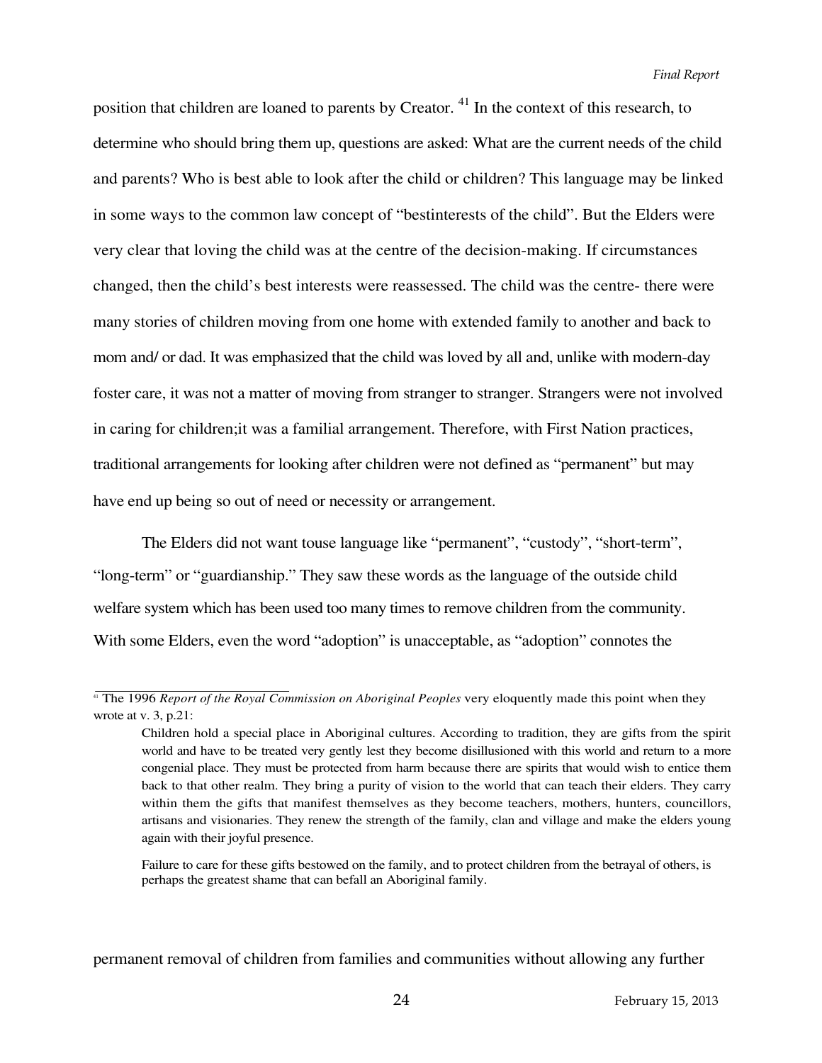position that children are loaned to parents by Creator. [41] In the context of this research, to determine who should bring them up, questions are asked: What are the current needs of the child and parents? Who is best able to look after the child or children? This language may be linked in some ways to the common law concept of "bestinterests of the child". But the Elders were very clear that loving the child was at the centre of the decision-making. If circumstances changed, then the child's best interests were reassessed. The child was the centre- there were many stories of children moving from one home with extended family to another and back to mom and/ or dad. It was emphasized that the child was loved by all and, unlike with modern-day foster care, it was not a matter of moving from stranger to stranger. Strangers were not involved in caring for children;it was a familial arrangement. Therefore, with First Nation practices, traditional arrangements for looking after children were not defined as "permanent" but may have end up being so out of need or necessity or arrangement.

The Elders did not want touse language like "permanent", "custody", "short-term", "long-term" or "guardianship." They saw these words as the language of the outside child welfare system which has been used too many times to remove children from the community. With some Elders, even the word "adoption" is unacceptable, as "adoption" connotes the permanent removal of children from families and communities without allowing any further

[41] The 1996 *Report of the Royal Commission on Aboriginal Peoples* very eloquently made this point when they wrote at v. 3, p.21:

> Children hold a special place in Aboriginal cultures. According to tradition, they are gifts from the spirit world and have to be treated very gently lest they become disillusioned with this world and return to a more congenial place. They must be protected from harm because there are spirits that would wish to entice them back to that other realm. They bring a purity of vision to the world that can teach their elders. They carry within them the gifts that manifest themselves as they become teachers, mothers, hunters, councillors, artisans and visionaries. They renew the strength of the family, clan and village and make the elders young again with their joyful presence.
>
> Failure to care for these gifts bestowed on the family, and to protect children from the betrayal of others, is perhaps the greatest shame that can befall an Aboriginal family.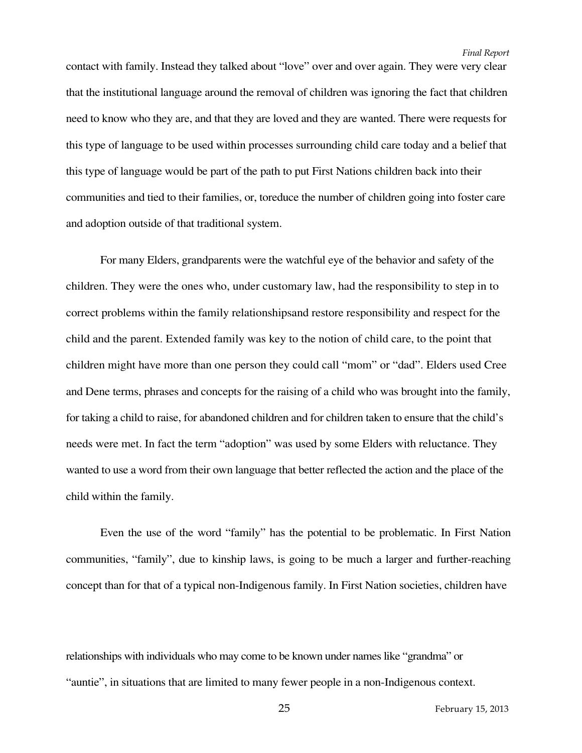contact with family. Instead they talked about “love” over and over again. They were very clear that the institutional language around the removal of children was ignoring the fact that children need to know who they are, and that they are loved and they are wanted. There were requests for this type of language to be used within processes surrounding child care today and a belief that this type of language would be part of the path to put First Nations children back into their communities and tied to their families, or, toreduce the number of children going into foster care and adoption outside of that traditional system.

For many Elders, grandparents were the watchful eye of the behavior and safety of the children. They were the ones who, under customary law, had the responsibility to step in to correct problems within the family relationshipsand restore responsibility and respect for the child and the parent. Extended family was key to the notion of child care, to the point that children might have more than one person they could call “mom” or “dad”. Elders used Cree and Dene terms, phrases and concepts for the raising of a child who was brought into the family, for taking a child to raise, for abandoned children and for children taken to ensure that the child’s needs were met. In fact the term “adoption” was used by some Elders with reluctance. They wanted to use a word from their own language that better reflected the action and the place of the child within the family.

Even the use of the word “family” has the potential to be problematic. In First Nation communities, “family”, due to kinship laws, is going to be much a larger and further-reaching concept than for that of a typical non-Indigenous family. In First Nation societies, children have relationships with individuals who may come to be known under names like “grandma” or “auntie”, in situations that are limited to many fewer people in a non-Indigenous context.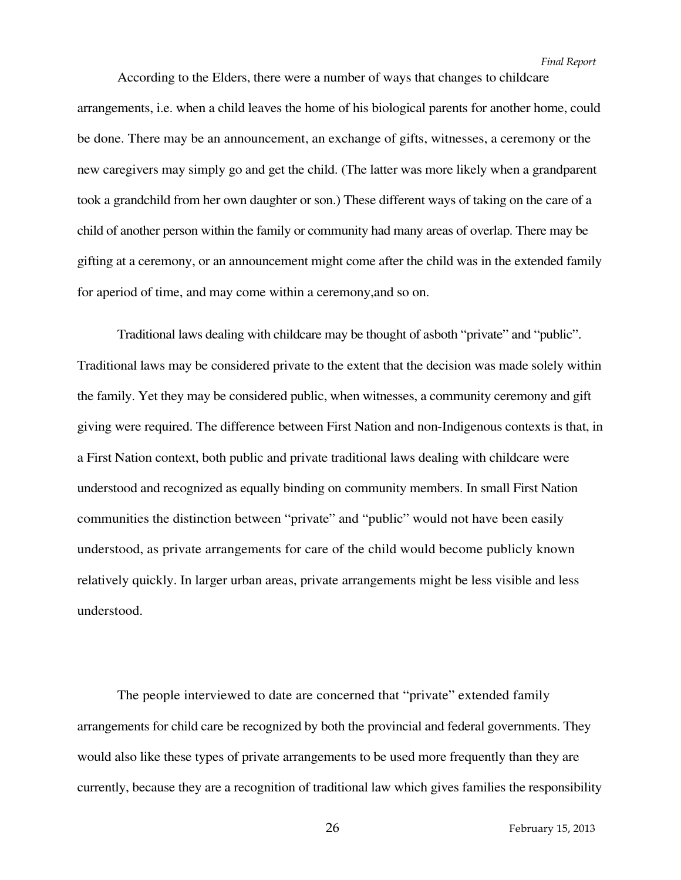According to the Elders, there were a number of ways that changes to childcare arrangements, i.e. when a child leaves the home of his biological parents for another home, could be done. There may be an announcement, an exchange of gifts, witnesses, a ceremony or the new caregivers may simply go and get the child. (The latter was more likely when a grandparent took a grandchild from her own daughter or son.) These different ways of taking on the care of a child of another person within the family or community had many areas of overlap. There may be gifting at a ceremony, or an announcement might come after the child was in the extended family for aperiod of time, and may come within a ceremony,and so on.

Traditional laws dealing with childcare may be thought of asboth "private" and "public". Traditional laws may be considered private to the extent that the decision was made solely within the family. Yet they may be considered public, when witnesses, a community ceremony and gift giving were required. The difference between First Nation and non-Indigenous contexts is that, in a First Nation context, both public and private traditional laws dealing with childcare were understood and recognized as equally binding on community members. In small First Nation communities the distinction between "private" and "public" would not have been easily understood, as private arrangements for care of the child would become publicly known relatively quickly. In larger urban areas, private arrangements might be less visible and less understood.

The people interviewed to date are concerned that "private" extended family arrangements for child care be recognized by both the provincial and federal governments. They would also like these types of private arrangements to be used more frequently than they are currently, because they are a recognition of traditional law which gives families the responsibility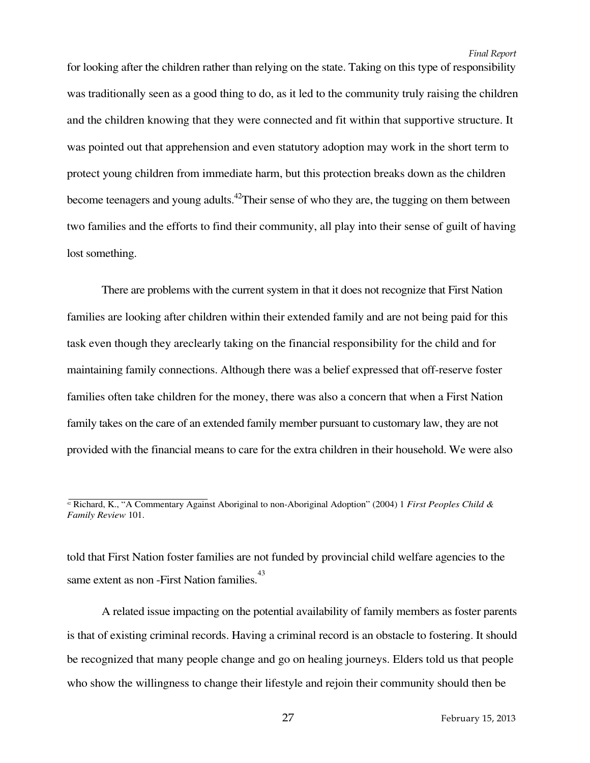for looking after the children rather than relying on the state. Taking on this type of responsibility was traditionally seen as a good thing to do, as it led to the community truly raising the children and the children knowing that they were connected and fit within that supportive structure. It was pointed out that apprehension and even statutory adoption may work in the short term to protect young children from immediate harm, but this protection breaks down as the children become teenagers and young adults.[42]Their sense of who they are, the tugging on them between two families and the efforts to find their community, all play into their sense of guilt of having lost something.

There are problems with the current system in that it does not recognize that First Nation families are looking after children within their extended family and are not being paid for this task even though they areclearly taking on the financial responsibility for the child and for maintaining family connections. Although there was a belief expressed that off-reserve foster families often take children for the money, there was also a concern that when a First Nation family takes on the care of an extended family member pursuant to customary law, they are not provided with the financial means to care for the extra children in their household. We were also told that First Nation foster families are not funded by provincial child welfare agencies to the same extent as non -First Nation families.[43]

A related issue impacting on the potential availability of family members as foster parents is that of existing criminal records. Having a criminal record is an obstacle to fostering. It should be recognized that many people change and go on healing journeys. Elders told us that people who show the willingness to change their lifestyle and rejoin their community should then be

---

[42] Richard, K., "A Commentary Against Aboriginal to non-Aboriginal Adoption" (2004) 1 *First Peoples Child & Family Review* 101.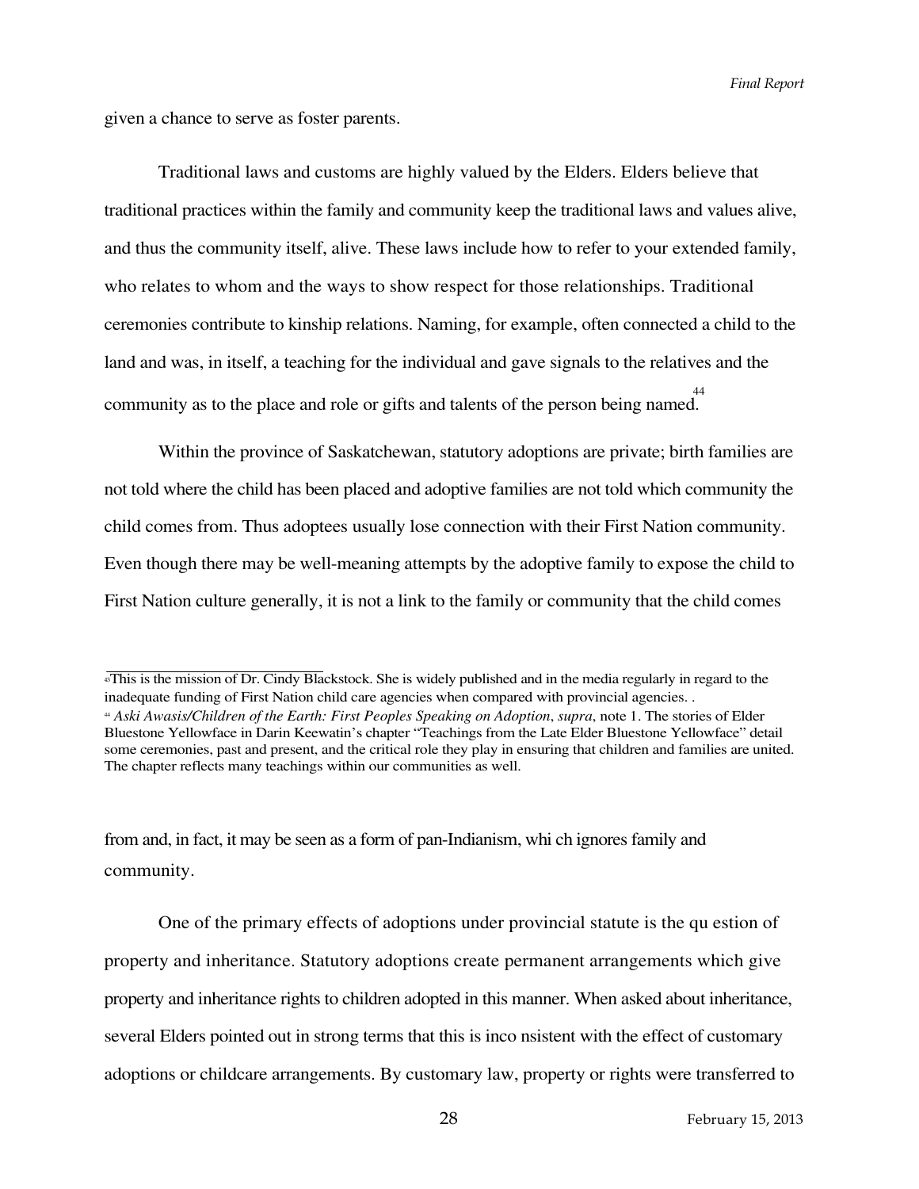given a chance to serve as foster parents.

Traditional laws and customs are highly valued by the Elders. Elders believe that traditional practices within the family and community keep the traditional laws and values alive, and thus the community itself, alive. These laws include how to refer to your extended family, who relates to whom and the ways to show respect for those relationships. Traditional ceremonies contribute to kinship relations. Naming, for example, often connected a child to the land and was, in itself, a teaching for the individual and gave signals to the relatives and the community as to the place and role or gifts and talents of the person being named.[44]

Within the province of Saskatchewan, statutory adoptions are private; birth families are not told where the child has been placed and adoptive families are not told which community the child comes from. Thus adoptees usually lose connection with their First Nation community. Even though there may be well-meaning attempts by the adoptive family to expose the child to First Nation culture generally, it is not a link to the family or community that the child comes from and, in fact, it may be seen as a form of pan-Indianism, which ignores family and community.

One of the primary effects of adoptions under provincial statute is the question of property and inheritance. Statutory adoptions create permanent arrangements which give property and inheritance rights to children adopted in this manner. When asked about inheritance, several Elders pointed out in strong terms that this is inconsistent with the effect of customary adoptions or childcare arrangements. By customary law, property or rights were transferred to

---

[43] This is the mission of Dr. Cindy Blackstock. She is widely published and in the media regularly in regard to the inadequate funding of First Nation child care agencies when compared with provincial agencies. .

[44] *Aski Awasis/Children of the Earth: First Peoples Speaking on Adoption*, *supra*, note 1. The stories of Elder Bluestone Yellowface in Darin Keewatin's chapter "Teachings from the Late Elder Bluestone Yellowface" detail some ceremonies, past and present, and the critical role they play in ensuring that children and families are united. The chapter reflects many teachings within our communities as well.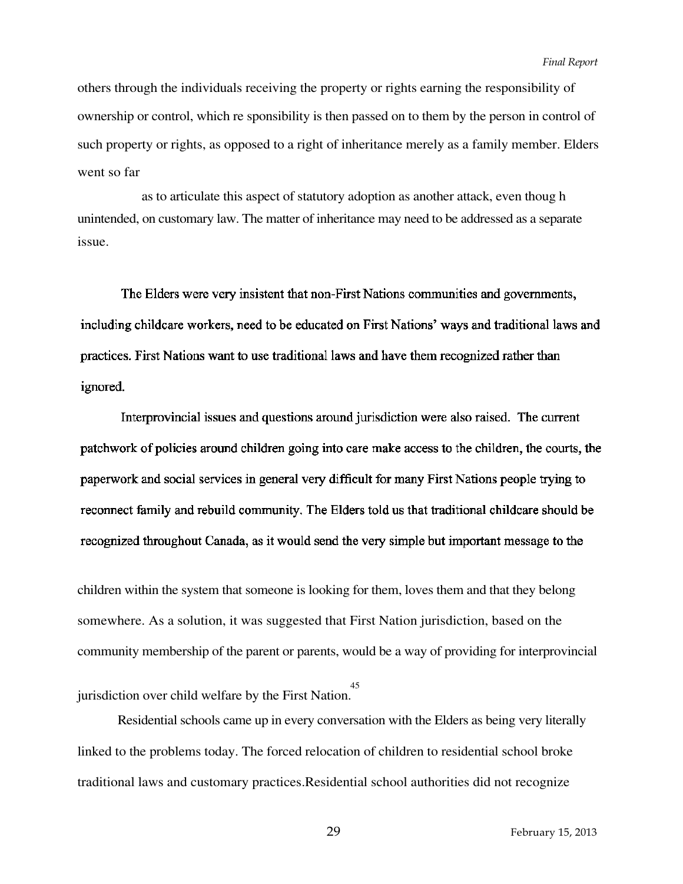others through the individuals receiving the property or rights earning the responsibility of ownership or control, which re sponsibility is then passed on to them by the person in control of such property or rights, as opposed to a right of inheritance merely as a family member. Elders went so far as to articulate this aspect of statutory adoption as another attack, even thoug h unintended, on customary law. The matter of inheritance may need to be addressed as a separate issue.

The Elders were very insistent that non-First Nations communities and governments, including childcare workers, need to be educated on First Nations' ways and traditional laws and practices. First Nations want to use traditional laws and have them recognized rather than ignored.

Interprovincial issues and questions around jurisdiction were also raised. The current patchwork of policies around children going into care make access to the children, the courts, the paperwork and social services in general very difficult for many First Nations people trying to reconnect family and rebuild community. The Elders told us that traditional childcare should be recognized throughout Canada, as it would send the very simple but important message to the children within the system that someone is looking for them, loves them and that they belong somewhere. As a solution, it was suggested that First Nation jurisdiction, based on the community membership of the parent or parents, would be a way of providing for interprovincial jurisdiction over child welfare by the First Nation.[45]

Residential schools came up in every conversation with the Elders as being very literally linked to the problems today. The forced relocation of children to residential school broke traditional laws and customary practices.Residential school authorities did not recognize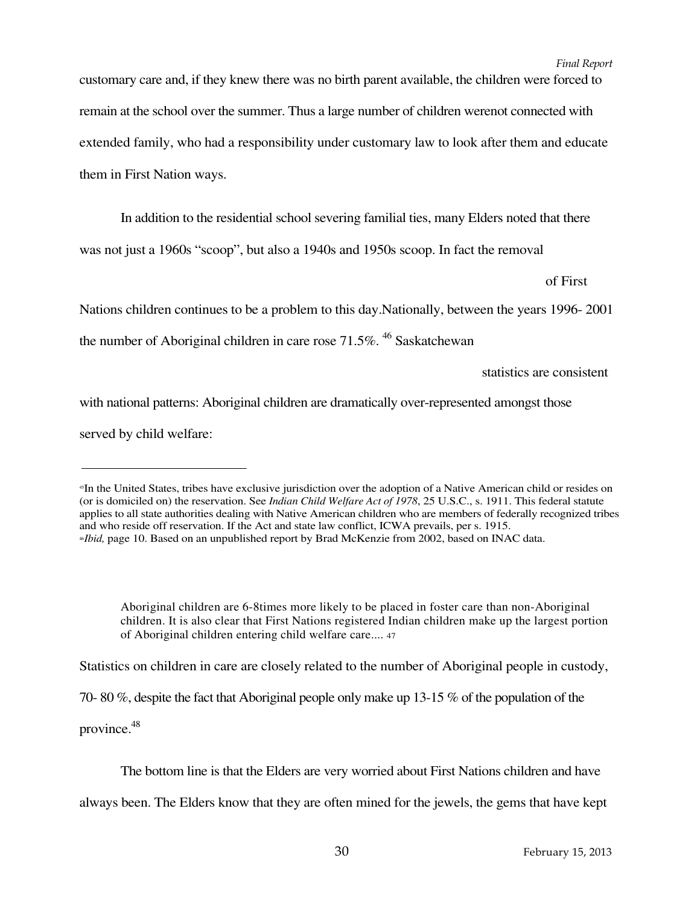customary care and, if they knew there was no birth parent available, the children were forced to remain at the school over the summer. Thus a large number of children werenot connected with extended family, who had a responsibility under customary law to look after them and educate them in First Nation ways.

In addition to the residential school severing familial ties, many Elders noted that there was not just a 1960s "scoop", but also a 1940s and 1950s scoop. In fact the removal of First Nations children continues to be a problem to this day.Nationally, between the years 1996- 2001 the number of Aboriginal children in care rose 71.5%.[46] Saskatchewan statistics are consistent with national patterns: Aboriginal children are dramatically over-represented amongst those served by child welfare:

> Aboriginal children are 6-8times more likely to be placed in foster care than non-Aboriginal children. It is also clear that First Nations registered Indian children make up the largest portion of Aboriginal children entering child welfare care.... [47]

Statistics on children in care are closely related to the number of Aboriginal people in custody, 70- 80 %, despite the fact that Aboriginal people only make up 13-15 % of the population of the province.[48]

The bottom line is that the Elders are very worried about First Nations children and have always been. The Elders know that they are often mined for the jewels, the gems that have kept

---

[45] In the United States, tribes have exclusive jurisdiction over the adoption of a Native American child or resides on (or is domiciled on) the reservation. See *Indian Child Welfare Act of 1978*, 25 U.S.C., s. 1911. This federal statute applies to all state authorities dealing with Native American children who are members of federally recognized tribes and who reside off reservation. If the Act and state law conflict, ICWA prevails, per s. 1915.

[46] *Ibid,* page 10. Based on an unpublished report by Brad McKenzie from 2002, based on INAC data.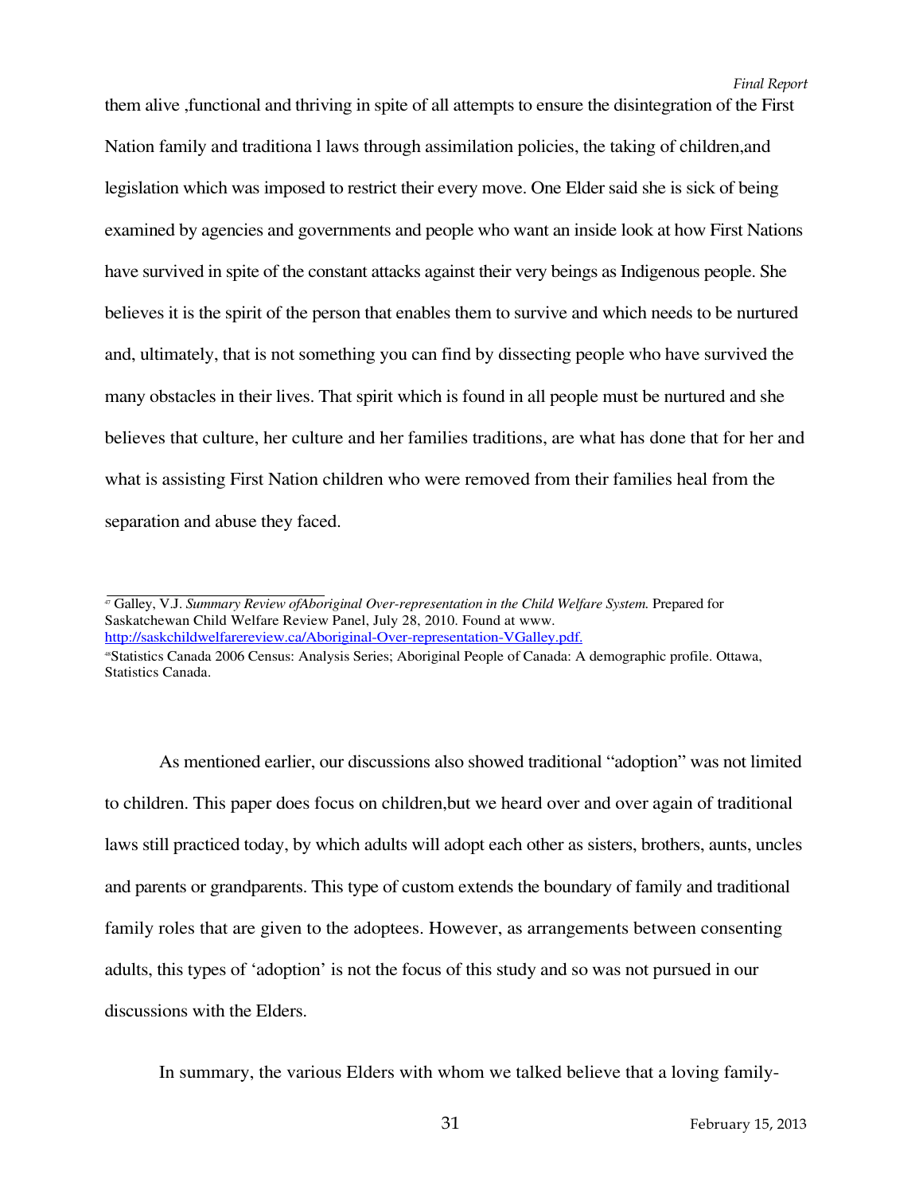them alive ,functional and thriving in spite of all attempts to ensure the disintegration of the First Nation family and traditiona l laws through assimilation policies, the taking of children,and legislation which was imposed to restrict their every move. One Elder said she is sick of being examined by agencies and governments and people who want an inside look at how First Nations have survived in spite of the constant attacks against their very beings as Indigenous people. She believes it is the spirit of the person that enables them to survive and which needs to be nurtured and, ultimately, that is not something you can find by dissecting people who have survived the many obstacles in their lives. That spirit which is found in all people must be nurtured and she believes that culture, her culture and her families traditions, are what has done that for her and what is assisting First Nation children who were removed from their families heal from the separation and abuse they faced.

---

[47] Galley, V.J. *Summary Review ofAboriginal Over-representation in the Child Welfare System.* Prepared for Saskatchewan Child Welfare Review Panel, July 28, 2010. Found at www. http://saskchildwelfarereview.ca/Aboriginal-Over-representation-VGalley.pdf.

[48] Statistics Canada 2006 Census: Analysis Series; Aboriginal People of Canada: A demographic profile. Ottawa, Statistics Canada.

As mentioned earlier, our discussions also showed traditional "adoption" was not limited to children. This paper does focus on children,but we heard over and over again of traditional laws still practiced today, by which adults will adopt each other as sisters, brothers, aunts, uncles and parents or grandparents. This type of custom extends the boundary of family and traditional family roles that are given to the adoptees. However, as arrangements between consenting adults, this types of 'adoption' is not the focus of this study and so was not pursued in our discussions with the Elders.

In summary, the various Elders with whom we talked believe that a loving family-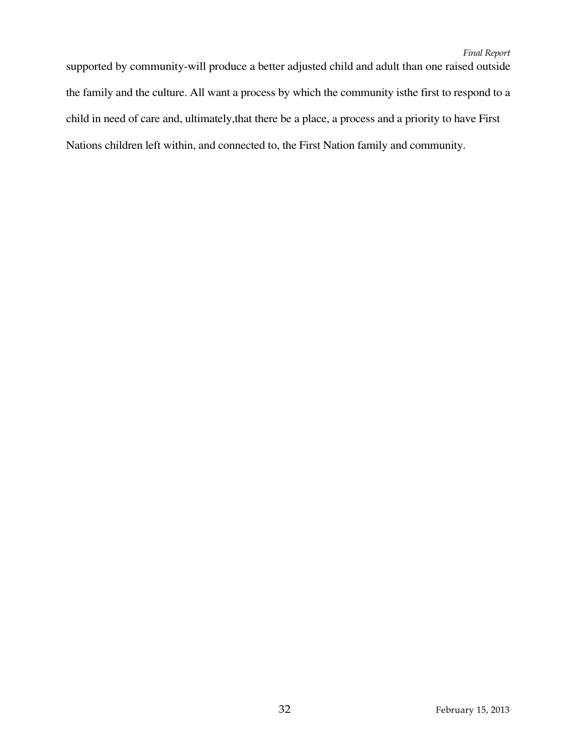supported by community-will produce a better adjusted child and adult than one raised outside the family and the culture. All want a process by which the community isthe first to respond to a child in need of care and, ultimately,that there be a place, a process and a priority to have First Nations children left within, and connected to, the First Nation family and community.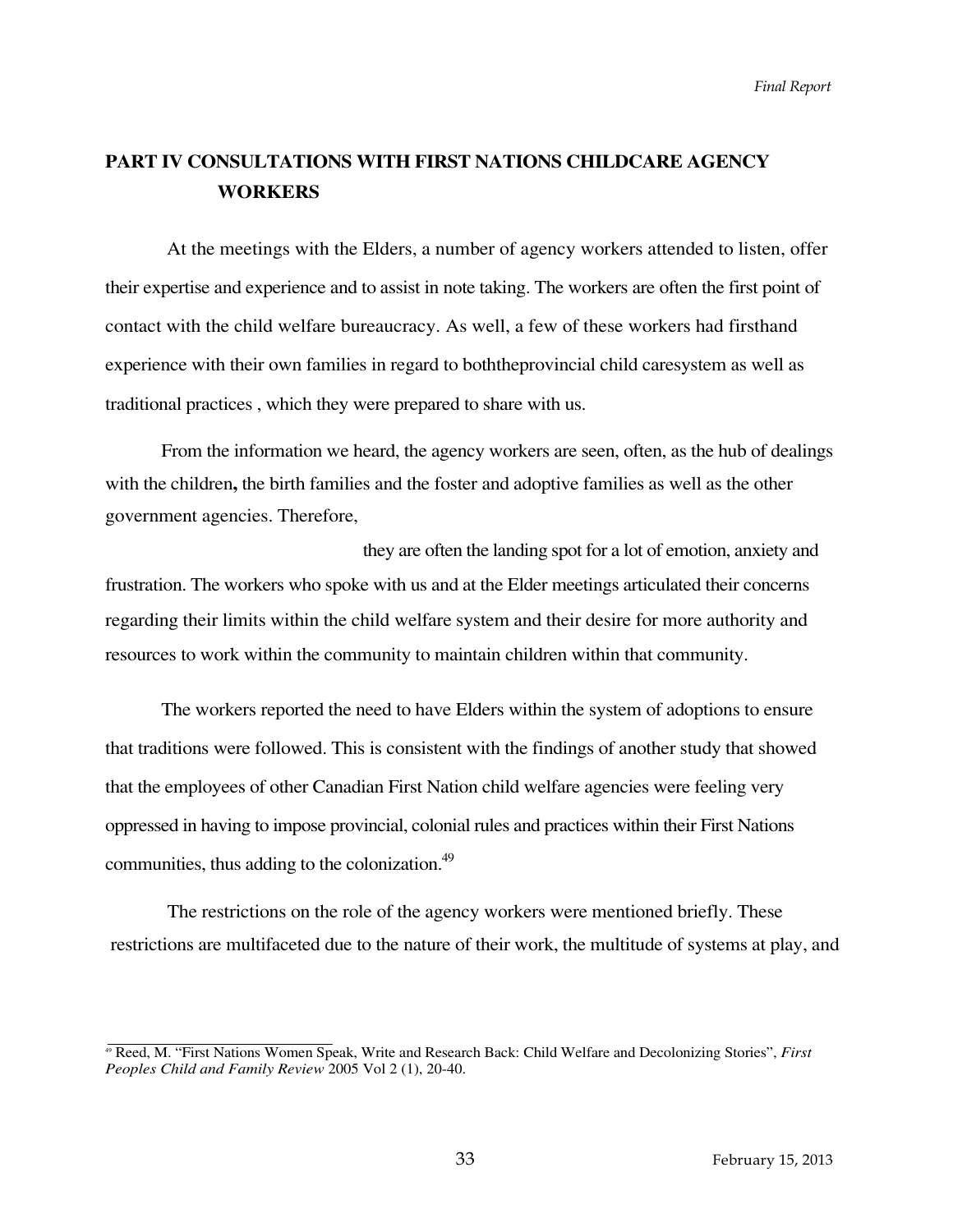## PART IV CONSULTATIONS WITH FIRST NATIONS CHILDCARE AGENCY WORKERS

At the meetings with the Elders, a number of agency workers attended to listen, offer their expertise and experience and to assist in note taking. The workers are often the first point of contact with the child welfare bureaucracy. As well, a few of these workers had firsthand experience with their own families in regard to boththeprovincial child caresystem as well as traditional practices , which they were prepared to share with us.

From the information we heard, the agency workers are seen, often, as the hub of dealings with the children**,** the birth families and the foster and adoptive families as well as the other government agencies. Therefore, they are often the landing spot for a lot of emotion, anxiety and frustration. The workers who spoke with us and at the Elder meetings articulated their concerns regarding their limits within the child welfare system and their desire for more authority and resources to work within the community to maintain children within that community.

The workers reported the need to have Elders within the system of adoptions to ensure that traditions were followed. This is consistent with the findings of another study that showed that the employees of other Canadian First Nation child welfare agencies were feeling very oppressed in having to impose provincial, colonial rules and practices within their First Nations communities, thus adding to the colonization.[49]

The restrictions on the role of the agency workers were mentioned briefly. These restrictions are multifaceted due to the nature of their work, the multitude of systems at play, and

[49] Reed, M. "First Nations Women Speak, Write and Research Back: Child Welfare and Decolonizing Stories", *First Peoples Child and Family Review* 2005 Vol 2 (1), 20-40.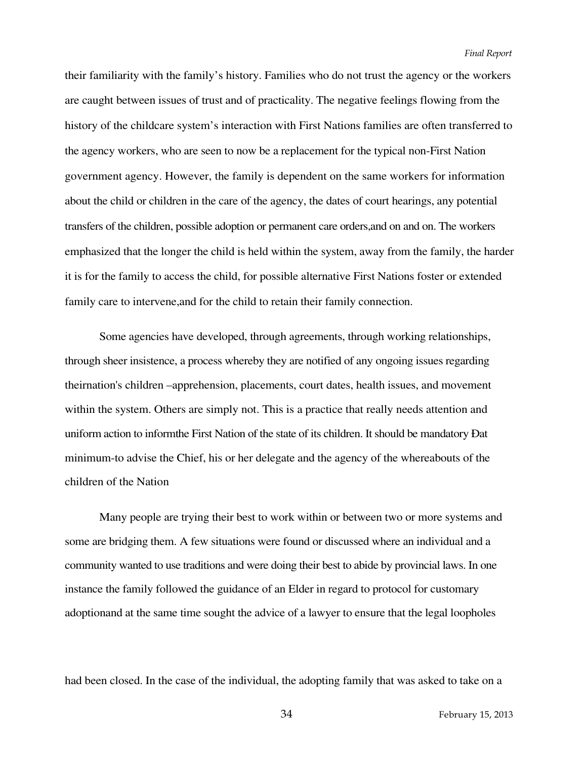their familiarity with the family's history. Families who do not trust the agency or the workers are caught between issues of trust and of practicality. The negative feelings flowing from the history of the childcare system's interaction with First Nations families are often transferred to the agency workers, who are seen to now be a replacement for the typical non-First Nation government agency. However, the family is dependent on the same workers for information about the child or children in the care of the agency, the dates of court hearings, any potential transfers of the children, possible adoption or permanent care orders,and on and on. The workers emphasized that the longer the child is held within the system, away from the family, the harder it is for the family to access the child, for possible alternative First Nations foster or extended family care to intervene,and for the child to retain their family connection.

Some agencies have developed, through agreements, through working relationships, through sheer insistence, a process whereby they are notified of any ongoing issues regarding theirnation's children –apprehension, placements, court dates, health issues, and movement within the system. Others are simply not. This is a practice that really needs attention and uniform action to informthe First Nation of the state of its children. It should be mandatory Đat minimum-to advise the Chief, his or her delegate and the agency of the whereabouts of the children of the Nation

Many people are trying their best to work within or between two or more systems and some are bridging them. A few situations were found or discussed where an individual and a community wanted to use traditions and were doing their best to abide by provincial laws. In one instance the family followed the guidance of an Elder in regard to protocol for customary adoptionand at the same time sought the advice of a lawyer to ensure that the legal loopholes

had been closed. In the case of the individual, the adopting family that was asked to take on a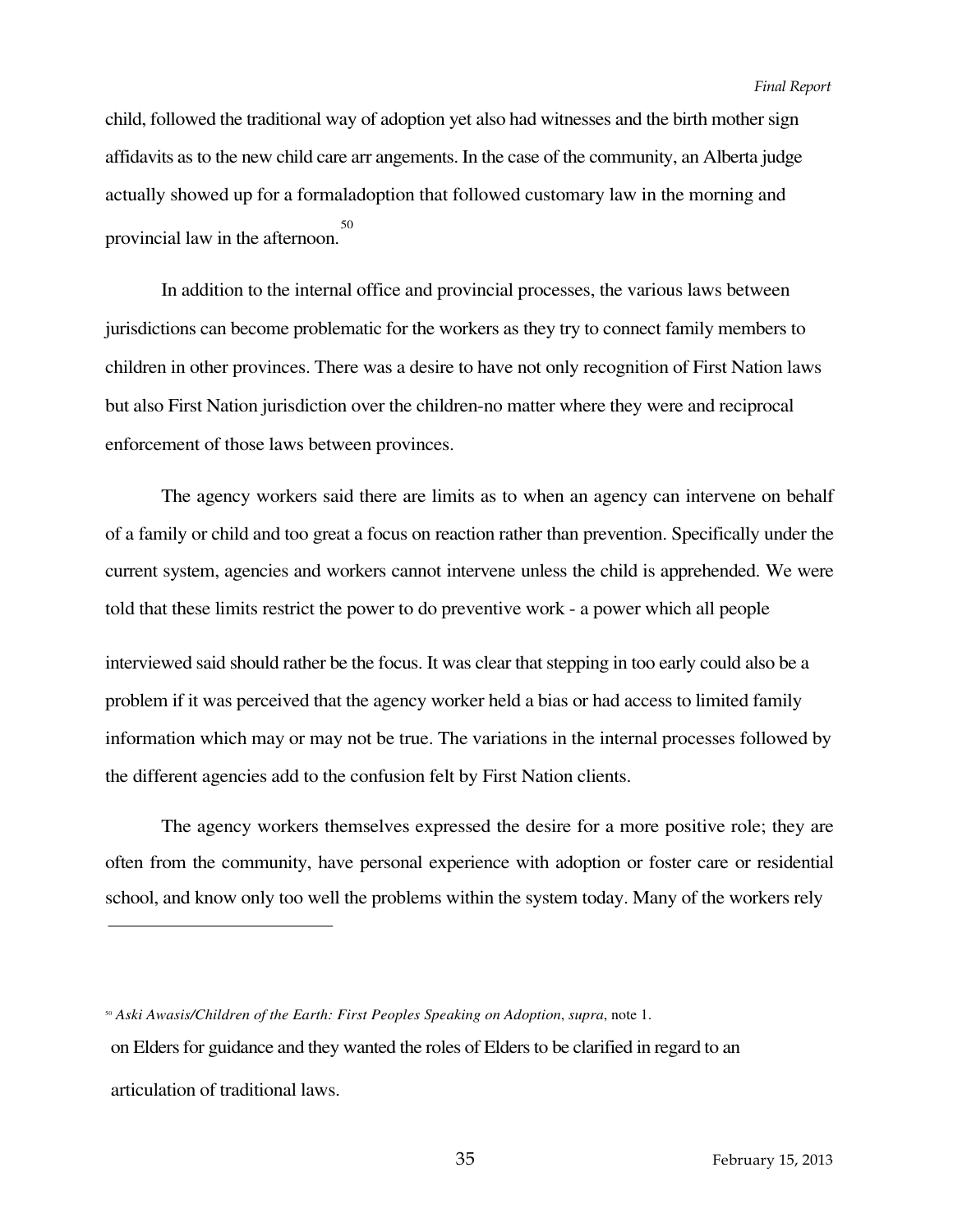child, followed the traditional way of adoption yet also had witnesses and the birth mother sign affidavits as to the new child care arr angements. In the case of the community, an Alberta judge actually showed up for a formaladoption that followed customary law in the morning and provincial law in the afternoon.[50]

In addition to the internal office and provincial processes, the various laws between jurisdictions can become problematic for the workers as they try to connect family members to children in other provinces. There was a desire to have not only recognition of First Nation laws but also First Nation jurisdiction over the children-no matter where they were and reciprocal enforcement of those laws between provinces.

The agency workers said there are limits as to when an agency can intervene on behalf of a family or child and too great a focus on reaction rather than prevention. Specifically under the current system, agencies and workers cannot intervene unless the child is apprehended. We were told that these limits restrict the power to do preventive work - a power which all people interviewed said should rather be the focus. It was clear that stepping in too early could also be a problem if it was perceived that the agency worker held a bias or had access to limited family information which may or may not be true. The variations in the internal processes followed by the different agencies add to the confusion felt by First Nation clients.

The agency workers themselves expressed the desire for a more positive role; they are often from the community, have personal experience with adoption or foster care or residential school, and know only too well the problems within the system today. Many of the workers rely on Elders for guidance and they wanted the roles of Elders to be clarified in regard to an articulation of traditional laws.

---

[50] *Aski Awasis/Children of the Earth: First Peoples Speaking on Adoption*, *supra*, note 1.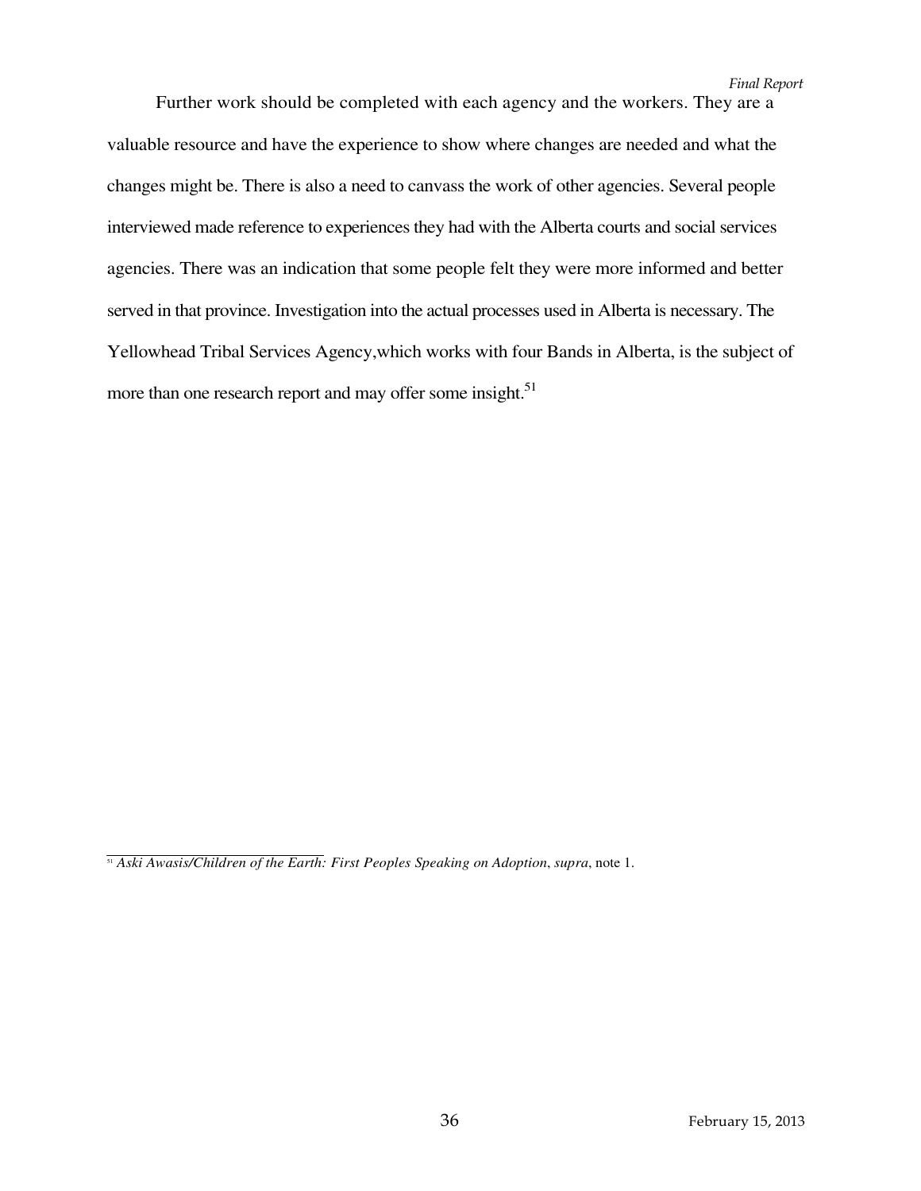Further work should be completed with each agency and the workers. They are a valuable resource and have the experience to show where changes are needed and what the changes might be. There is also a need to canvass the work of other agencies. Several people interviewed made reference to experiences they had with the Alberta courts and social services agencies. There was an indication that some people felt they were more informed and better served in that province. Investigation into the actual processes used in Alberta is necessary. The Yellowhead Tribal Services Agency,which works with four Bands in Alberta, is the subject of more than one research report and may offer some insight.[51]

---

[51] *Aski Awasis/Children of the Earth: First Peoples Speaking on Adoption*, *supra*, note 1.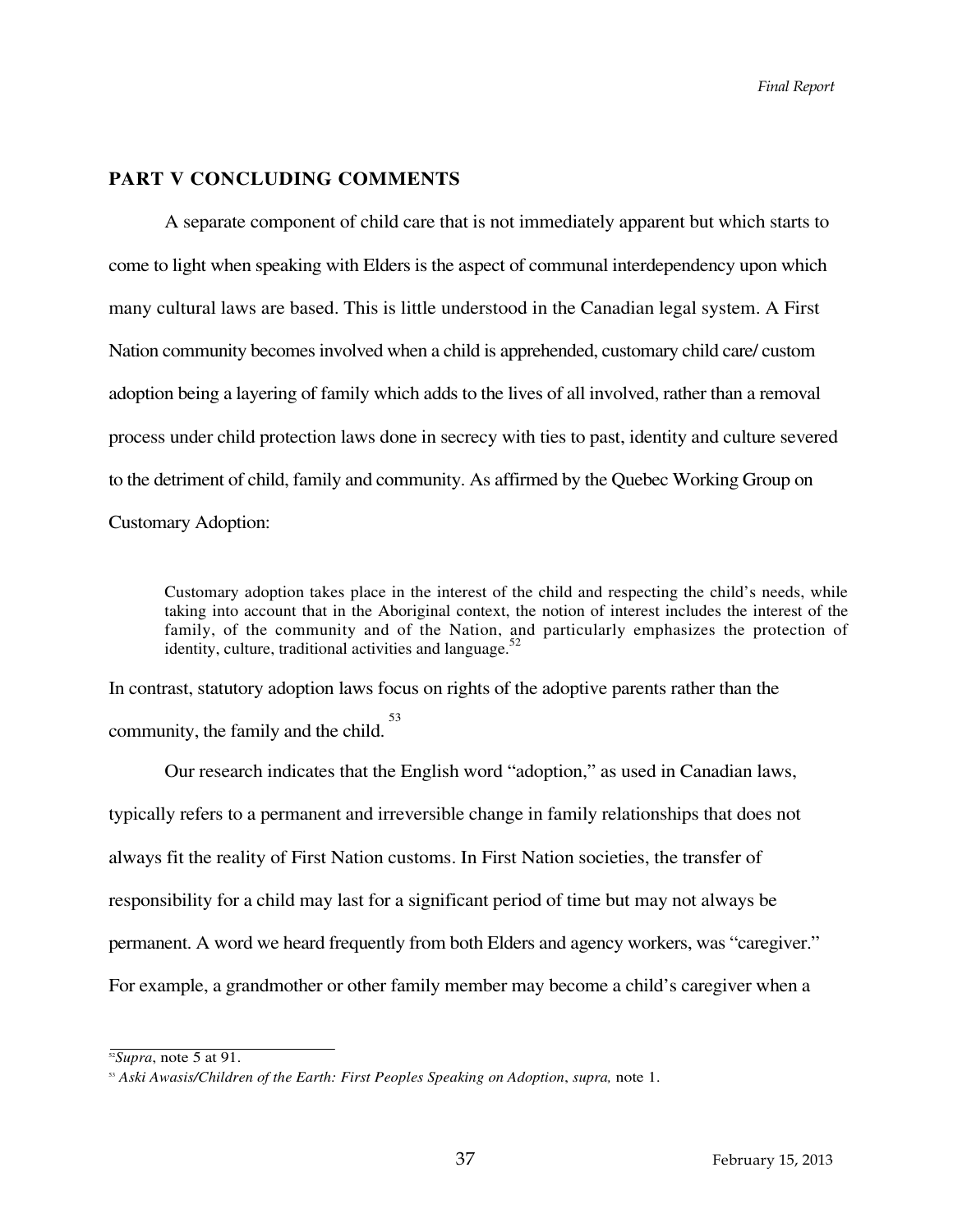## PART V CONCLUDING COMMENTS

A separate component of child care that is not immediately apparent but which starts to come to light when speaking with Elders is the aspect of communal interdependency upon which many cultural laws are based. This is little understood in the Canadian legal system. A First Nation community becomes involved when a child is apprehended, customary child care/ custom adoption being a layering of family which adds to the lives of all involved, rather than a removal process under child protection laws done in secrecy with ties to past, identity and culture severed to the detriment of child, family and community. As affirmed by the Quebec Working Group on Customary Adoption:

> Customary adoption takes place in the interest of the child and respecting the child's needs, while taking into account that in the Aboriginal context, the notion of interest includes the interest of the family, of the community and of the Nation, and particularly emphasizes the protection of identity, culture, traditional activities and language.[52]

In contrast, statutory adoption laws focus on rights of the adoptive parents rather than the community, the family and the child.[53]

Our research indicates that the English word "adoption," as used in Canadian laws, typically refers to a permanent and irreversible change in family relationships that does not always fit the reality of First Nation customs. In First Nation societies, the transfer of responsibility for a child may last for a significant period of time but may not always be permanent. A word we heard frequently from both Elders and agency workers, was "caregiver." For example, a grandmother or other family member may become a child's caregiver when a

---

[52] *Supra*, note 5 at 91.

[53] *Aski Awasis/Children of the Earth: First Peoples Speaking on Adoption*, *supra,* note 1.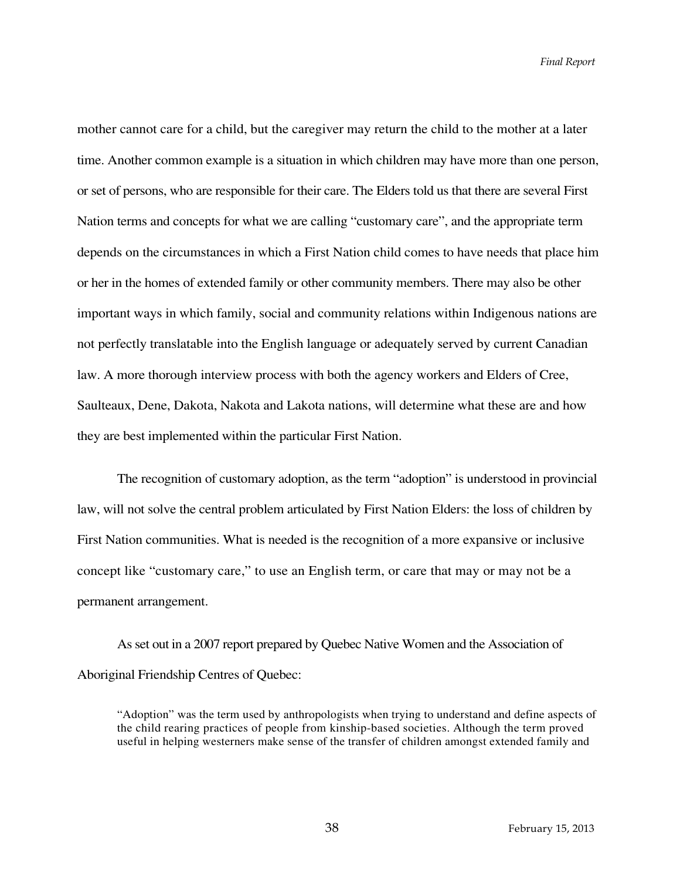mother cannot care for a child, but the caregiver may return the child to the mother at a later time. Another common example is a situation in which children may have more than one person, or set of persons, who are responsible for their care. The Elders told us that there are several First Nation terms and concepts for what we are calling "customary care", and the appropriate term depends on the circumstances in which a First Nation child comes to have needs that place him or her in the homes of extended family or other community members. There may also be other important ways in which family, social and community relations within Indigenous nations are not perfectly translatable into the English language or adequately served by current Canadian law. A more thorough interview process with both the agency workers and Elders of Cree, Saulteaux, Dene, Dakota, Nakota and Lakota nations, will determine what these are and how they are best implemented within the particular First Nation.

The recognition of customary adoption, as the term "adoption" is understood in provincial law, will not solve the central problem articulated by First Nation Elders: the loss of children by First Nation communities. What is needed is the recognition of a more expansive or inclusive concept like "customary care," to use an English term, or care that may or may not be a permanent arrangement.

As set out in a 2007 report prepared by Quebec Native Women and the Association of Aboriginal Friendship Centres of Quebec:

> "Adoption" was the term used by anthropologists when trying to understand and define aspects of the child rearing practices of people from kinship-based societies. Although the term proved useful in helping westerners make sense of the transfer of children amongst extended family and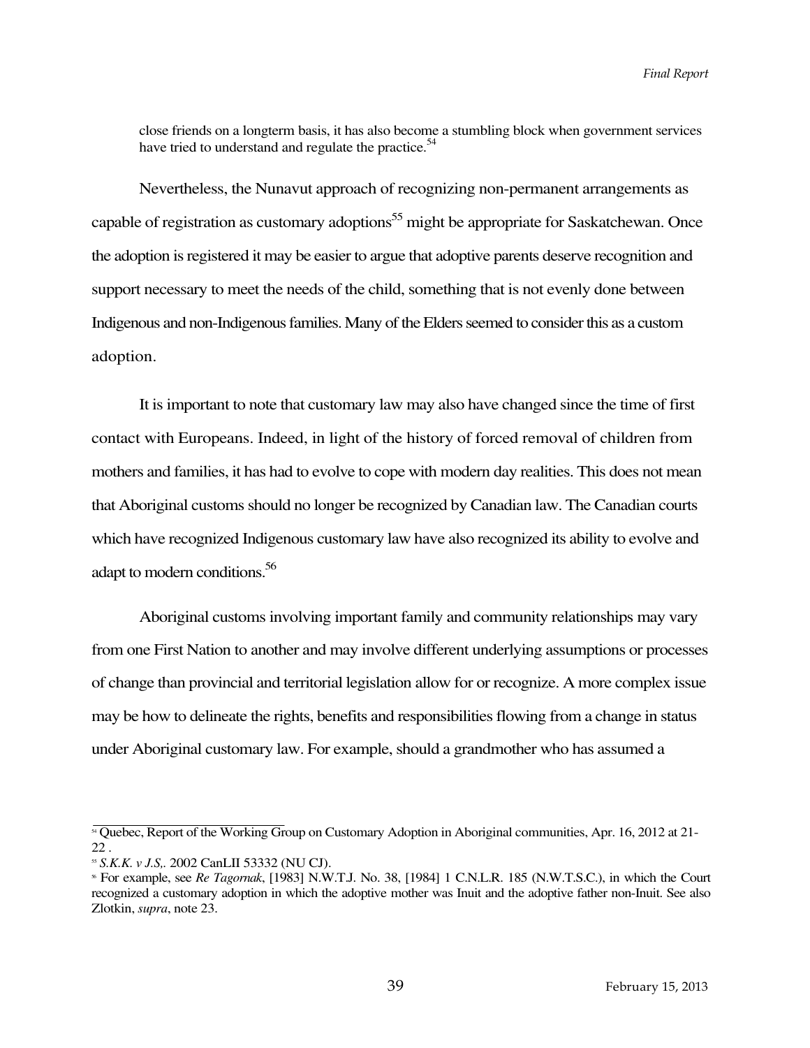close friends on a longterm basis, it has also become a stumbling block when government services have tried to understand and regulate the practice.[54]

Nevertheless, the Nunavut approach of recognizing non-permanent arrangements as capable of registration as customary adoptions[55] might be appropriate for Saskatchewan. Once the adoption is registered it may be easier to argue that adoptive parents deserve recognition and support necessary to meet the needs of the child, something that is not evenly done between Indigenous and non-Indigenous families. Many of the Elders seemed to consider this as a custom adoption.

It is important to note that customary law may also have changed since the time of first contact with Europeans. Indeed, in light of the history of forced removal of children from mothers and families, it has had to evolve to cope with modern day realities. This does not mean that Aboriginal customs should no longer be recognized by Canadian law. The Canadian courts which have recognized Indigenous customary law have also recognized its ability to evolve and adapt to modern conditions.[56]

Aboriginal customs involving important family and community relationships may vary from one First Nation to another and may involve different underlying assumptions or processes of change than provincial and territorial legislation allow for or recognize. A more complex issue may be how to delineate the rights, benefits and responsibilities flowing from a change in status under Aboriginal customary law. For example, should a grandmother who has assumed a

---

[54] Quebec, Report of the Working Group on Customary Adoption in Aboriginal communities, Apr. 16, 2012 at 21-22 .

[55] *S.K.K. v J.S,.* 2002 CanLII 53332 (NU CJ).

[56] For example, see *Re Tagornak*, [1983] N.W.T.J. No. 38, [1984] 1 C.N.L.R. 185 (N.W.T.S.C.), in which the Court recognized a customary adoption in which the adoptive mother was Inuit and the adoptive father non-Inuit. See also Zlotkin, *supra*, note 23.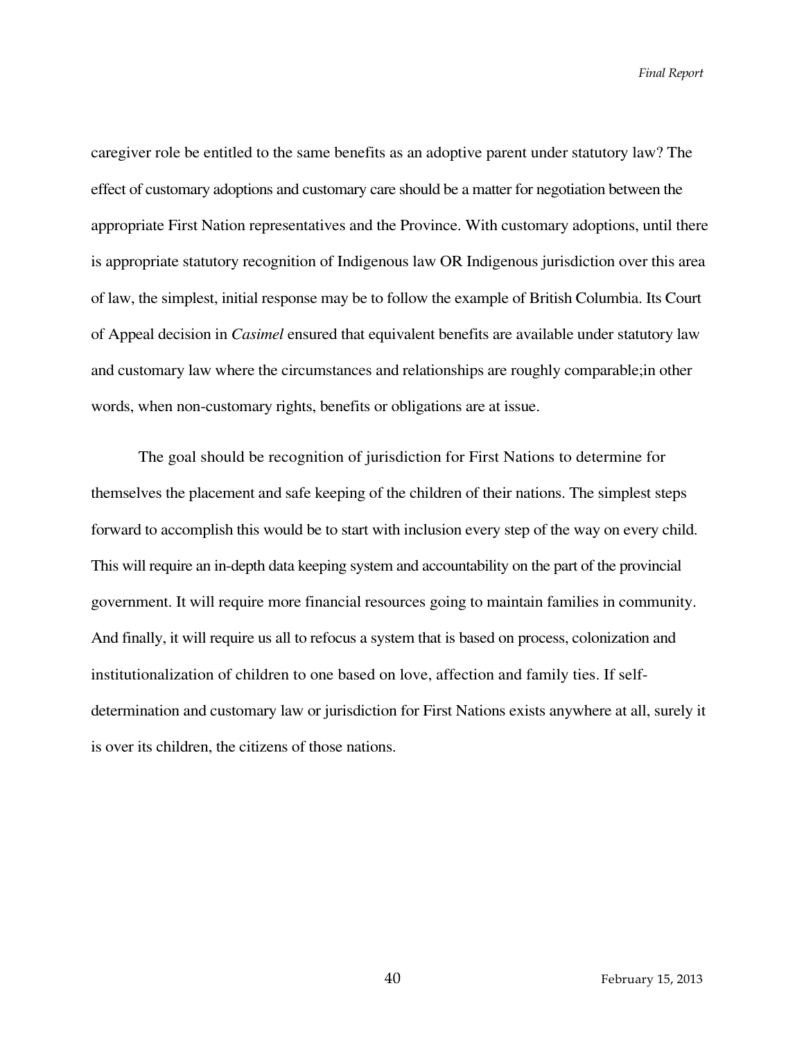caregiver role be entitled to the same benefits as an adoptive parent under statutory law? The effect of customary adoptions and customary care should be a matter for negotiation between the appropriate First Nation representatives and the Province. With customary adoptions, until there is appropriate statutory recognition of Indigenous law OR Indigenous jurisdiction over this area of law, the simplest, initial response may be to follow the example of British Columbia. Its Court of Appeal decision in *Casimel* ensured that equivalent benefits are available under statutory law and customary law where the circumstances and relationships are roughly comparable;in other words, when non-customary rights, benefits or obligations are at issue.

The goal should be recognition of jurisdiction for First Nations to determine for themselves the placement and safe keeping of the children of their nations. The simplest steps forward to accomplish this would be to start with inclusion every step of the way on every child. This will require an in-depth data keeping system and accountability on the part of the provincial government. It will require more financial resources going to maintain families in community. And finally, it will require us all to refocus a system that is based on process, colonization and institutionalization of children to one based on love, affection and family ties. If self-determination and customary law or jurisdiction for First Nations exists anywhere at all, surely it is over its children, the citizens of those nations.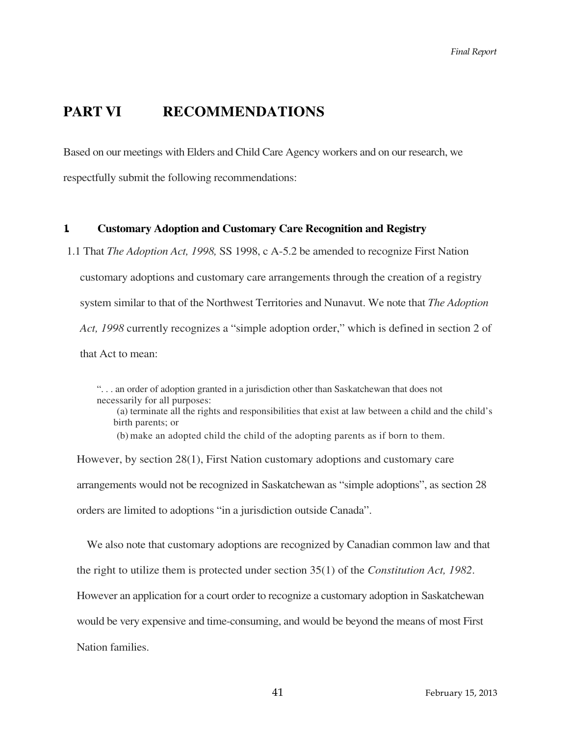# PART VI RECOMMENDATIONS

Based on our meetings with Elders and Child Care Agency workers and on our research, we respectfully submit the following recommendations:

## 1 Customary Adoption and Customary Care Recognition and Registry

1.1 That *The Adoption Act, 1998,* SS 1998, c A-5.2 be amended to recognize First Nation customary adoptions and customary care arrangements through the creation of a registry system similar to that of the Northwest Territories and Nunavut. We note that *The Adoption Act, 1998* currently recognizes a "simple adoption order," which is defined in section 2 of that Act to mean:

> ". . . an order of adoption granted in a jurisdiction other than Saskatchewan that does not necessarily for all purposes:
>
> (a) terminate all the rights and responsibilities that exist at law between a child and the child's birth parents; or
>
> (b) make an adopted child the child of the adopting parents as if born to them.

However, by section 28(1), First Nation customary adoptions and customary care arrangements would not be recognized in Saskatchewan as "simple adoptions", as section 28 orders are limited to adoptions "in a jurisdiction outside Canada".

We also note that customary adoptions are recognized by Canadian common law and that the right to utilize them is protected under section 35(1) of the *Constitution Act, 1982*. However an application for a court order to recognize a customary adoption in Saskatchewan would be very expensive and time-consuming, and would be beyond the means of most First Nation families.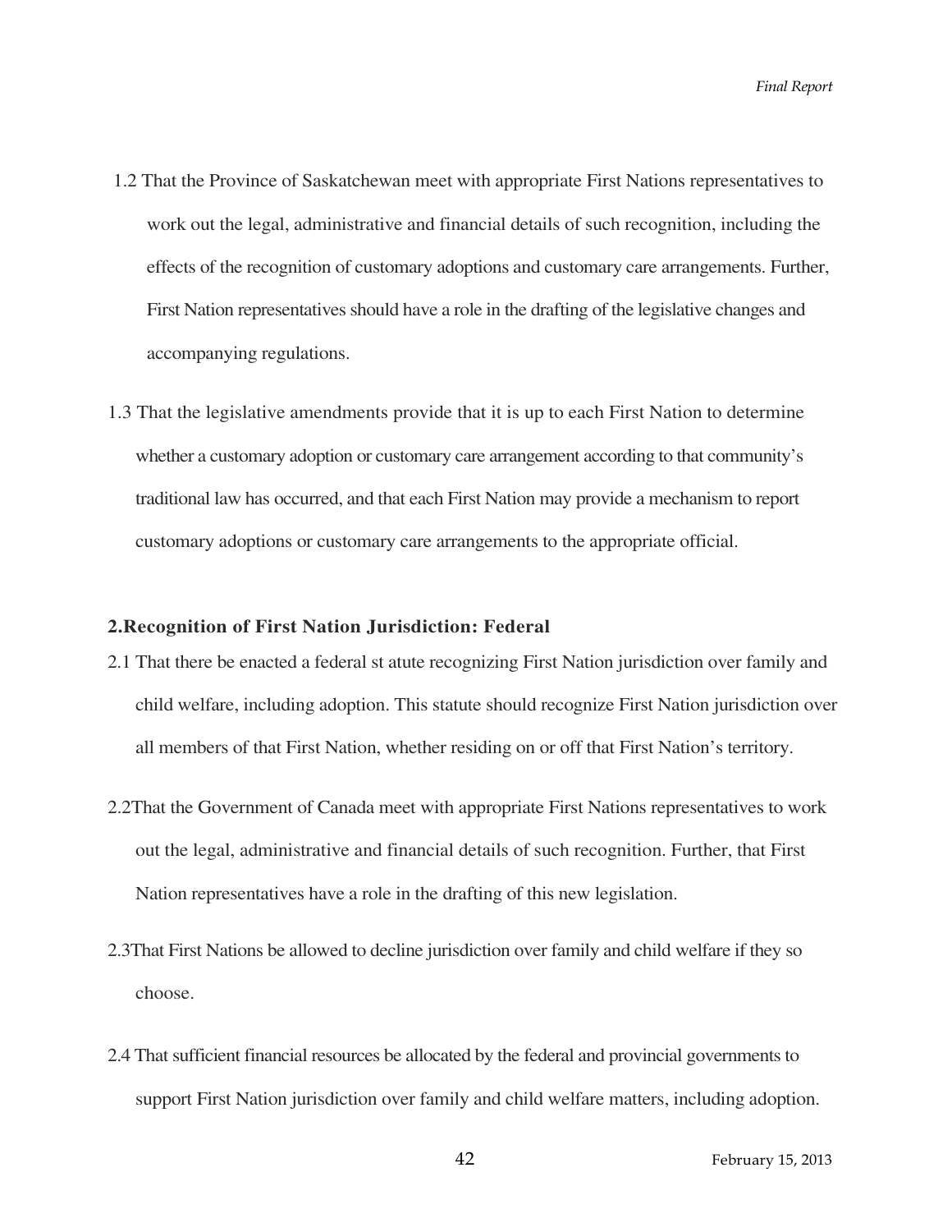1.2 That the Province of Saskatchewan meet with appropriate First Nations representatives to work out the legal, administrative and financial details of such recognition, including the effects of the recognition of customary adoptions and customary care arrangements. Further, First Nation representatives should have a role in the drafting of the legislative changes and accompanying regulations.

1.3 That the legislative amendments provide that it is up to each First Nation to determine whether a customary adoption or customary care arrangement according to that community's traditional law has occurred, and that each First Nation may provide a mechanism to report customary adoptions or customary care arrangements to the appropriate official.

**2. Recognition of First Nation Jurisdiction: Federal**

2.1 That there be enacted a federal st atute recognizing First Nation jurisdiction over family and child welfare, including adoption. This statute should recognize First Nation jurisdiction over all members of that First Nation, whether residing on or off that First Nation's territory.

2.2 That the Government of Canada meet with appropriate First Nations representatives to work out the legal, administrative and financial details of such recognition. Further, that First Nation representatives have a role in the drafting of this new legislation.

2.3 That First Nations be allowed to decline jurisdiction over family and child welfare if they so choose.

2.4 That sufficient financial resources be allocated by the federal and provincial governments to support First Nation jurisdiction over family and child welfare matters, including adoption.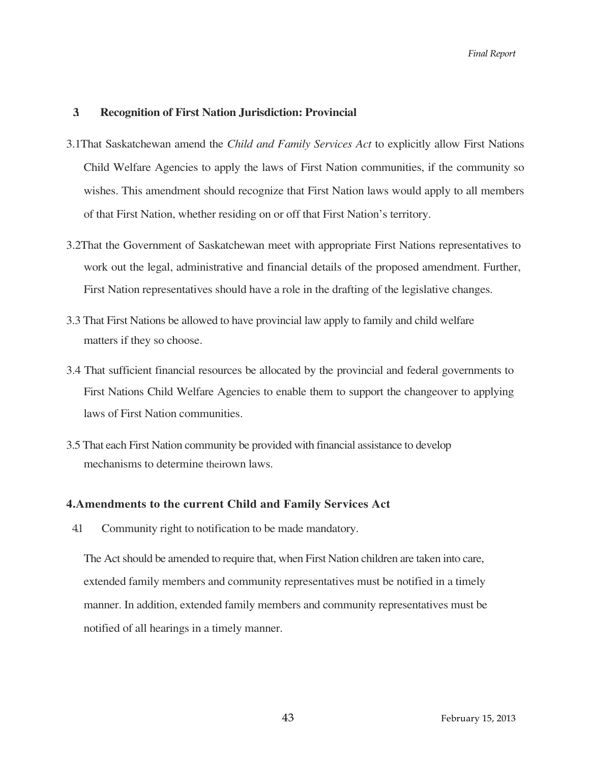## 3 Recognition of First Nation Jurisdiction: Provincial

3.1 That Saskatchewan amend the *Child and Family Services Act* to explicitly allow First Nations Child Welfare Agencies to apply the laws of First Nation communities, if the community so wishes. This amendment should recognize that First Nation laws would apply to all members of that First Nation, whether residing on or off that First Nation's territory.

3.2 That the Government of Saskatchewan meet with appropriate First Nations representatives to work out the legal, administrative and financial details of the proposed amendment. Further, First Nation representatives should have a role in the drafting of the legislative changes.

3.3 That First Nations be allowed to have provincial law apply to family and child welfare matters if they so choose.

3.4 That sufficient financial resources be allocated by the provincial and federal governments to First Nations Child Welfare Agencies to enable them to support the changeover to applying laws of First Nation communities.

3.5 That each First Nation community be provided with financial assistance to develop mechanisms to determine theirown laws.

## 4. Amendments to the current Child and Family Services Act

4.1 Community right to notification to be made mandatory.

The Act should be amended to require that, when First Nation children are taken into care, extended family members and community representatives must be notified in a timely manner. In addition, extended family members and community representatives must be notified of all hearings in a timely manner.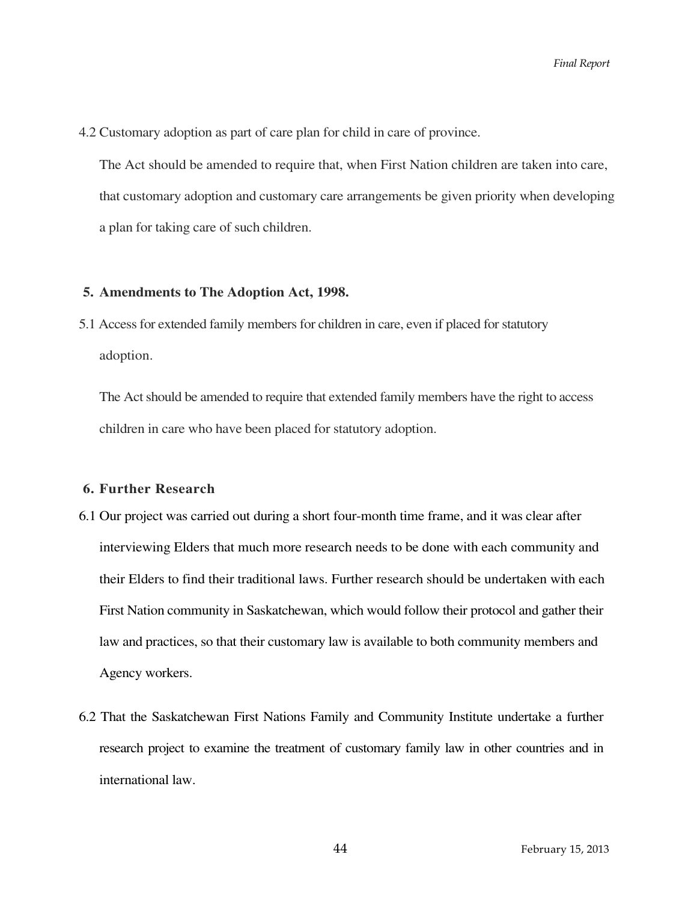4.2 Customary adoption as part of care plan for child in care of province.

The Act should be amended to require that, when First Nation children are taken into care, that customary adoption and customary care arrangements be given priority when developing a plan for taking care of such children.

## 5. Amendments to The Adoption Act, 1998.

5.1 Access for extended family members for children in care, even if placed for statutory adoption.

The Act should be amended to require that extended family members have the right to access children in care who have been placed for statutory adoption.

## 6. Further Research

6.1 Our project was carried out during a short four-month time frame, and it was clear after interviewing Elders that much more research needs to be done with each community and their Elders to find their traditional laws. Further research should be undertaken with each First Nation community in Saskatchewan, which would follow their protocol and gather their law and practices, so that their customary law is available to both community members and Agency workers.

6.2 That the Saskatchewan First Nations Family and Community Institute undertake a further research project to examine the treatment of customary family law in other countries and in international law.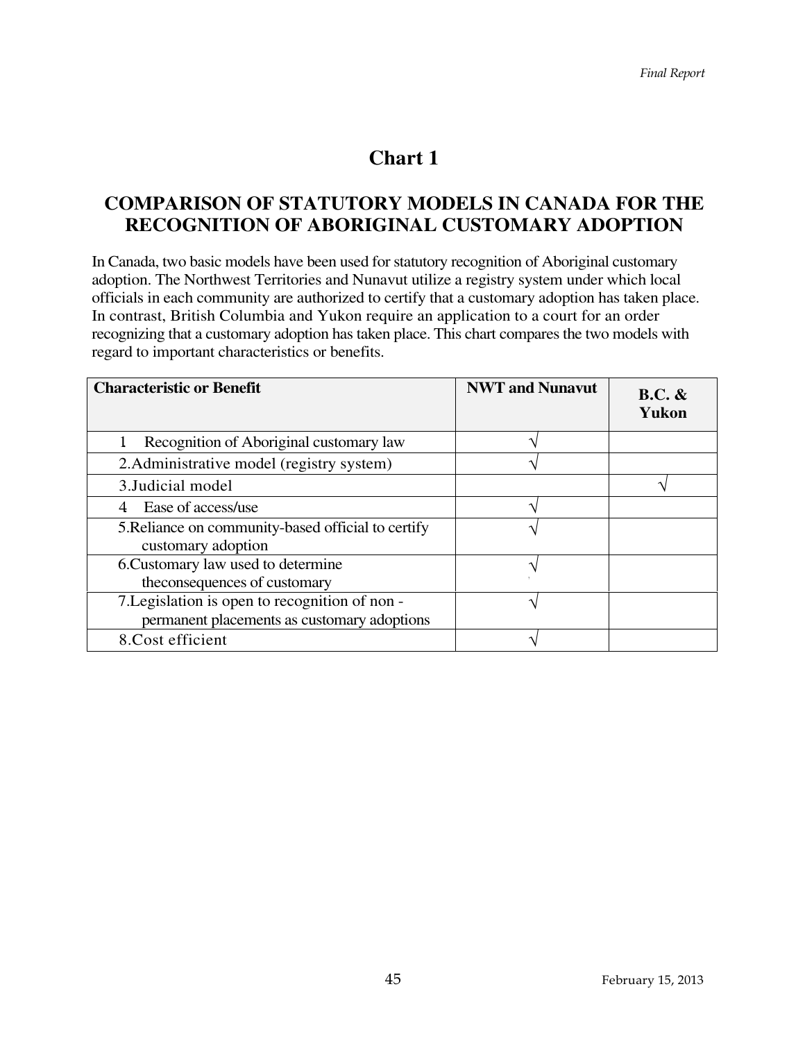# Chart 1

## COMPARISON OF STATUTORY MODELS IN CANADA FOR THE RECOGNITION OF ABORIGINAL CUSTOMARY ADOPTION

In Canada, two basic models have been used for statutory recognition of Aboriginal customary adoption. The Northwest Territories and Nunavut utilize a registry system under which local officials in each community are authorized to certify that a customary adoption has taken place. In contrast, British Columbia and Yukon require an application to a court for an order recognizing that a customary adoption has taken place. This chart compares the two models with regard to important characteristics or benefits.

| Characteristic or Benefit | NWT and Nunavut | B.C. & Yukon |
|---|---|---|
| 1 Recognition of Aboriginal customary law | √ | |
| 2.Administrative model (registry system) | √ | |
| 3.Judicial model | | √ |
| 4 Ease of access/use | √ | |
| 5.Reliance on community-based official to certify customary adoption | √ | |
| 6.Customary law used to determine theconsequences of customary | √ | |
| 7.Legislation is open to recognition of non - permanent placements as customary adoptions | √ | |
| 8.Cost efficient | √ | |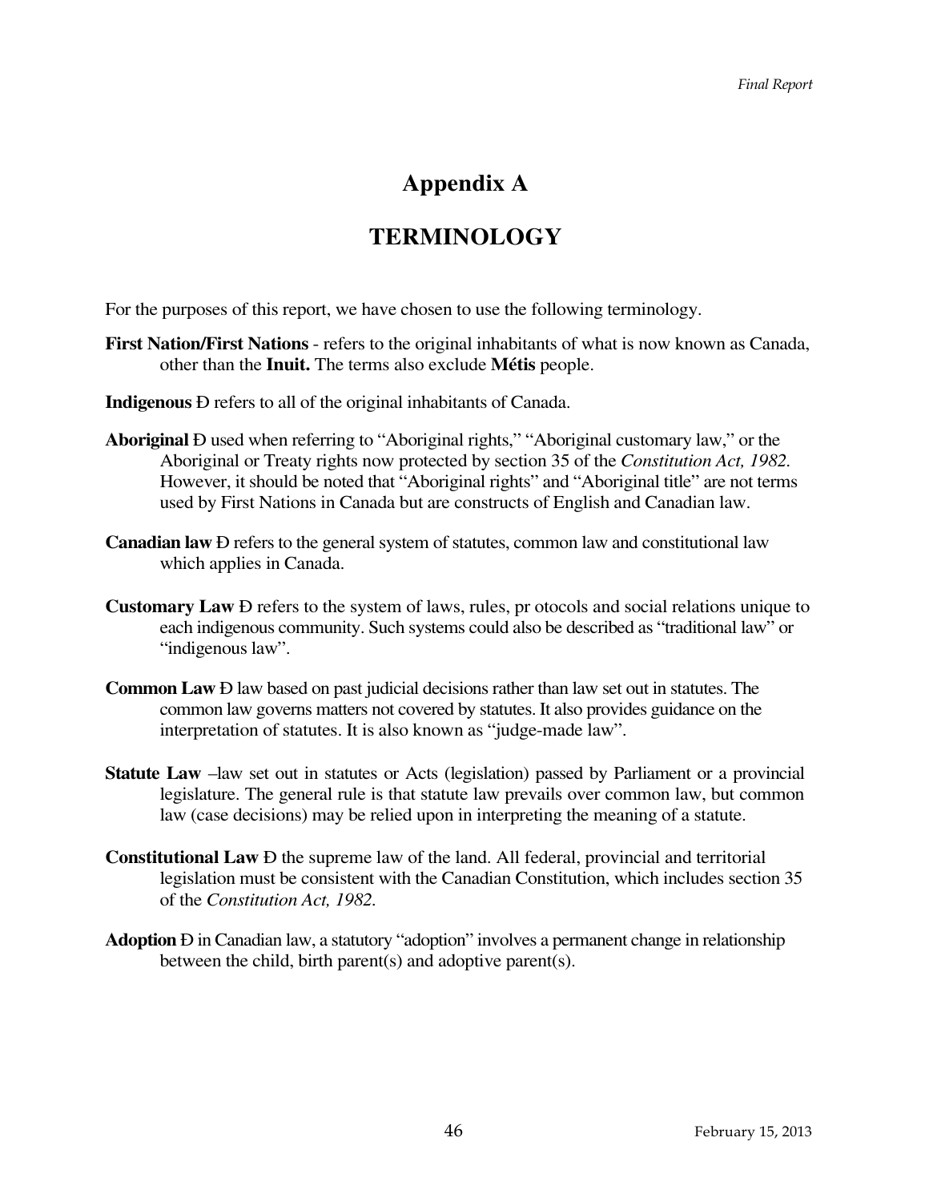# Appendix A

## TERMINOLOGY

For the purposes of this report, we have chosen to use the following terminology.

**First Nation/First Nations** - refers to the original inhabitants of what is now known as Canada, other than the **Inuit.** The terms also exclude **Métis** people.

**Indigenous** Ð refers to all of the original inhabitants of Canada.

**Aboriginal** Ð used when referring to "Aboriginal rights," "Aboriginal customary law," or the Aboriginal or Treaty rights now protected by section 35 of the *Constitution Act, 1982*. However, it should be noted that "Aboriginal rights" and "Aboriginal title" are not terms used by First Nations in Canada but are constructs of English and Canadian law.

**Canadian law** Ð refers to the general system of statutes, common law and constitutional law which applies in Canada.

**Customary Law** Ð refers to the system of laws, rules, pr otocols and social relations unique to each indigenous community. Such systems could also be described as "traditional law" or "indigenous law".

**Common Law** Ð law based on past judicial decisions rather than law set out in statutes. The common law governs matters not covered by statutes. It also provides guidance on the interpretation of statutes. It is also known as "judge-made law".

**Statute Law** –law set out in statutes or Acts (legislation) passed by Parliament or a provincial legislature. The general rule is that statute law prevails over common law, but common law (case decisions) may be relied upon in interpreting the meaning of a statute.

**Constitutional Law** Ð the supreme law of the land. All federal, provincial and territorial legislation must be consistent with the Canadian Constitution, which includes section 35 of the *Constitution Act, 1982*.

**Adoption** Ð in Canadian law, a statutory "adoption" involves a permanent change in relationship between the child, birth parent(s) and adoptive parent(s).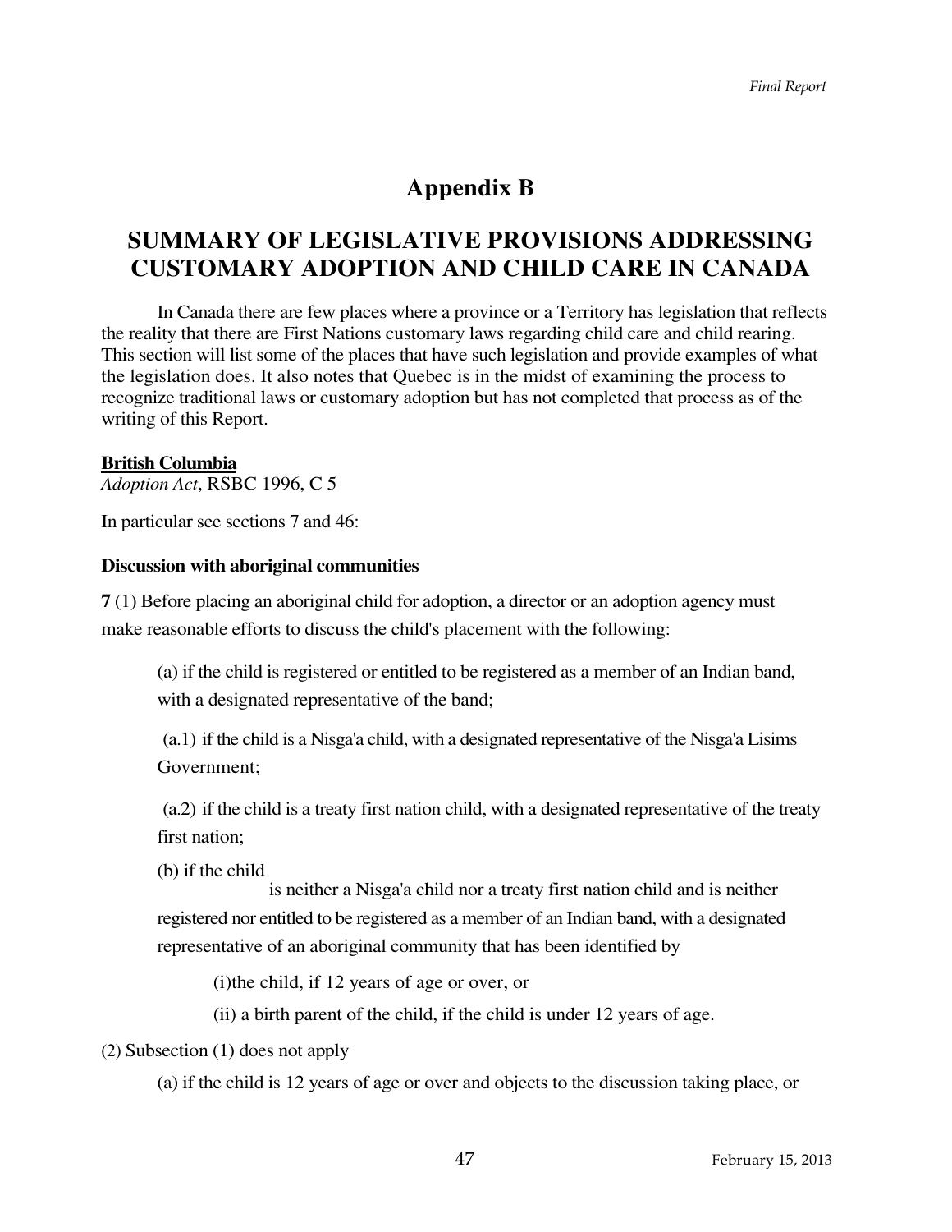# Appendix B

## SUMMARY OF LEGISLATIVE PROVISIONS ADDRESSING CUSTOMARY ADOPTION AND CHILD CARE IN CANADA

In Canada there are few places where a province or a Territory has legislation that reflects the reality that there are First Nations customary laws regarding child care and child rearing. This section will list some of the places that have such legislation and provide examples of what the legislation does. It also notes that Quebec is in the midst of examining the process to recognize traditional laws or customary adoption but has not completed that process as of the writing of this Report.

**British Columbia**
*Adoption Act*, RSBC 1996, C 5

In particular see sections 7 and 46:

**Discussion with aboriginal communities**

**7** (1) Before placing an aboriginal child for adoption, a director or an adoption agency must make reasonable efforts to discuss the child's placement with the following:

(a) if the child is registered or entitled to be registered as a member of an Indian band, with a designated representative of the band;

(a.1) if the child is a Nisga'a child, with a designated representative of the Nisga'a Lisims Government;

(a.2) if the child is a treaty first nation child, with a designated representative of the treaty first nation;

(b) if the child is neither a Nisga'a child nor a treaty first nation child and is neither registered nor entitled to be registered as a member of an Indian band, with a designated representative of an aboriginal community that has been identified by

(i) the child, if 12 years of age or over, or

(ii) a birth parent of the child, if the child is under 12 years of age.

(2) Subsection (1) does not apply

(a) if the child is 12 years of age or over and objects to the discussion taking place, or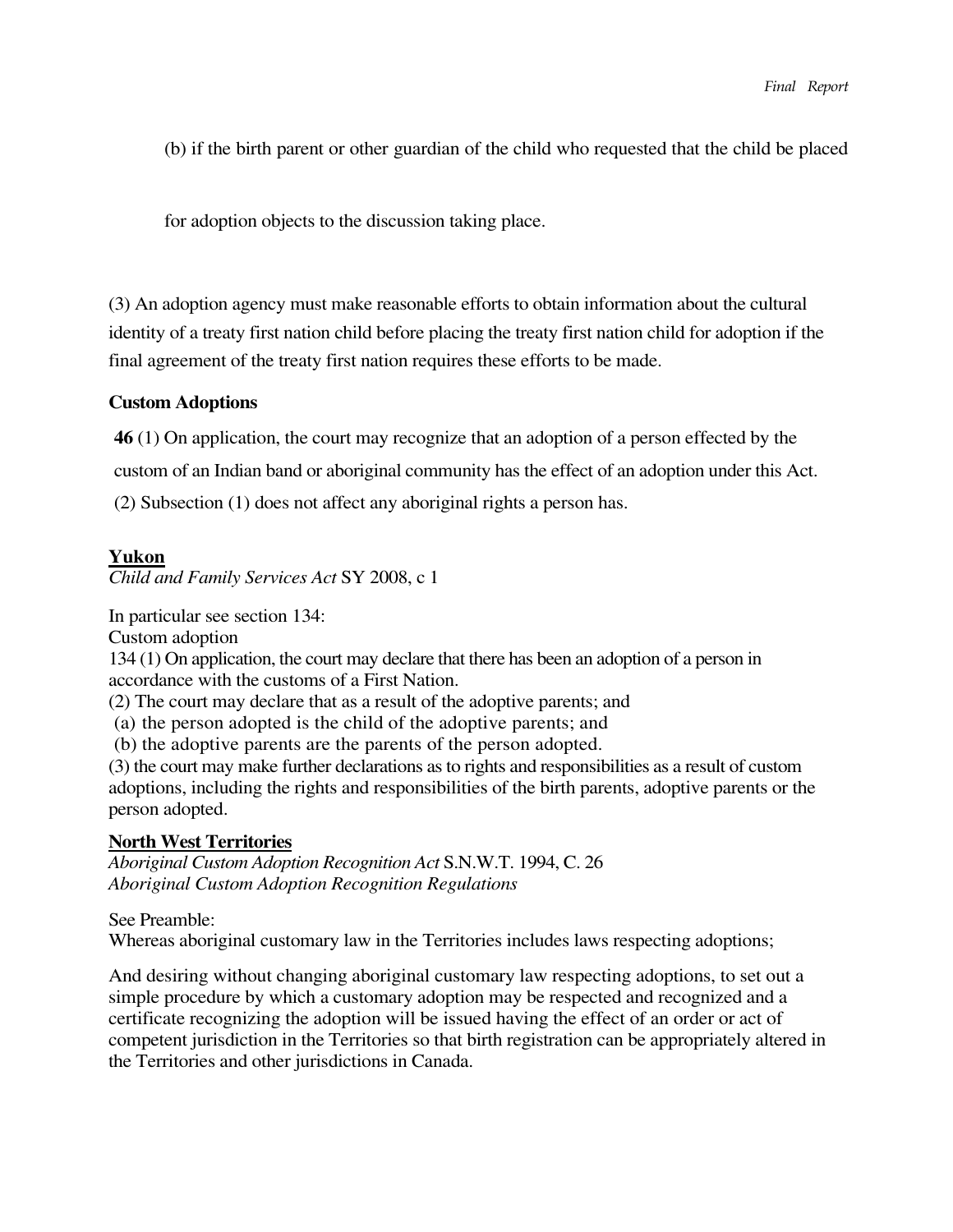(b) if the birth parent or other guardian of the child who requested that the child be placed

for adoption objects to the discussion taking place.

(3) An adoption agency must make reasonable efforts to obtain information about the cultural identity of a treaty first nation child before placing the treaty first nation child for adoption if the final agreement of the treaty first nation requires these efforts to be made.

**Custom Adoptions**

**46** (1) On application, the court may recognize that an adoption of a person effected by the custom of an Indian band or aboriginal community has the effect of an adoption under this Act.

(2) Subsection (1) does not affect any aboriginal rights a person has.

**Yukon**

*Child and Family Services Act* SY 2008, c 1

In particular see section 134:

Custom adoption

134 (1) On application, the court may declare that there has been an adoption of a person in accordance with the customs of a First Nation.

(2) The court may declare that as a result of the adoptive parents; and

(a) the person adopted is the child of the adoptive parents; and

(b) the adoptive parents are the parents of the person adopted.

(3) the court may make further declarations as to rights and responsibilities as a result of custom adoptions, including the rights and responsibilities of the birth parents, adoptive parents or the person adopted.

**North West Territories**

*Aboriginal Custom Adoption Recognition Act* S.N.W.T. 1994, C. 26
*Aboriginal Custom Adoption Recognition Regulations*

See Preamble:

Whereas aboriginal customary law in the Territories includes laws respecting adoptions;

And desiring without changing aboriginal customary law respecting adoptions, to set out a simple procedure by which a customary adoption may be respected and recognized and a certificate recognizing the adoption will be issued having the effect of an order or act of competent jurisdiction in the Territories so that birth registration can be appropriately altered in the Territories and other jurisdictions in Canada.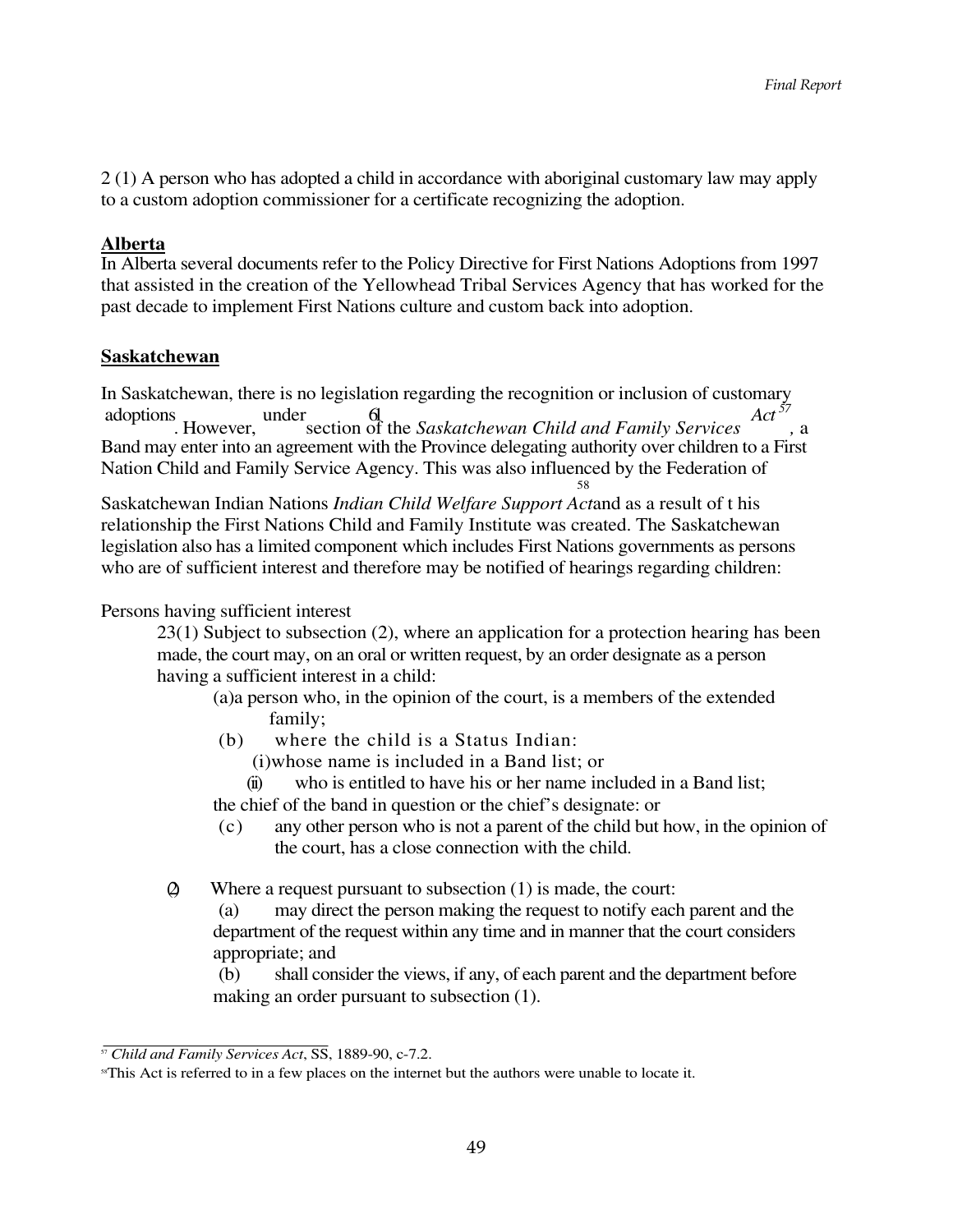2 (1) A person who has adopted a child in accordance with aboriginal customary law may apply to a custom adoption commissioner for a certificate recognizing the adoption.

**Alberta**

In Alberta several documents refer to the Policy Directive for First Nations Adoptions from 1997 that assisted in the creation of the Yellowhead Tribal Services Agency that has worked for the past decade to implement First Nations culture and custom back into adoption.

**Saskatchewan**

In Saskatchewan, there is no legislation regarding the recognition or inclusion of customary adoptions. However, under section 61 of the *Saskatchewan Child and Family Services Act*[57], a Band may enter into an agreement with the Province delegating authority over children to a First Nation Child and Family Service Agency. This was also influenced by the Federation of Saskatchewan Indian Nations *Indian Child Welfare Support Act*[58] and as a result of this relationship the First Nations Child and Family Institute was created. The Saskatchewan legislation also has a limited component which includes First Nations governments as persons who are of sufficient interest and therefore may be notified of hearings regarding children:

Persons having sufficient interest

> 23(1) Subject to subsection (2), where an application for a protection hearing has been made, the court may, on an oral or written request, by an order designate as a person having a sufficient interest in a child:
>
> (a) a person who, in the opinion of the court, is a members of the extended family;
>
> (b) where the child is a Status Indian:
>
> (i) whose name is included in a Band list; or
>
> (ii) who is entitled to have his or her name included in a Band list;
>
> the chief of the band in question or the chief's designate: or
>
> (c) any other person who is not a parent of the child but how, in the opinion of the court, has a close connection with the child.
>
> (2) Where a request pursuant to subsection (1) is made, the court:
>
> (a) may direct the person making the request to notify each parent and the department of the request within any time and in manner that the court considers appropriate; and
>
> (b) shall consider the views, if any, of each parent and the department before making an order pursuant to subsection (1).

---

[57] *Child and Family Services Act*, SS, 1889-90, c-7.2.

[58] This Act is referred to in a few places on the internet but the authors were unable to locate it.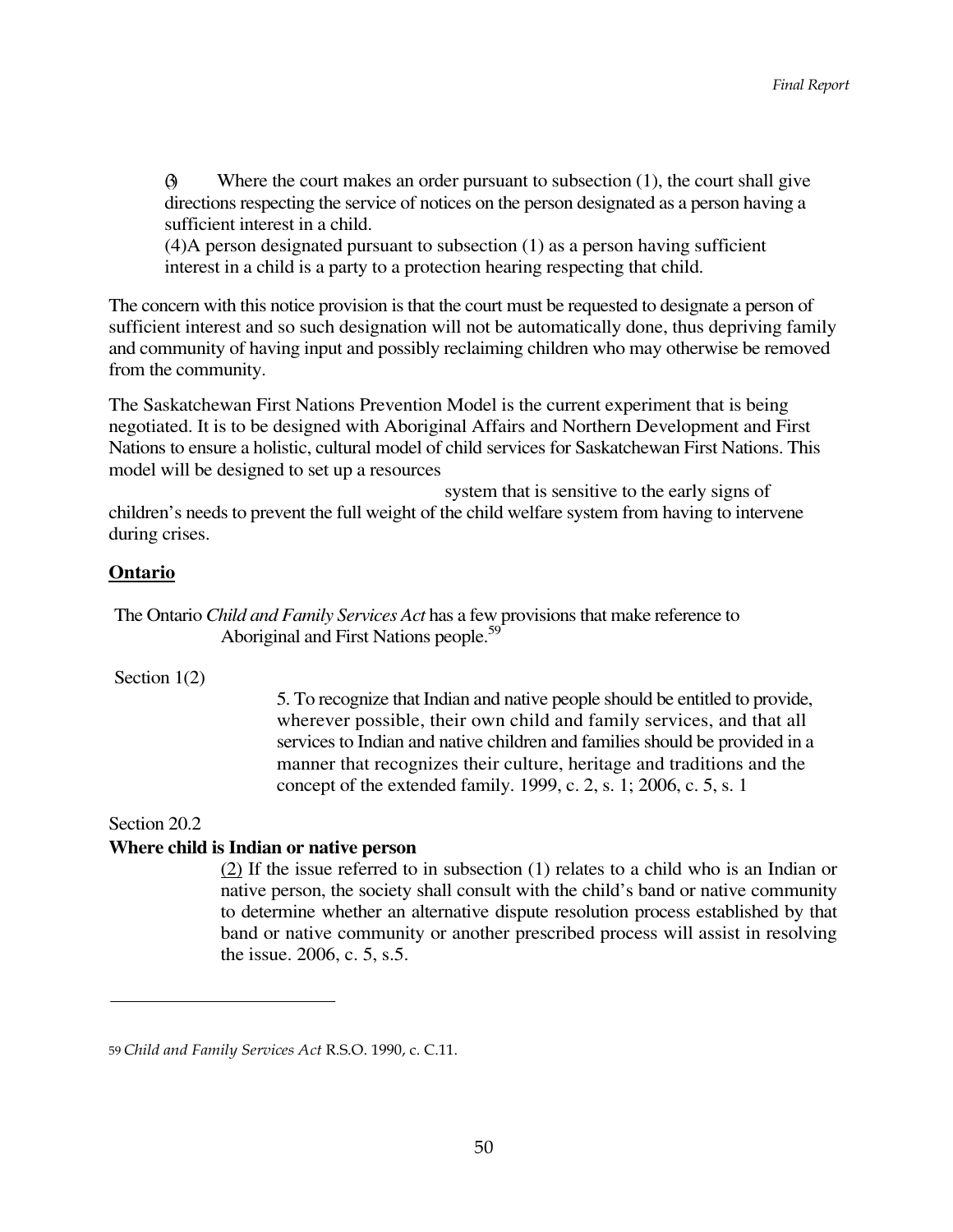(3) Where the court makes an order pursuant to subsection (1), the court shall give directions respecting the service of notices on the person designated as a person having a sufficient interest in a child.

(4) A person designated pursuant to subsection (1) as a person having sufficient interest in a child is a party to a protection hearing respecting that child.

The concern with this notice provision is that the court must be requested to designate a person of sufficient interest and so such designation will not be automatically done, thus depriving family and community of having input and possibly reclaiming children who may otherwise be removed from the community.

The Saskatchewan First Nations Prevention Model is the current experiment that is being negotiated. It is to be designed with Aboriginal Affairs and Northern Development and First Nations to ensure a holistic, cultural model of child services for Saskatchewan First Nations. This model will be designed to set up a resources system that is sensitive to the early signs of children's needs to prevent the full weight of the child welfare system from having to intervene during crises.

## Ontario

The Ontario *Child and Family Services Act* has a few provisions that make reference to Aboriginal and First Nations people.[59]

Section 1(2)

> 5. To recognize that Indian and native people should be entitled to provide, wherever possible, their own child and family services, and that all services to Indian and native children and families should be provided in a manner that recognizes their culture, heritage and traditions and the concept of the extended family. 1999, c. 2, s. 1; 2006, c. 5, s. 1

Section 20.2

**Where child is Indian or native person**

> (2) If the issue referred to in subsection (1) relates to a child who is an Indian or native person, the society shall consult with the child's band or native community to determine whether an alternative dispute resolution process established by that band or native community or another prescribed process will assist in resolving the issue. 2006, c. 5, s.5.

---

[59] *Child and Family Services Act* R.S.O. 1990, c. C.11.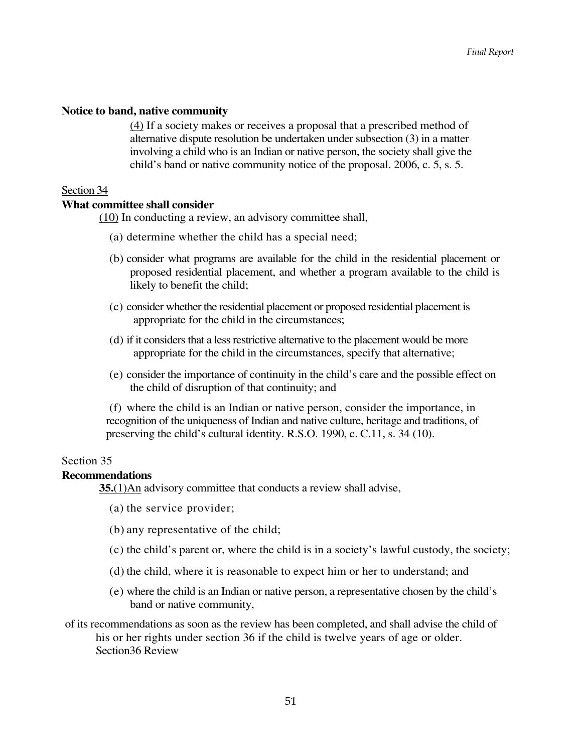**Notice to band, native community**

(4) If a society makes or receives a proposal that a prescribed method of alternative dispute resolution be undertaken under subsection (3) in a matter involving a child who is an Indian or native person, the society shall give the child's band or native community notice of the proposal. 2006, c. 5, s. 5.

Section 34

**What committee shall consider**

(10) In conducting a review, an advisory committee shall,

(a) determine whether the child has a special need;

(b) consider what programs are available for the child in the residential placement or proposed residential placement, and whether a program available to the child is likely to benefit the child;

(c) consider whether the residential placement or proposed residential placement is appropriate for the child in the circumstances;

(d) if it considers that a less restrictive alternative to the placement would be more appropriate for the child in the circumstances, specify that alternative;

(e) consider the importance of continuity in the child's care and the possible effect on the child of disruption of that continuity; and

(f) where the child is an Indian or native person, consider the importance, in recognition of the uniqueness of Indian and native culture, heritage and traditions, of preserving the child's cultural identity. R.S.O. 1990, c. C.11, s. 34 (10).

Section 35

**Recommendations**

**35.**(1)An advisory committee that conducts a review shall advise,

(a) the service provider;

(b) any representative of the child;

(c) the child's parent or, where the child is in a society's lawful custody, the society;

(d) the child, where it is reasonable to expect him or her to understand; and

(e) where the child is an Indian or native person, a representative chosen by the child's band or native community,

of its recommendations as soon as the review has been completed, and shall advise the child of his or her rights under section 36 if the child is twelve years of age or older.

Section36 Review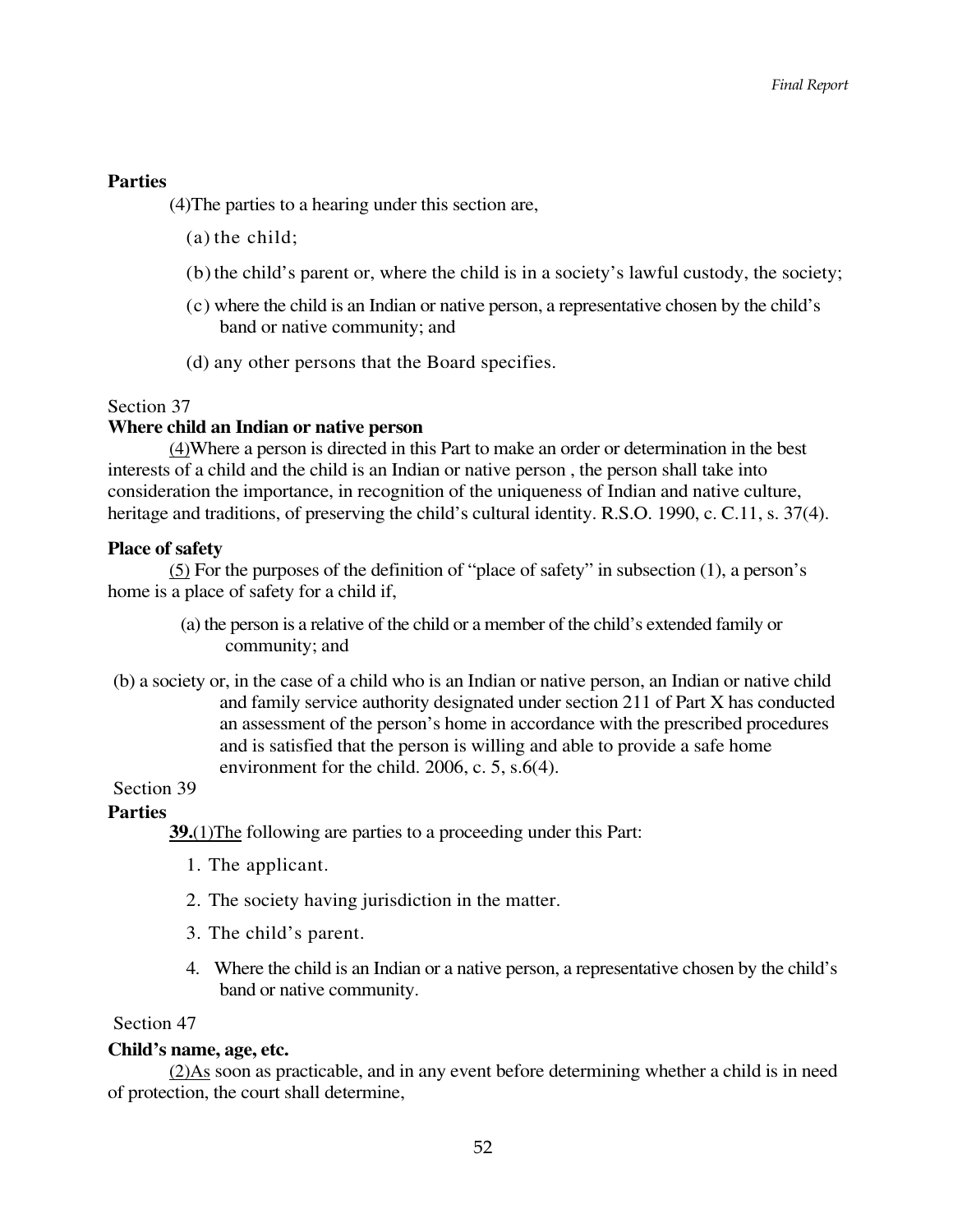**Parties**

(4)The parties to a hearing under this section are,

(a) the child;

(b) the child's parent or, where the child is in a society's lawful custody, the society;

(c) where the child is an Indian or native person, a representative chosen by the child's band or native community; and

(d) any other persons that the Board specifies.

Section 37

**Where child an Indian or native person**

(4)Where a person is directed in this Part to make an order or determination in the best interests of a child and the child is an Indian or native person , the person shall take into consideration the importance, in recognition of the uniqueness of Indian and native culture, heritage and traditions, of preserving the child's cultural identity. R.S.O. 1990, c. C.11, s. 37(4).

**Place of safety**

(5) For the purposes of the definition of "place of safety" in subsection (1), a person's home is a place of safety for a child if,

(a) the person is a relative of the child or a member of the child's extended family or community; and

(b) a society or, in the case of a child who is an Indian or native person, an Indian or native child and family service authority designated under section 211 of Part X has conducted an assessment of the person's home in accordance with the prescribed procedures and is satisfied that the person is willing and able to provide a safe home environment for the child. 2006, c. 5, s.6(4).

Section 39

**Parties**

**39.**(1)The following are parties to a proceeding under this Part:

1. The applicant.
2. The society having jurisdiction in the matter.
3. The child's parent.
4. Where the child is an Indian or a native person, a representative chosen by the child's band or native community.

Section 47

**Child's name, age, etc.**

(2)As soon as practicable, and in any event before determining whether a child is in need of protection, the court shall determine,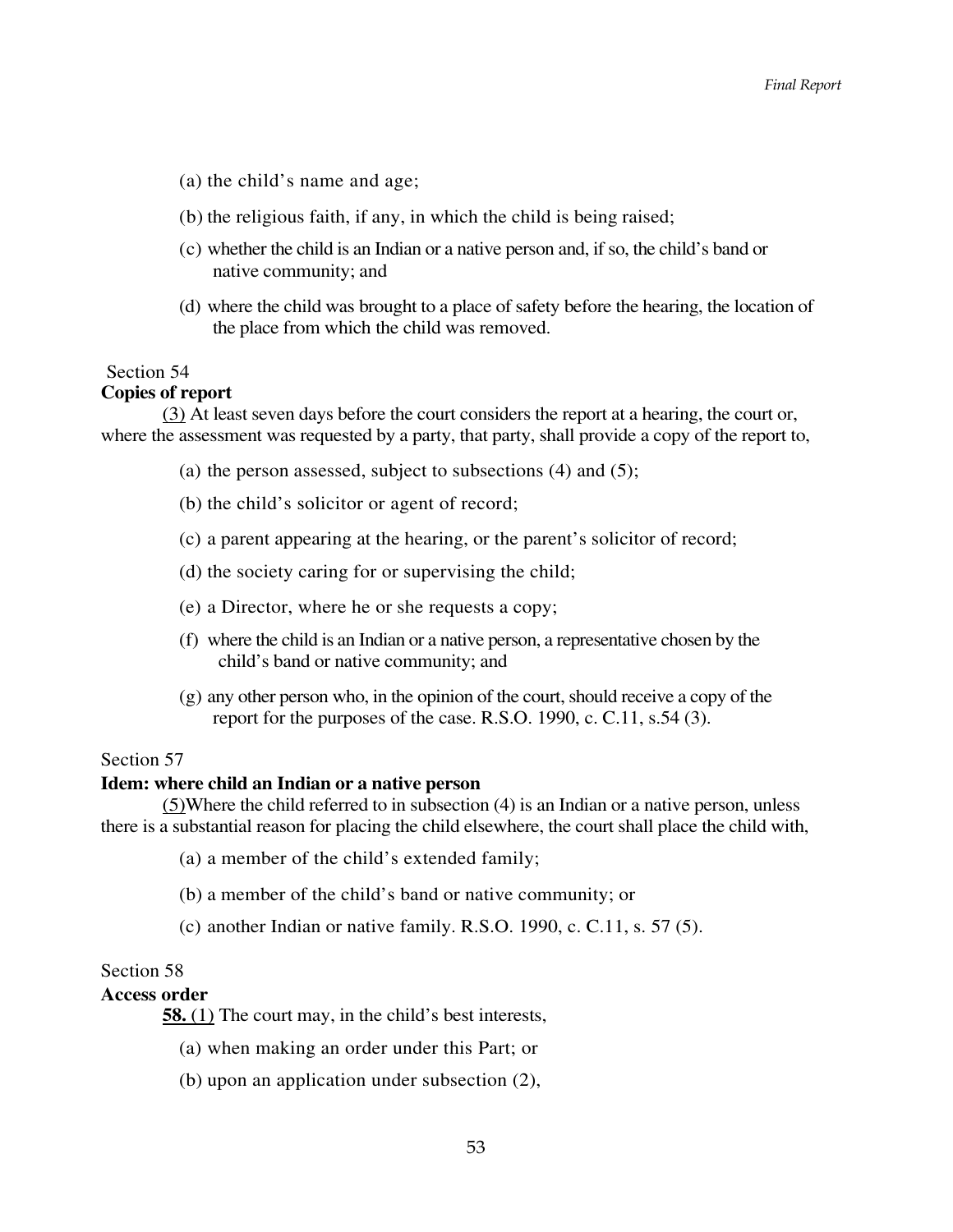(a) the child's name and age;

(b) the religious faith, if any, in which the child is being raised;

(c) whether the child is an Indian or a native person and, if so, the child's band or native community; and

(d) where the child was brought to a place of safety before the hearing, the location of the place from which the child was removed.

Section 54

**Copies of report**

(3) At least seven days before the court considers the report at a hearing, the court or, where the assessment was requested by a party, that party, shall provide a copy of the report to,

(a) the person assessed, subject to subsections (4) and (5);

(b) the child's solicitor or agent of record;

(c) a parent appearing at the hearing, or the parent's solicitor of record;

(d) the society caring for or supervising the child;

(e) a Director, where he or she requests a copy;

(f) where the child is an Indian or a native person, a representative chosen by the child's band or native community; and

(g) any other person who, in the opinion of the court, should receive a copy of the report for the purposes of the case. R.S.O. 1990, c. C.11, s.54 (3).

Section 57

**Idem: where child an Indian or a native person**

(5)Where the child referred to in subsection (4) is an Indian or a native person, unless there is a substantial reason for placing the child elsewhere, the court shall place the child with,

(a) a member of the child's extended family;

(b) a member of the child's band or native community; or

(c) another Indian or native family. R.S.O. 1990, c. C.11, s. 57 (5).

Section 58

**Access order**

**58.** (1) The court may, in the child's best interests,

(a) when making an order under this Part; or

(b) upon an application under subsection (2),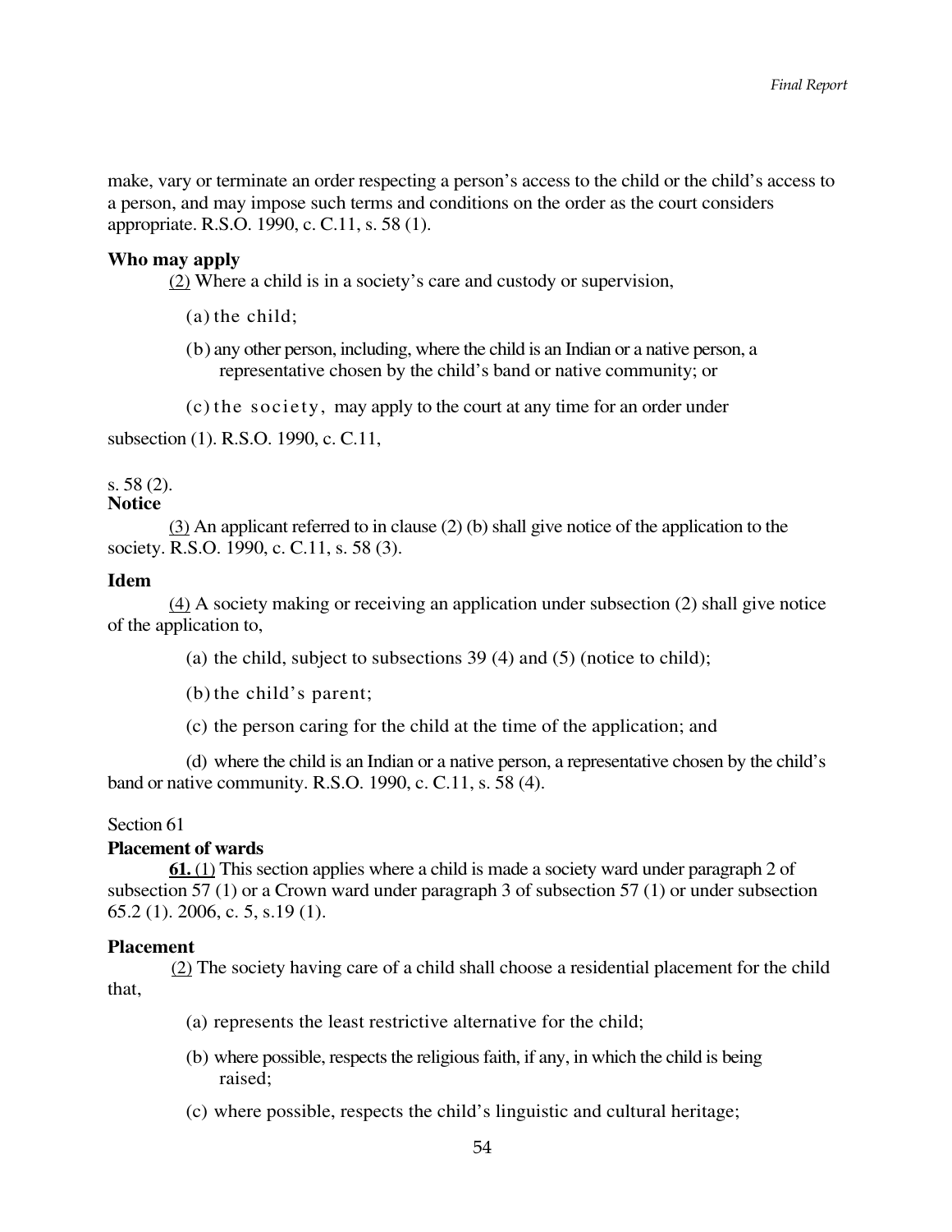make, vary or terminate an order respecting a person's access to the child or the child's access to a person, and may impose such terms and conditions on the order as the court considers appropriate. R.S.O. 1990, c. C.11, s. 58 (1).

**Who may apply**

(2) Where a child is in a society's care and custody or supervision,

(a) the child;

(b) any other person, including, where the child is an Indian or a native person, a representative chosen by the child's band or native community; or

(c) the society, may apply to the court at any time for an order under subsection (1). R.S.O. 1990, c. C.11, s. 58 (2).

**Notice**

(3) An applicant referred to in clause (2) (b) shall give notice of the application to the society. R.S.O. 1990, c. C.11, s. 58 (3).

**Idem**

(4) A society making or receiving an application under subsection (2) shall give notice of the application to,

(a) the child, subject to subsections 39 (4) and (5) (notice to child);

(b) the child's parent;

(c) the person caring for the child at the time of the application; and

(d) where the child is an Indian or a native person, a representative chosen by the child's band or native community. R.S.O. 1990, c. C.11, s. 58 (4).

Section 61

**Placement of wards**

**61.** (1) This section applies where a child is made a society ward under paragraph 2 of subsection 57 (1) or a Crown ward under paragraph 3 of subsection 57 (1) or under subsection 65.2 (1). 2006, c. 5, s.19 (1).

**Placement**

(2) The society having care of a child shall choose a residential placement for the child that,

(a) represents the least restrictive alternative for the child;

(b) where possible, respects the religious faith, if any, in which the child is being raised;

(c) where possible, respects the child's linguistic and cultural heritage;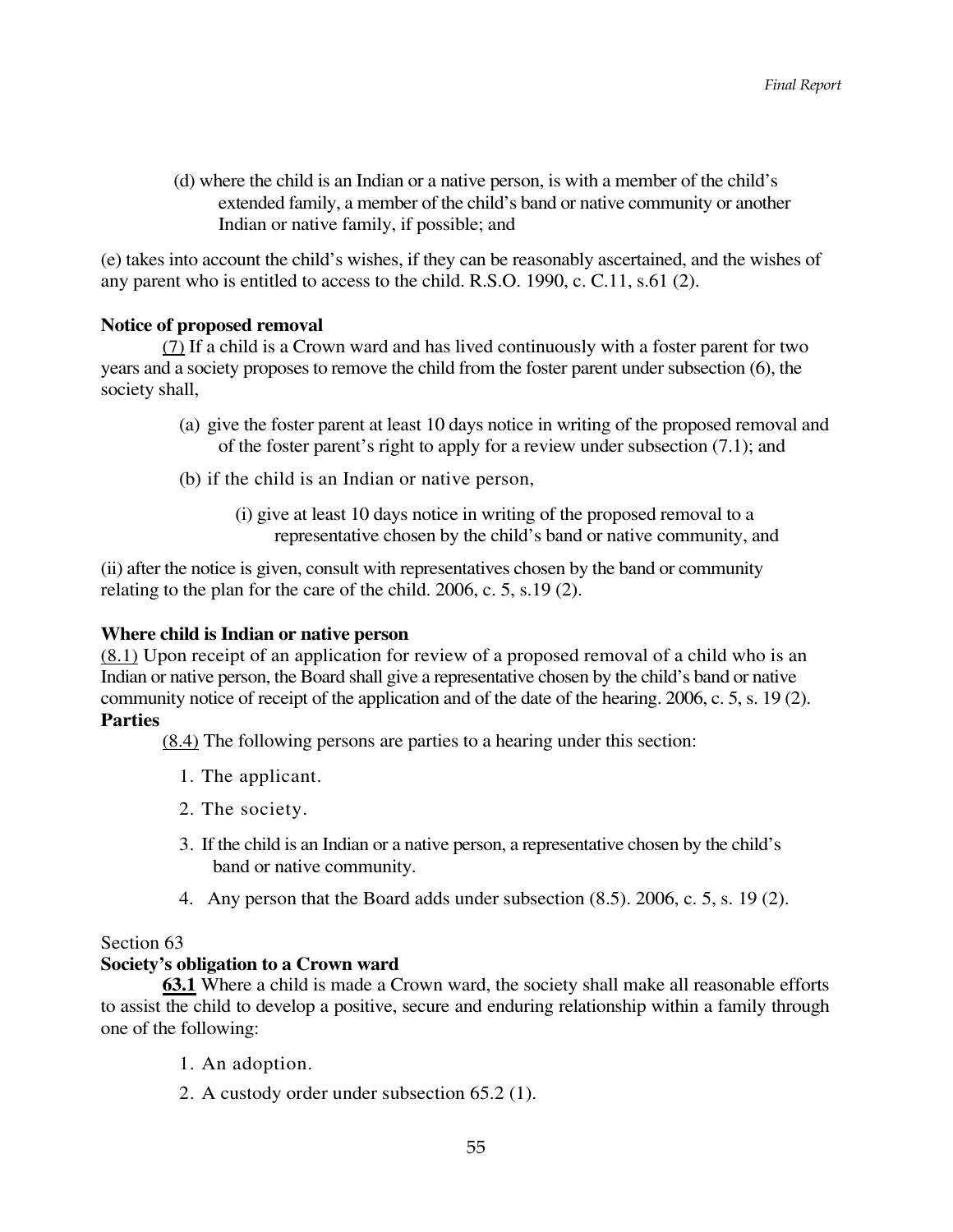(d) where the child is an Indian or a native person, is with a member of the child's extended family, a member of the child's band or native community or another Indian or native family, if possible; and

(e) takes into account the child's wishes, if they can be reasonably ascertained, and the wishes of any parent who is entitled to access to the child. R.S.O. 1990, c. C.11, s.61 (2).

**Notice of proposed removal**

(7) If a child is a Crown ward and has lived continuously with a foster parent for two years and a society proposes to remove the child from the foster parent under subsection (6), the society shall,

(a) give the foster parent at least 10 days notice in writing of the proposed removal and of the foster parent's right to apply for a review under subsection (7.1); and

(b) if the child is an Indian or native person,

(i) give at least 10 days notice in writing of the proposed removal to a representative chosen by the child's band or native community, and

(ii) after the notice is given, consult with representatives chosen by the band or community relating to the plan for the care of the child. 2006, c. 5, s.19 (2).

**Where child is Indian or native person**

(8.1) Upon receipt of an application for review of a proposed removal of a child who is an Indian or native person, the Board shall give a representative chosen by the child's band or native community notice of receipt of the application and of the date of the hearing. 2006, c. 5, s. 19 (2).

**Parties**

(8.4) The following persons are parties to a hearing under this section:

1. The applicant.
2. The society.
3. If the child is an Indian or a native person, a representative chosen by the child's band or native community.
4. Any person that the Board adds under subsection (8.5). 2006, c. 5, s. 19 (2).

Section 63

**Society's obligation to a Crown ward**

**63.1** Where a child is made a Crown ward, the society shall make all reasonable efforts to assist the child to develop a positive, secure and enduring relationship within a family through one of the following:

1. An adoption.
2. A custody order under subsection 65.2 (1).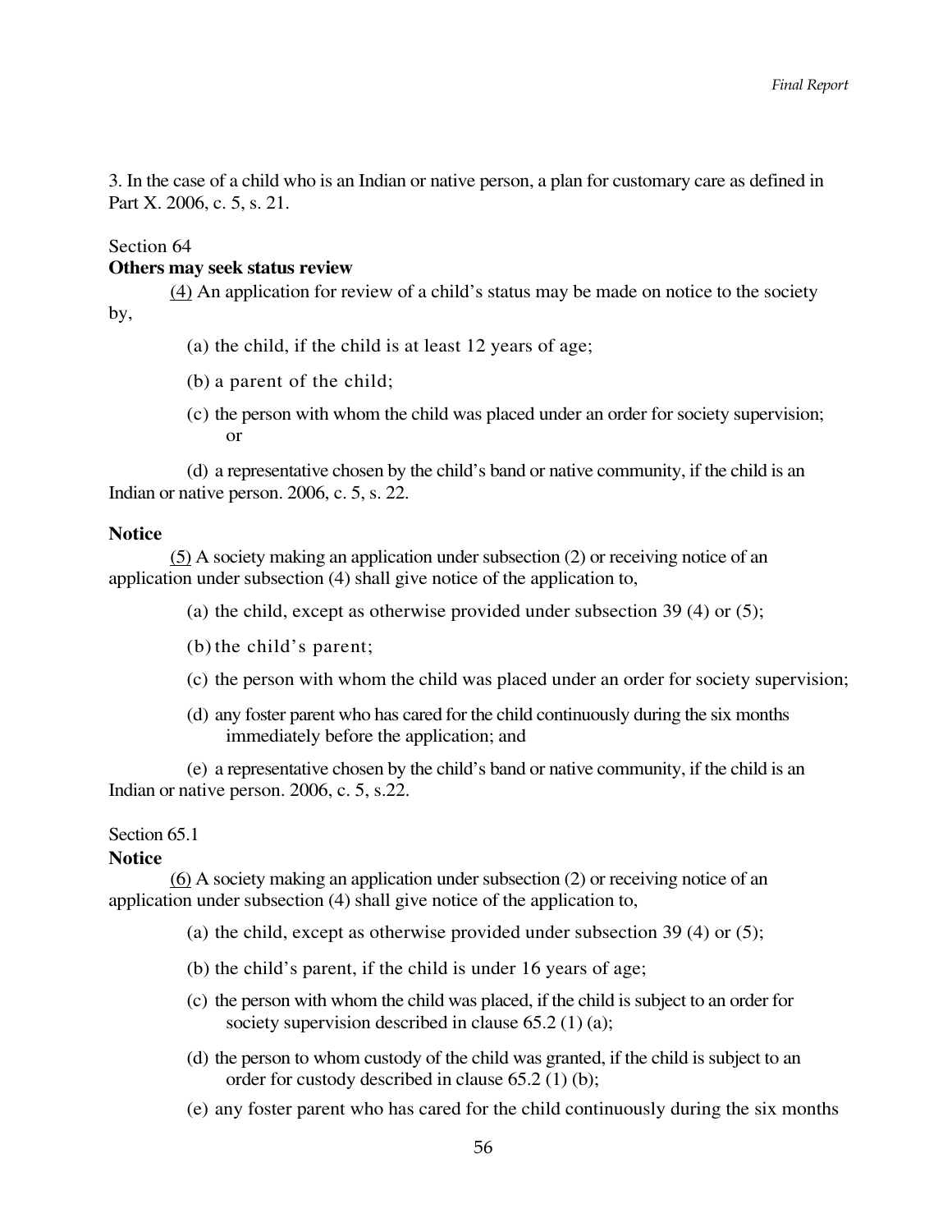3. In the case of a child who is an Indian or native person, a plan for customary care as defined in Part X. 2006, c. 5, s. 21.

Section 64

**Others may seek status review**

(4) An application for review of a child's status may be made on notice to the society by,

(a) the child, if the child is at least 12 years of age;

(b) a parent of the child;

(c) the person with whom the child was placed under an order for society supervision; or

(d) a representative chosen by the child's band or native community, if the child is an Indian or native person. 2006, c. 5, s. 22.

**Notice**

(5) A society making an application under subsection (2) or receiving notice of an application under subsection (4) shall give notice of the application to,

(a) the child, except as otherwise provided under subsection 39 (4) or (5);

(b) the child's parent;

(c) the person with whom the child was placed under an order for society supervision;

(d) any foster parent who has cared for the child continuously during the six months immediately before the application; and

(e) a representative chosen by the child's band or native community, if the child is an Indian or native person. 2006, c. 5, s.22.

Section 65.1

**Notice**

(6) A society making an application under subsection (2) or receiving notice of an application under subsection (4) shall give notice of the application to,

(a) the child, except as otherwise provided under subsection 39 (4) or (5);

(b) the child's parent, if the child is under 16 years of age;

(c) the person with whom the child was placed, if the child is subject to an order for society supervision described in clause 65.2 (1) (a);

(d) the person to whom custody of the child was granted, if the child is subject to an order for custody described in clause 65.2 (1) (b);

(e) any foster parent who has cared for the child continuously during the six months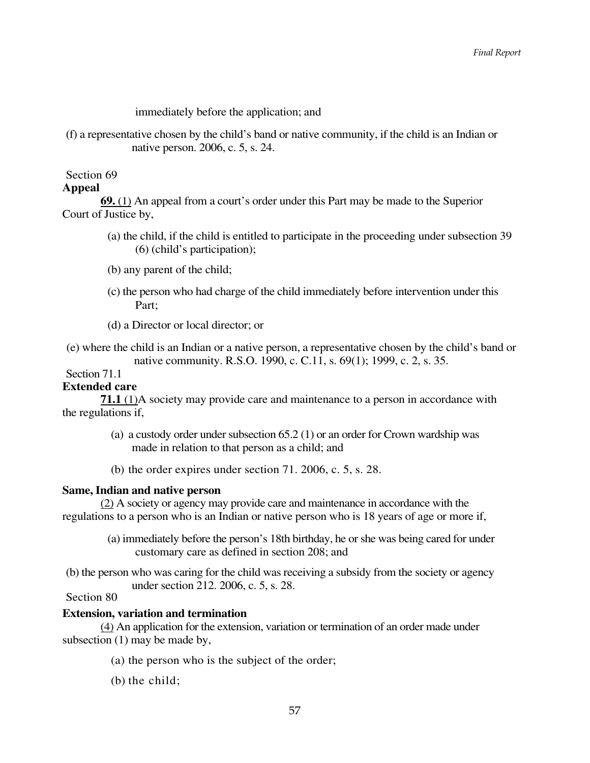immediately before the application; and

(f) a representative chosen by the child's band or native community, if the child is an Indian or native person. 2006, c. 5, s. 24.

Section 69

**Appeal**

**69.** (1) An appeal from a court's order under this Part may be made to the Superior Court of Justice by,

(a) the child, if the child is entitled to participate in the proceeding under subsection 39 (6) (child's participation);

(b) any parent of the child;

(c) the person who had charge of the child immediately before intervention under this Part;

(d) a Director or local director; or

(e) where the child is an Indian or a native person, a representative chosen by the child's band or native community. R.S.O. 1990, c. C.11, s. 69(1); 1999, c. 2, s. 35.

Section 71.1

**Extended care**

**71.1** (1)A society may provide care and maintenance to a person in accordance with the regulations if,

(a) a custody order under subsection 65.2 (1) or an order for Crown wardship was made in relation to that person as a child; and

(b) the order expires under section 71. 2006, c. 5, s. 28.

**Same, Indian and native person**

(2) A society or agency may provide care and maintenance in accordance with the regulations to a person who is an Indian or native person who is 18 years of age or more if,

(a) immediately before the person's 18th birthday, he or she was being cared for under customary care as defined in section 208; and

(b) the person who was caring for the child was receiving a subsidy from the society or agency under section 212. 2006, c. 5, s. 28.

Section 80

**Extension, variation and termination**

(4) An application for the extension, variation or termination of an order made under subsection (1) may be made by,

(a) the person who is the subject of the order;

(b) the child;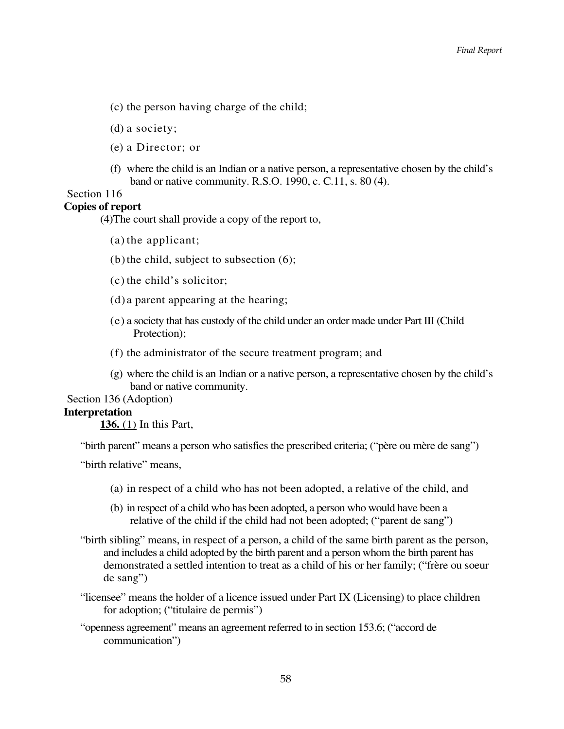(c) the person having charge of the child;

(d) a society;

(e) a Director; or

(f) where the child is an Indian or a native person, a representative chosen by the child's band or native community. R.S.O. 1990, c. C.11, s. 80 (4).

Section 116

**Copies of report**

(4) The court shall provide a copy of the report to,

(a) the applicant;

(b) the child, subject to subsection (6);

(c) the child's solicitor;

(d) a parent appearing at the hearing;

(e) a society that has custody of the child under an order made under Part III (Child Protection);

(f) the administrator of the secure treatment program; and

(g) where the child is an Indian or a native person, a representative chosen by the child's band or native community.

Section 136 (Adoption)

**Interpretation**

**136.** (1) In this Part,

"birth parent" means a person who satisfies the prescribed criteria; ("père ou mère de sang")

"birth relative" means,

(a) in respect of a child who has not been adopted, a relative of the child, and

(b) in respect of a child who has been adopted, a person who would have been a relative of the child if the child had not been adopted; ("parent de sang")

"birth sibling" means, in respect of a person, a child of the same birth parent as the person, and includes a child adopted by the birth parent and a person whom the birth parent has demonstrated a settled intention to treat as a child of his or her family; ("frère ou soeur de sang")

"licensee" means the holder of a licence issued under Part IX (Licensing) to place children for adoption; ("titulaire de permis")

"openness agreement" means an agreement referred to in section 153.6; ("accord de communication")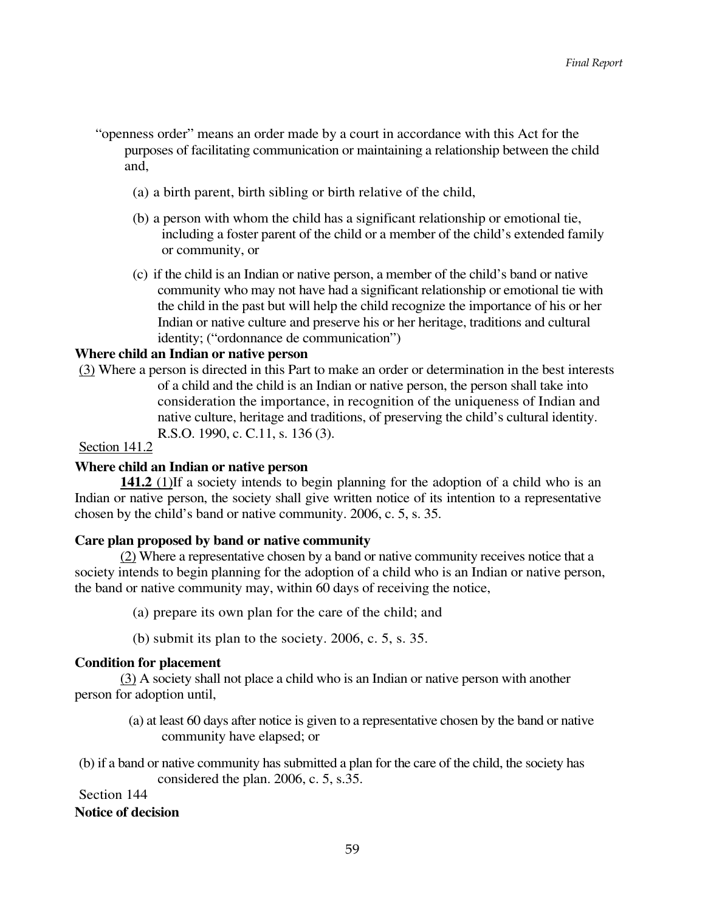"openness order" means an order made by a court in accordance with this Act for the purposes of facilitating communication or maintaining a relationship between the child and,

(a) a birth parent, birth sibling or birth relative of the child,

(b) a person with whom the child has a significant relationship or emotional tie, including a foster parent of the child or a member of the child's extended family or community, or

(c) if the child is an Indian or native person, a member of the child's band or native community who may not have had a significant relationship or emotional tie with the child in the past but will help the child recognize the importance of his or her Indian or native culture and preserve his or her heritage, traditions and cultural identity; ("ordonnance de communication")

**Where child an Indian or native person**

(3) Where a person is directed in this Part to make an order or determination in the best interests of a child and the child is an Indian or native person, the person shall take into consideration the importance, in recognition of the uniqueness of Indian and native culture, heritage and traditions, of preserving the child's cultural identity. R.S.O. 1990, c. C.11, s. 136 (3).

Section 141.2

**Where child an Indian or native person**

**141.2** (1)If a society intends to begin planning for the adoption of a child who is an Indian or native person, the society shall give written notice of its intention to a representative chosen by the child's band or native community. 2006, c. 5, s. 35.

**Care plan proposed by band or native community**

(2) Where a representative chosen by a band or native community receives notice that a society intends to begin planning for the adoption of a child who is an Indian or native person, the band or native community may, within 60 days of receiving the notice,

(a) prepare its own plan for the care of the child; and

(b) submit its plan to the society. 2006, c. 5, s. 35.

**Condition for placement**

(3) A society shall not place a child who is an Indian or native person with another person for adoption until,

(a) at least 60 days after notice is given to a representative chosen by the band or native community have elapsed; or

(b) if a band or native community has submitted a plan for the care of the child, the society has considered the plan. 2006, c. 5, s.35.

Section 144

**Notice of decision**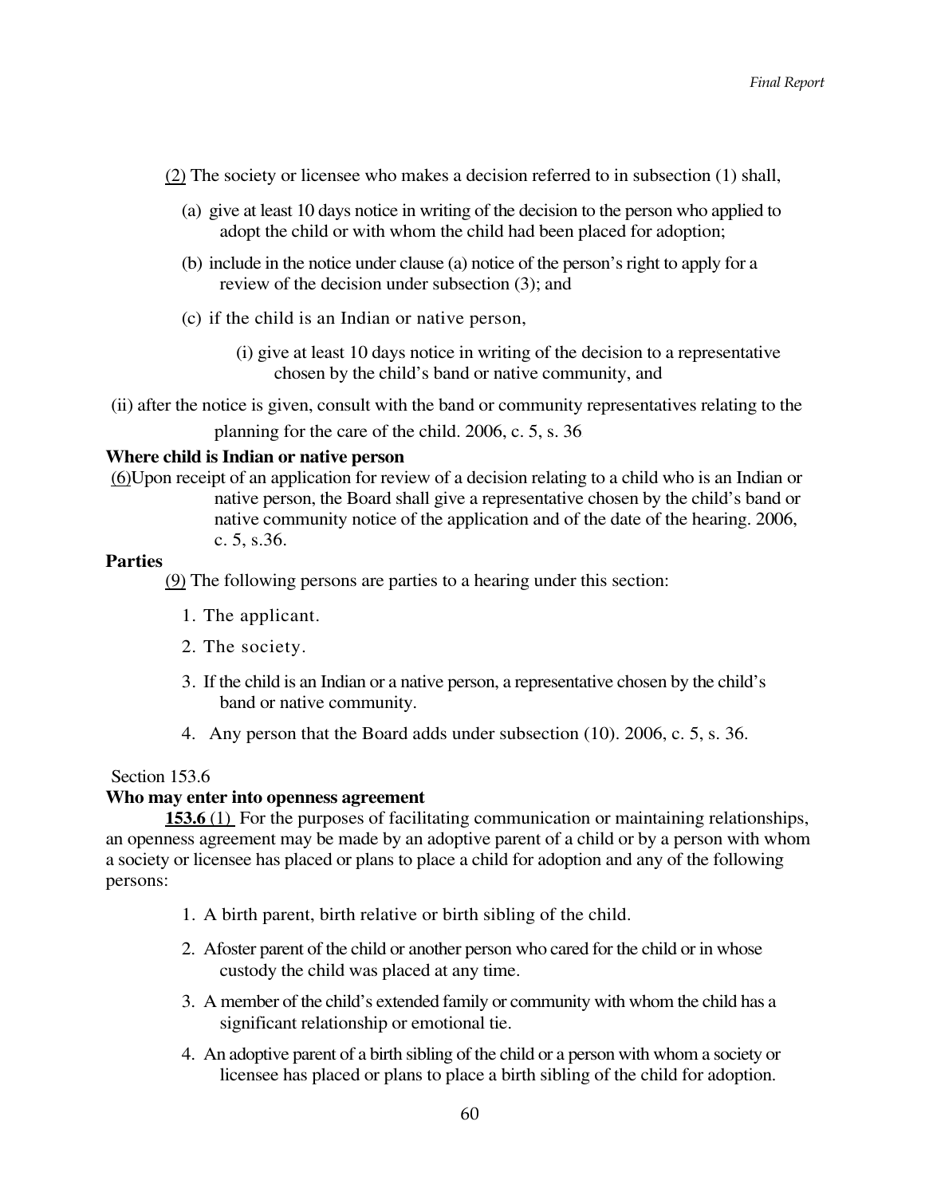(2) The society or licensee who makes a decision referred to in subsection (1) shall,

(a) give at least 10 days notice in writing of the decision to the person who applied to adopt the child or with whom the child had been placed for adoption;

(b) include in the notice under clause (a) notice of the person's right to apply for a review of the decision under subsection (3); and

(c) if the child is an Indian or native person,

(i) give at least 10 days notice in writing of the decision to a representative chosen by the child's band or native community, and

(ii) after the notice is given, consult with the band or community representatives relating to the planning for the care of the child. 2006, c. 5, s. 36

**Where child is Indian or native person**

(6) Upon receipt of an application for review of a decision relating to a child who is an Indian or native person, the Board shall give a representative chosen by the child's band or native community notice of the application and of the date of the hearing. 2006, c. 5, s.36.

**Parties**

(9) The following persons are parties to a hearing under this section:

1. The applicant.
2. The society.
3. If the child is an Indian or a native person, a representative chosen by the child's band or native community.
4. Any person that the Board adds under subsection (10). 2006, c. 5, s. 36.

Section 153.6

**Who may enter into openness agreement**

**153.6** (1) For the purposes of facilitating communication or maintaining relationships, an openness agreement may be made by an adoptive parent of a child or by a person with whom a society or licensee has placed or plans to place a child for adoption and any of the following persons:

1. A birth parent, birth relative or birth sibling of the child.
2. Afoster parent of the child or another person who cared for the child or in whose custody the child was placed at any time.
3. A member of the child's extended family or community with whom the child has a significant relationship or emotional tie.
4. An adoptive parent of a birth sibling of the child or a person with whom a society or licensee has placed or plans to place a birth sibling of the child for adoption.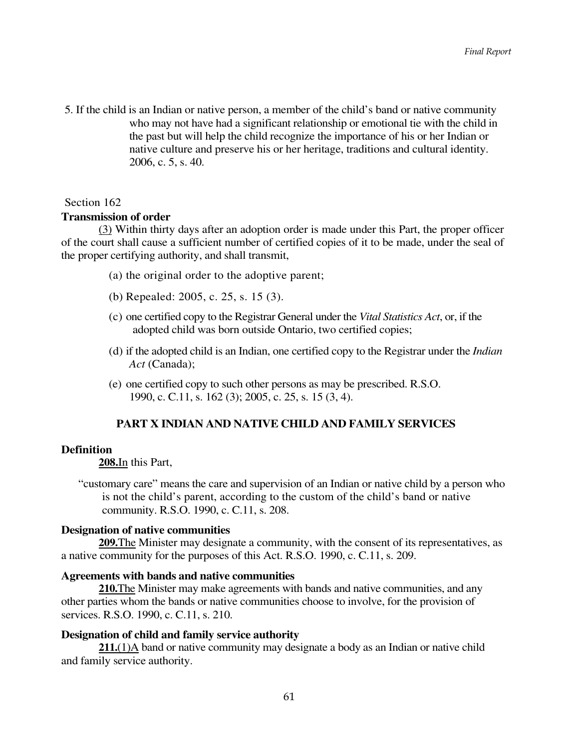5. If the child is an Indian or native person, a member of the child's band or native community who may not have had a significant relationship or emotional tie with the child in the past but will help the child recognize the importance of his or her Indian or native culture and preserve his or her heritage, traditions and cultural identity. 2006, c. 5, s. 40.

Section 162

**Transmission of order**

(3) Within thirty days after an adoption order is made under this Part, the proper officer of the court shall cause a sufficient number of certified copies of it to be made, under the seal of the proper certifying authority, and shall transmit,

(a) the original order to the adoptive parent;

(b) Repealed: 2005, c. 25, s. 15 (3).

(c) one certified copy to the Registrar General under the *Vital Statistics Act*, or, if the adopted child was born outside Ontario, two certified copies;

(d) if the adopted child is an Indian, one certified copy to the Registrar under the *Indian Act* (Canada);

(e) one certified copy to such other persons as may be prescribed. R.S.O. 1990, c. C.11, s. 162 (3); 2005, c. 25, s. 15 (3, 4).

## PART X INDIAN AND NATIVE CHILD AND FAMILY SERVICES

**Definition**

**208.** In this Part,

"customary care" means the care and supervision of an Indian or native child by a person who is not the child's parent, according to the custom of the child's band or native community. R.S.O. 1990, c. C.11, s. 208.

**Designation of native communities**

**209.** The Minister may designate a community, with the consent of its representatives, as a native community for the purposes of this Act. R.S.O. 1990, c. C.11, s. 209.

**Agreements with bands and native communities**

**210.** The Minister may make agreements with bands and native communities, and any other parties whom the bands or native communities choose to involve, for the provision of services. R.S.O. 1990, c. C.11, s. 210.

**Designation of child and family service authority**

**211.** (1) A band or native community may designate a body as an Indian or native child and family service authority.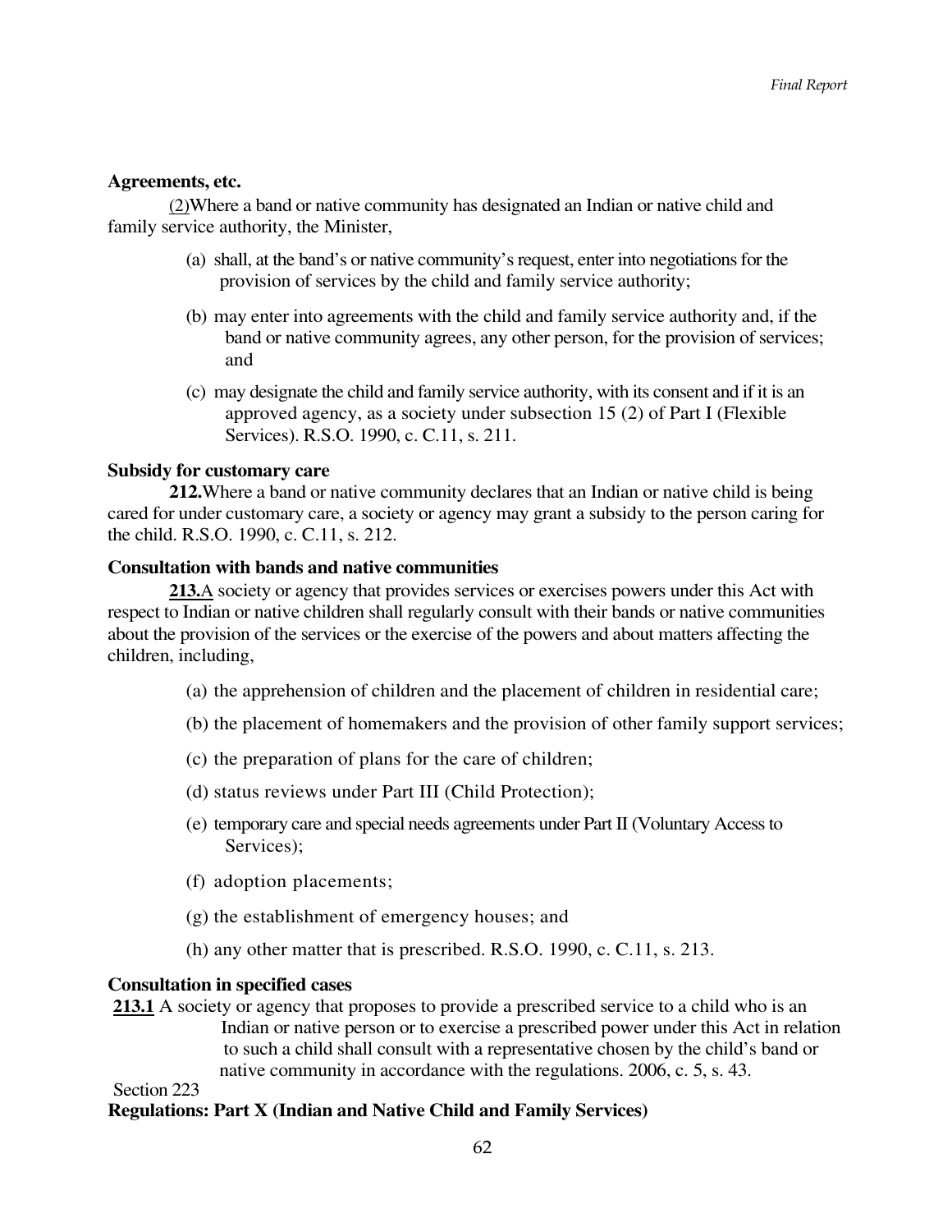**Agreements, etc.**

(2)Where a band or native community has designated an Indian or native child and family service authority, the Minister,

(a) shall, at the band's or native community's request, enter into negotiations for the provision of services by the child and family service authority;

(b) may enter into agreements with the child and family service authority and, if the band or native community agrees, any other person, for the provision of services; and

(c) may designate the child and family service authority, with its consent and if it is an approved agency, as a society under subsection 15 (2) of Part I (Flexible Services). R.S.O. 1990, c. C.11, s. 211.

**Subsidy for customary care**

**212.**Where a band or native community declares that an Indian or native child is being cared for under customary care, a society or agency may grant a subsidy to the person caring for the child. R.S.O. 1990, c. C.11, s. 212.

**Consultation with bands and native communities**

**213.**A society or agency that provides services or exercises powers under this Act with respect to Indian or native children shall regularly consult with their bands or native communities about the provision of the services or the exercise of the powers and about matters affecting the children, including,

(a) the apprehension of children and the placement of children in residential care;

(b) the placement of homemakers and the provision of other family support services;

(c) the preparation of plans for the care of children;

(d) status reviews under Part III (Child Protection);

(e) temporary care and special needs agreements under Part II (Voluntary Access to Services);

(f) adoption placements;

(g) the establishment of emergency houses; and

(h) any other matter that is prescribed. R.S.O. 1990, c. C.11, s. 213.

**Consultation in specified cases**

**213.1** A society or agency that proposes to provide a prescribed service to a child who is an Indian or native person or to exercise a prescribed power under this Act in relation to such a child shall consult with a representative chosen by the child's band or native community in accordance with the regulations. 2006, c. 5, s. 43.

Section 223

**Regulations: Part X (Indian and Native Child and Family Services)**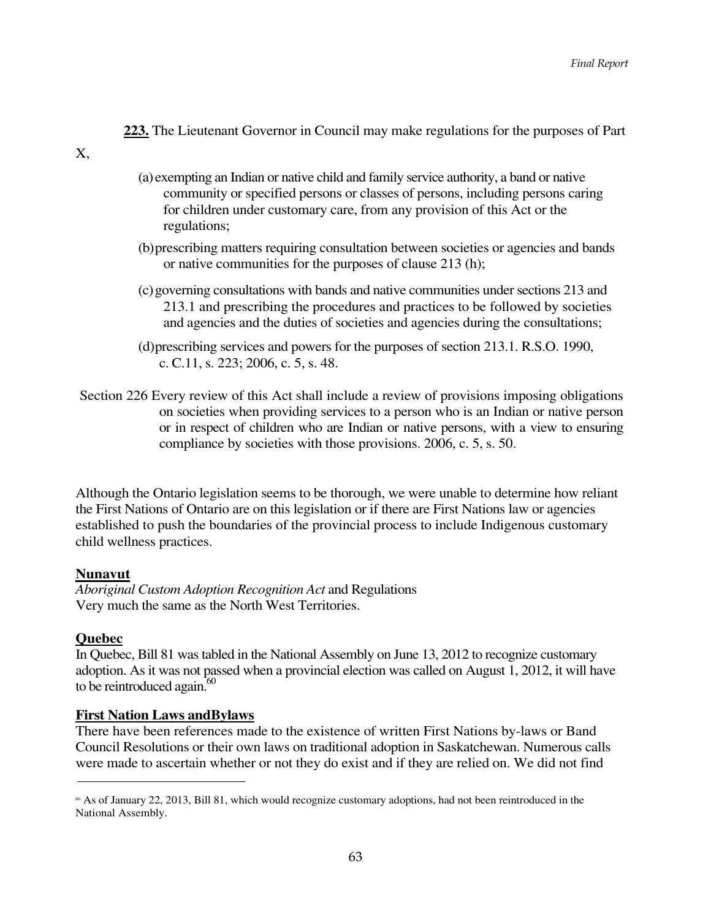**223.** The Lieutenant Governor in Council may make regulations for the purposes of Part X,

(a) exempting an Indian or native child and family service authority, a band or native community or specified persons or classes of persons, including persons caring for children under customary care, from any provision of this Act or the regulations;

(b) prescribing matters requiring consultation between societies or agencies and bands or native communities for the purposes of clause 213 (h);

(c) governing consultations with bands and native communities under sections 213 and 213.1 and prescribing the procedures and practices to be followed by societies and agencies and the duties of societies and agencies during the consultations;

(d) prescribing services and powers for the purposes of section 213.1. R.S.O. 1990, c. C.11, s. 223; 2006, c. 5, s. 48.

Section 226 Every review of this Act shall include a review of provisions imposing obligations on societies when providing services to a person who is an Indian or native person or in respect of children who are Indian or native persons, with a view to ensuring compliance by societies with those provisions. 2006, c. 5, s. 50.

Although the Ontario legislation seems to be thorough, we were unable to determine how reliant the First Nations of Ontario are on this legislation or if there are First Nations law or agencies established to push the boundaries of the provincial process to include Indigenous customary child wellness practices.

### Nunavut

*Aboriginal Custom Adoption Recognition Act* and Regulations
Very much the same as the North West Territories.

### Quebec

In Quebec, Bill 81 was tabled in the National Assembly on June 13, 2012 to recognize customary adoption. As it was not passed when a provincial election was called on August 1, 2012, it will have to be reintroduced again.[60]

### First Nation Laws andBylaws

There have been references made to the existence of written First Nations by-laws or Band Council Resolutions or their own laws on traditional adoption in Saskatchewan. Numerous calls were made to ascertain whether or not they do exist and if they are relied on. We did not find

---

[60] As of January 22, 2013, Bill 81, which would recognize customary adoptions, had not been reintroduced in the National Assembly.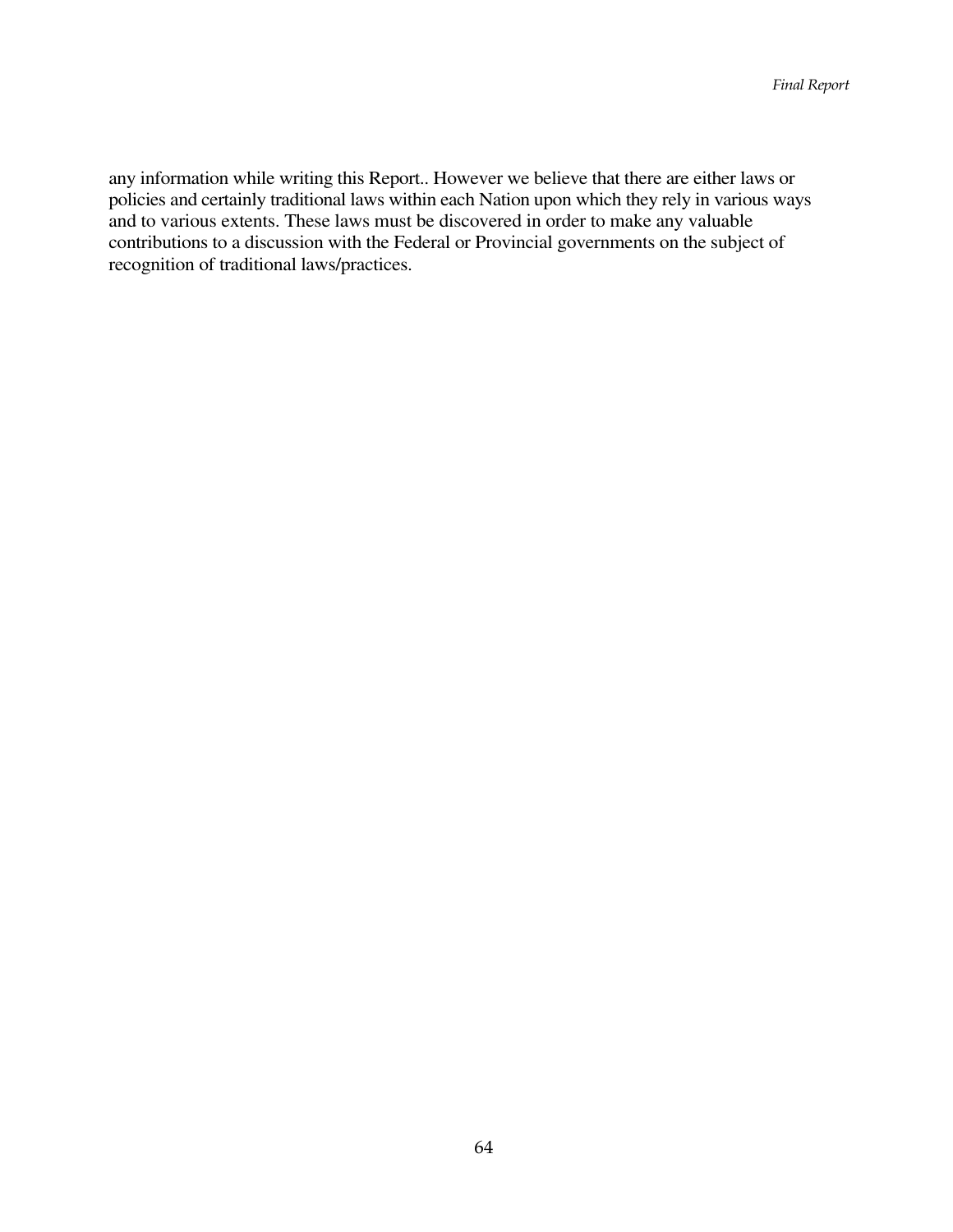any information while writing this Report.. However we believe that there are either laws or policies and certainly traditional laws within each Nation upon which they rely in various ways and to various extents. These laws must be discovered in order to make any valuable contributions to a discussion with the Federal or Provincial governments on the subject of recognition of traditional laws/practices.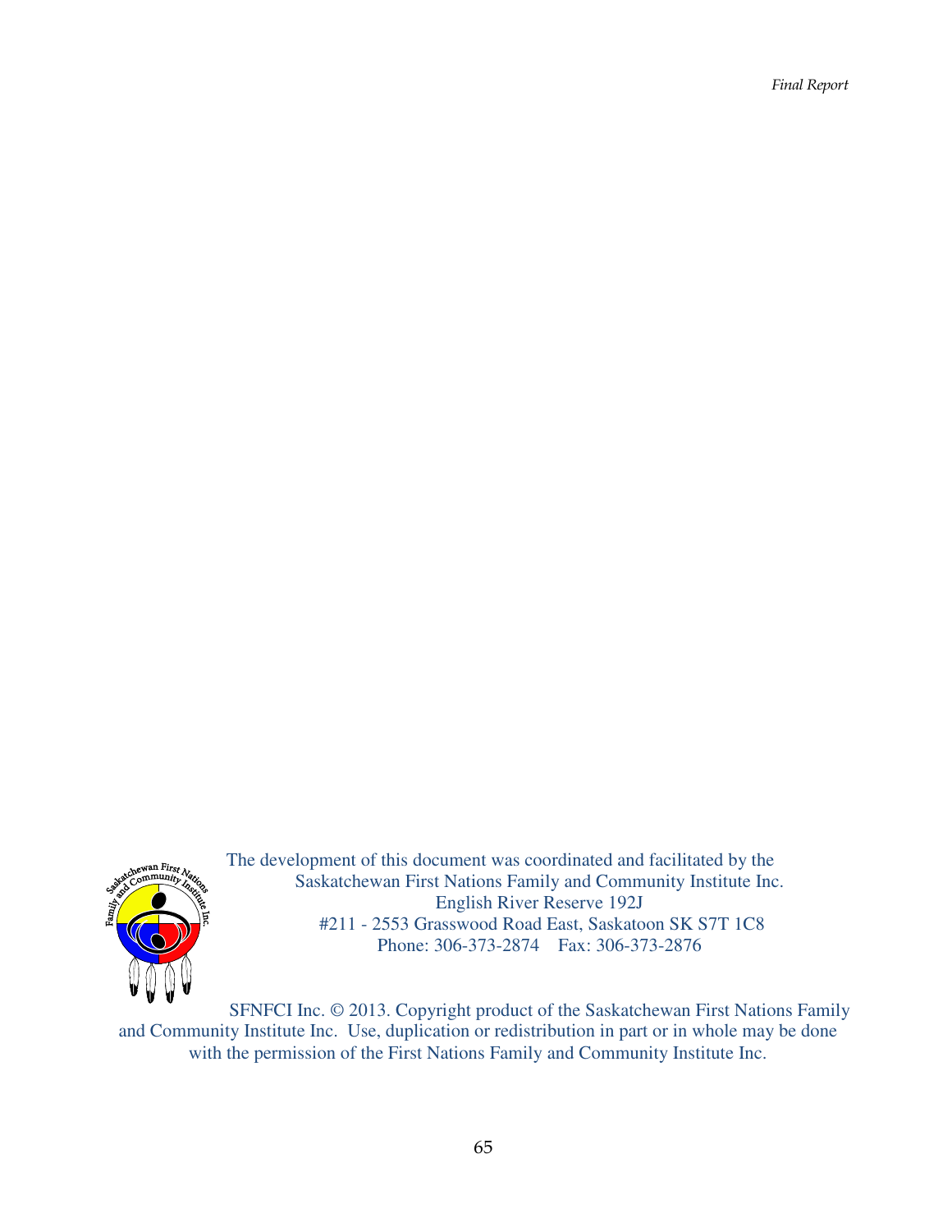The development of this document was coordinated and facilitated by the
Saskatchewan First Nations Family and Community Institute Inc.
English River Reserve 192J
#211 - 2553 Grasswood Road East, Saskatoon SK S7T 1C8
Phone: 306-373-2874 Fax: 306-373-2876

SFNFCI Inc. © 2013. Copyright product of the Saskatchewan First Nations Family and Community Institute Inc. Use, duplication or redistribution in part or in whole may be done with the permission of the First Nations Family and Community Institute Inc.